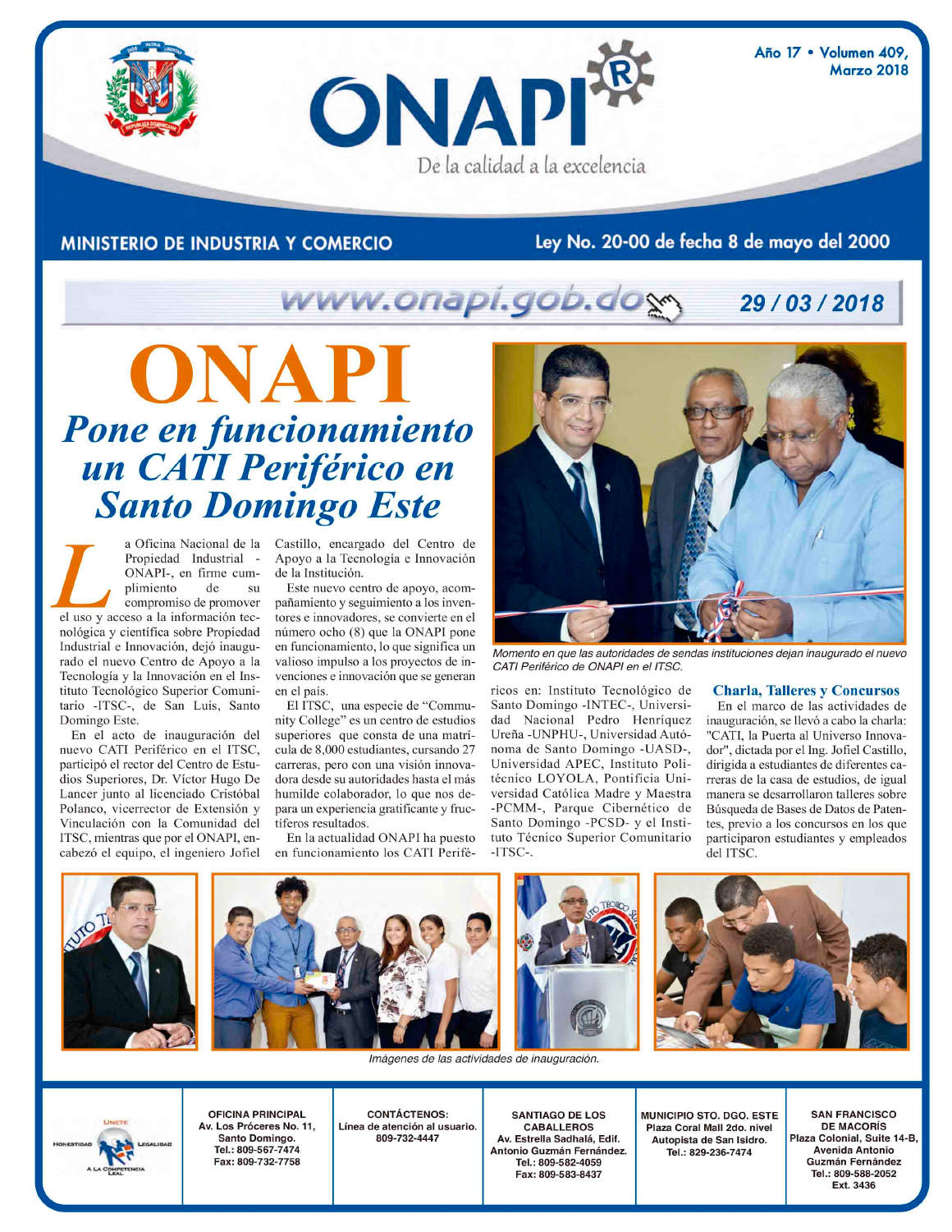# ONAPI

De la calidad a la excelencia

Año 17 • Volumen 409, Marzo 2018

MINISTERIO DE INDUSTRIA Y COMERCIO

Ley No. 20-00 de fecha 8 de mayo del 2000

www.onapi.gob.do

29 / 03 / 2018

# ONAPI

## *Pone en funcionamiento un CATI Periférico en Santo Domingo Este*

La Oficina Nacional de la Propiedad Industrial -ONAPI-, en firme cumplimiento de su compromiso de promover el uso y acceso a la información tecnológica y científica sobre Propiedad Industrial e Innovación, dejó inaugurado el nuevo Centro de Apoyo a la Tecnología y la Innovación en el Instituto Tecnológico Superior Comunitario -ITSC-, de San Luis, Santo Domingo Este.

En el acto de inauguración del nuevo CATI Periférico en el ITSC, participó el rector del Centro de Estudios Superiores, Dr. Víctor Hugo De Lancer junto al licenciado Cristóbal Polanco, vicerrector de Extensión y Vinculación con la Comunidad del ITSC, mientras que por el ONAPI, encabezó el equipo, el ingeniero Jofiel Castillo, encargado del Centro de Apoyo a la Tecnología e Innovación de la Institución.

Este nuevo centro de apoyo, acompañamiento y seguimiento a los inventores e innovadores, se convierte en el número ocho (8) que la ONAPI pone en funcionamiento, lo que significa un valioso impulso a los proyectos de invenciones e innovación que se generan en el país.

El ITSC, una especie de "Community College" es un centro de estudios superiores que consta de una matrícula de 8,000 estudiantes, cursando 27 carreras, pero con una visión innovadora desde su autoridades hasta el más humilde colaborador, lo que nos depara un experiencia gratificante y fructíferos resultados.

En la actualidad ONAPI ha puesto en funcionamiento los CATI Periféricos en: Instituto Tecnológico de Santo Domingo -INTEC-, Universidad Nacional Pedro Henríquez Ureña -UNPHU-, Universidad Autónoma de Santo Domingo -UASD-, Universidad APEC, Instituto Politécnico LOYOLA, Pontificia Universidad Católica Madre y Maestra -PCMM-, Parque Cibernético de Santo Domingo -PCSD- y el Instituto Técnico Superior Comunitario -ITSC-.

Momento en que las autoridades de sendas instituciones dejan inaugurado el nuevo CATI Periférico de ONAPI en el ITSC.

### Charla, Talleres y Concursos

En el marco de las actividades de inauguración, se llevó a cabo la charla: "CATI, la Puerta al Universo Innovador", dictada por el Ing. Jofiel Castillo, dirigida a estudiantes de diferentes carreras de la casa de estudios, de igual manera se desarrollaron talleres sobre Búsqueda de Bases de Datos de Patentes, previo a los concursos en los que participaron estudiantes y empleados del ITSC.

Imágenes de las actividades de inauguración.

UNCTE — Honestidad — Legalidad — A la competencia leal

**OFICINA PRINCIPAL**
Av. Los Próceres No. 11, Santo Domingo.
Tel.: 809-567-7474
Fax: 809-732-7758

**CONTÁCTENOS:**
Línea de atención al usuario.
809-732-4447

**SANTIAGO DE LOS CABALLEROS**
Av. Estrella Sadhalá, Edif. Antonio Guzmán Fernández.
Tel.: 809-582-4059
Fax: 809-583-8437

**MUNICIPIO STO. DGO. ESTE**
Plaza Coral Mall 2do. nivel
Autopista de San Isidro.
Tel.: 829-236-7474

**SAN FRANCISCO DE MACORÍS**
Plaza Colonial, Suite 14-B, Avenida Antonio Guzmán Fernández
Tel.: 809-588-2052
Ext. 3436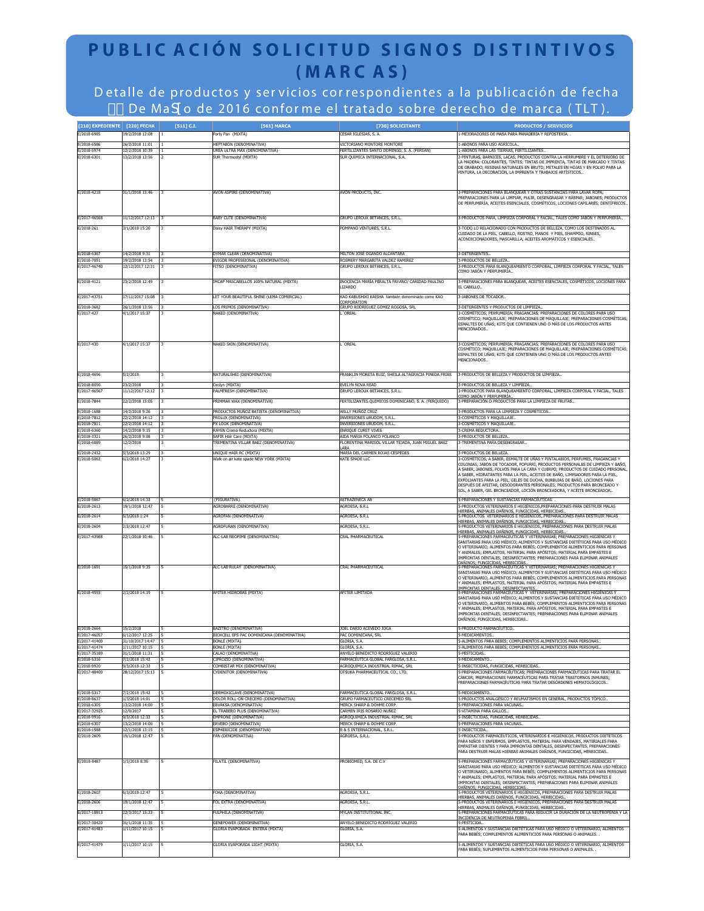# PUBLICACIÓN SOLICITUD SIGNOS DISTINTIVOS (MARCAS)

Detalle de productos y servicios correspondientes a la publicación de fecha De Mayo de 2016 conforme el tratado sobre derecho de marca (TLT).

| [210] EXPEDIENTE | [220] FECHA | [511] C.I. | [561] MARCA | [730] SOLICITANTE | PRODUCTOS / SERVICIOS |
|---|---|---|---|---|---|
| E/2018-6985 | 19/2/2018 12:08 | 1 | Forty Pan (MIXTA) | CÉSAR IGLESIAS, S. A. | 1-MEJORADORES DE MASA PARA PANADERÍA Y REPOSTERÍA. . |
| E/2018-6586 | 26/2/2018 11:01 | 1 | HEPTABON (DENOMINATIVA) | VICTORIANO MONTORE MONTORE | 1-ABONOS PARA USO AGRÍCOLA.. |
| E/2018-5974 | 12/2/2018 10:39 | 1 | UREA ULTRA MAX (DENOMINATIVA) | FERTILIZANTES SANTO DOMINGO, S. A. (FERSAN) | 1-ABONOS PARA LAS TIERRAS, FERTILIZANTES.. |
| E/2018-6301 | 13/2/2018 13:56 | 2 | SUR Thermostyl (MIXTA) | SUR QUIMICA INTERNACIONAL, S.A. | 2-PINTURAS, BARNICES, LACAS; PRODUCTOS CONTRA LA HERRUMBRE Y EL DETERIORO DE LA MADERA: COLORANTES, TINTES; TINTAS DE IMPRENTA, TINTAS DE MARCADO Y TINTAS DE GRABADO; RESINAS NATURALES EN BRUTO; METALES EN HOJAS Y EN POLVO PARA LA PINTURA, LA DECORACIÓN, LA IMPRENTA Y TRABAJOS ARTÍSTICOS.. |
| E/2018-4218 | 31/1/2018 15:46 | 3 | AVON ASPIRE (DENOMINATIVA) | AVON PRODUCTS, INC. | 3-PREPARACIONES PARA BLANQUEAR Y OTRAS SUSTANCIAS PARA LAVAR ROPA; PREPARACIONES PARA LA LIMPIAR, PULIR, DESENGRASAR Y RASPAR; JABONES; PRODUCTOS DE PERFUMERÍA, ACEITES ESENCIALES, COSMÉTICOS, LOCIONES CAPILARES; DENTÍFRICOS.. |
| E/2017-46568 | 11/12/2017 12:13 | 3 | BABY CUTE (DENOMINATIVA) | GRUPO LEROUX BETANCES, S.R.L. | 3-PRODUCTOS PARA, LIMPIEZA CORPORAL Y FACIAL, TALES COMO JABÓN Y PERFUMERÍA.. |
| E/2018-261 | 3/1/2018 15:20 | 3 | Daisy HAIR THERAPY (MIXTA) | POMPANO VENTURES, S.R.L. | 3-TODO LO RELACIONADO CON PRODUCTOS DE BELLEZA, COMO LOS DESTINADOS AL CUIDADO DE LA PIEL, CABELLO, ROSTRO, MANOS Y PIES, SHAMPOO, RINSES, ACONDICIONADORES, MASCARILLA, ACEITES AROMÁTICOS Y ESENCIALES.. |
| E/2018-6367 | 14/2/2018 9:31 | 3 | DYMAR CLEAN (DENOMINATIVA) | MILTON JOSÉ OGANDO ALCANTARA | 3-DETERGENTES.. |
| E/2018-7051 | 19/2/2018 13:54 | 3 | EVIGOR PROFESSIONAL (DENOMINATIVA) | ROSMERY MARGARITA VALDEZ RAMIREZ | 3-PRODUCTOS DE BELLEZA.. |
| E/2017-46740 | 12/12/2017 12:31 | 3 | FITSO (DENOMINATIVA) | GRUPO LEROUX BETANCES, S.R.L. | 3-PRODUCTOS PARA BLANQUEAMIENTO CORPORAL, LIMPIEZA CORPORAL Y FACIAL, TALES COMO JABÓN Y PERFUMERÍA.. |
| E/2018-4121 | 23/2/2018 12:49 | 3 | IMCAP MASCABELLOS 100% NATURAL (MIXTA) | INOCENCIA MARÍA PERALTA PAYANO/ CARIDAD PAULINO LIZARDO | 3-PREPARACIONES PARA BLANQUEAR, ACEITES ESENCIALES, COSMÉTICOS, LOCIONES PARA EL CABELLO.. |
| E/2017-43751 | 17/11/2017 15:08 | 3 | LET YOUR BEAUTIFUL SHINE (LEMA COMERCIAL) | KAO KABUSHIKI KAISHA también denominado como KAO CORPORATION | 3-JABONES DE TOCADOR.. |
| E/2018-3682 | 26/1/2018 13:56 | 3 | LOS PRIMOS (DENOMINATIVA) | GRUPO RODRÍGUEZ GÓMEZ ROGOSA, SRL | 3-DETERGENTES Y PRODUCTOS DE LIMPIEZA.. |
| E/2017-427 | 4/1/2017 15:37 | 3 | NAKED (DENOMINATIVA) | L´OREAL | 3-COSMÉTICOS; PERFUMERÍA; FRAGANCIAS; PREPARACIONES DE COLORES PARA USO COSMÉTICO; MAQUILLAJE; PREPARACIONES DE MAQUILLAJE; PREPARACIONES COSMÉTICAS; ESMALTES DE UÑAS; KITS QUE CONTIENEN UNO O MÁS DE LOS PRODUCTOS ANTES MENCIONADOS.. |
| E/2017-430 | 4/1/2017 15:37 | 3 | NAKED SKIN (DENOMINATIVA) | L´OREAL | 3-COSMÉTICOS; PERFUMERÍA; FRAGANCIAS; PREPARACIONES DE COLORES PARA USO COSMÉTICO; MAQUILLAJE; PREPARACIONES DE MAQUILLAJE; PREPARACIONES COSMÉTICAS; ESMALTES DE UÑAS; KITS QUE CONTIENEN UNO O MÁS DE LOS PRODUCTOS ANTES MENCIONADOS.. |
| E/2018-4696 | 5/2/2018 | 3 | NATURALSHEI (DENOMINATIVA) | FRANKLIN MORETA RUIZ, SHEILA ALTAGRACIA PINEDA FRIAS | 3-PRODUCTOS DE BELLEZA Y PRODUCTOS DE LIMPIEZA.. |
| E/2018-8050 | 23/2/2018 | 3 | Orolyn (MIXTA) | EVELYN NOVA READ | 3-PRODUCTOS DE BELLEZA Y LIMPIEZA.. |
| E/2017-46567 | 11/12/2017 12:12 | 3 | PALMFRESH (DENOMINATIVA) | GRUPO LEROUX BETANCES, S.R.L. | 3-PRODUCTOS PARA BLANQUEAMIENTO CORPORAL, LIMPIEZA CORPORAL Y FACIAL, TALES COMO JABÓN Y PERFUMERÍA.. |
| E/2018-7844 | 22/2/2018 15:05 | 3 | PRIMMAX WAX (DENOMINATIVA) | FERTILIZANTES QUÍMICOS DOMINICANO, S. A. (FERQUIDO) | 3-PREPARACIÓN O PRODUCTOS PARA LA LIMPIEZA DE FRUTAS.. |
| E/2018-1688 | 14/2/2018 9:26 | 3 | PRODUCTOS MUÑOZ BATISTA (DENOMINATIVA) | WILLY MUÑOZ CRUZ | 3-PRODUCTOS PARA LA LIMPIEZA Y COSMÉTICOS.. |
| E/2018-7812 | 22/2/2018 14:12 | 3 | PROLUX (DENOMINATIVA) | INVERSIONES URUDOM, S.R.L. | 3-COSMÉTICOS Y MAQUILLAJE.. |
| E/2018-7811 | 22/2/2018 14:12 | 3 | PX LOOK (DENOMINATIVA) | INVERSIONES URUDOM, S.R.L. | 3-COSMÉTICOS Y MAQUILLAJE.. |
| E/2018-6360 | 14/2/2018 9:15 | 3 | RAYEN Crema Reductora (MIXTA) | ENRIQUE CURET VIVES | 3-CREMA REDUCTORA.. |
| E/2018-3321 | 26/2/2018 9:08 | 3 | SAFIR Hair Care (MIXTA) | AIDA MARIA POLANCO POLANCO | 3-PRODUCTOS DE BELLEZA.. |
| E/2018-6089 | 12/2/2018 | 3 | TREMENTINA VILLAR BAEZ (DENOMINATIVA) | FLORENTINA MARISOL VILLAR TEJADA, JUAN MIGUEL BAEZ LARA | 3-TREMENTINA PARA DESENGRASAR.. |
| E/2018-2432 | 5/3/2018 13:29 | 3 | UNIQUE HAIR RC (MIXTA) | MARIA DEL CARMEN ROJAS CESPEDES | 3-PRODUCTOS DE BELLEZA.. |
| E/2018-5063 | 6/2/2018 14:27 | 3 | Walk on air kate spade NEW YORK (MIXTA) | KATE SPADE LLC | 3-COSMÉTICOS, A SABER, ESMALTE DE UÑAS Y PINTALABIOS, PERFUMES, FRAGANCIAS Y COLONIAS, JABÓN DE TOCADOR, POPURRÍ, PRODUCTOS PERSONALES DE LIMPIEZA Y BAÑO, A SABER, JABONES, POLVOS PARA LA CARA Y CUERPO; PRODUCTOS DE CUIDADO PERSONAL, A SABER, HIDRATANTES PARA LA PIEL, ACEITES DE BAÑO, LIMPIADORES PARA LA PIEL, EXFOLIANTES PARA LA PIEL, GELES DE DUCHA, BURBUJAS DE BAÑO, LOCIONES PARA DESPUÉS DE AFEITAR, DESODORANTES PERSONALES; PRODUCTOS PARA BRONCEADO Y SOL, A SABER, GEL BRONCEADOR, LOCIÓN BRONCEADORA, Y ACEITE BRONCEADOR.. |
| E/2018-5067 | 6/2/2018 14:33 | 5 | (FIGURATIVA) | ASTRAZENECA AB | 5-PREPARACIONES Y SUSTANCIAS FARMACÉUTICAS. . |
| E/2018-2613 | 19/1/2018 12:47 | 5 | AGROBARRE (DENOMINATIVA) | AGROESA, S.R.L | 5-PRODUCTOS VETERINARIOS E HIGIENICOS,PREPARACIONES PARA DESTRUIR MALAS HIERBAS, ANIMALES DAÑINOS, FUNGICIDAS, HERBICIDAS.. |
| E/2018-2614 | 5/3/2018 1:24 | 5 | AGROFAN (DENOMINATIVA) | AGROESA, S.R.L | 5-PRODUCTOS VETERINARIOS E HIGIENICOS, PREPARACIONES PARA DESTRUIR MALAS HIERBAS, ANIMALES DAÑINOS, FUNGICIDAS, HERBICIDAS.. |
| E/2018-2604 | 2/3/2018 12:47 | 5 | AGROFURAN (DENOMINATIVA) | AGROESA, S.R.L. | 5-PRODUCTOS VETERINARIOS E HIGIENICOS, PREPARACIONES PARA DESTRUIR MALAS HIERBAS, ANIMALES DAÑINOS, FUNGICIDAS, HERBICIDAS.. |
| E/2017-43988 | 22/1/2018 10:46 | 5 | ALC-LAB NEOPIME (DENOMINATIVA) | CRAL PHARMACEUTICAL | 5-PREPARACIONES FARMACÉUTICAS Y VETERINARIAS; PREPARACIONES HIGIÉNICAS Y SANITARIAS PARA USO MÉDICO; ALIMENTOS Y SUSTANCIAS DIETÉTICAS PARA USO MÉDICO O VETERINARIO, ALIMENTOS PARA BEBÉS; COMPLEMENTOS ALIMENTICIOS PARA PERSONAS Y ANIMALES; EMPLASTOS, MATERIAL PARA APÓSITOS; MATERIAL PARA EMPASTES E IMPRONTAS DENTALES; DESINFECTANTES; PREPARACIONES PARA ELIMINAR ANIMALES DAÑINOS; FUNGICIDAS, HERBICIDAS.. |
| E/2018-1691 | 15/1/2018 9:35 | 5 | ALC-LAB RULAY (DENOMINATIVA) | CRAL PHARMACEUTICAL | 5-PREPARACIONES FARMACÉUTICAS Y VETERINARIAS; PREPARACIONES HIGIÉNICAS Y SANITARIAS PARA USO MÉDICO; ALIMENTOS Y SUSTANCIAS DIETÉTICAS PARA USO MÉDICO O VETERINARIO, ALIMENTOS PARA BEBÉS; COMPLEMENTOS ALIMENTICIOS PARA PERSONAS Y ANIMALES; EMPLASTOS, MATERIAL PARA APÓSITOS; MATERIAL PARA EMPASTES E IMPRONTAS DENTALES; DESINFECTANTES.. |
| E/2018-4593 | 2/2/2018 14:19 | 5 | APITER HIDROBAS (MIXTA) | APITER LIMITADA | 5-PREPARACIONES FARMACÉUTICAS Y VETERINARIAS; PREPARACIONES HIGIÉNICAS Y SANITARIAS PARA USO MÉDICO; ALIMENTOS Y SUSTANCIAS DIETÉTICAS PARA USO MÉDICO O VETERINARIO, ALIMENTOS PARA BEBÉS; COMPLEMENTOS ALIMENTICIOS PARA PERSONAS Y ANIMALES; EMPLASTOS, MATERIAL PARA APÓSITOS; MATERIAL PARA EMPASTES E IMPRONTAS DENTALES; DESINFECTANTES; PREPARACIONES PARA ELIMINAR ANIMALES DAÑINOS; FUNGICIDAS, HERBICIDAS.. |
| E/2018-2664 | 15/2/2018 | 5 | BAZITRO (DENOMINATIVA) | JOEL DARIO ACEVEDO JOGA | 5-PRODUCTO FARMACÉUTICO.. |
| E/2017-46057 | 6/12/2017 12:25 | 5 | BIOXCELL EPS PAC DOMINICANA (DENOMINATIVA) | PAC DOMINICANA, SRL | 5-MEDICAMENTOS.. |
| E/2017-41400 | 31/10/2017 14:47 | 5 | BONLÉ (MIXTA) | GLORIA, S.A. | 5-ALIMENTOS PARA BEBÉS; COMPLEMENTOS ALIMENTICIOS PARA PERSONAS.. |
| E/2017-41474 | 1/11/2017 10:15 | 5 | BONLÉ (MIXTA) | GLORIA, S.A. | 5-ALIMENTOS PARA BEBÉS; COMPLEMENTOS ALIMENTICIOS PARA PERSONAS.. |
| E/2017-35189 | 31/1/2018 11:31 | 5 | CALAO (DENOMINATIVA) | ANYELO BENEDICTO RODRÍGUEZ VALERIO | 5-PESTICIDAS.. |
| E/2018-5316 | 7/2/2018 15:42 | 5 | CIPROZID (DENOMINATIVA) | FARMACEUTICA GLOBAL FARGLOSA, S.R.L. | 5-MEDICAMENTO.. |
| E/2018-9920 | 9/3/2018 12:33 | 5 | COMBISTAR MIX (DENOMINATIVA) | AGROQUIMICA INDUSTRIAL RIMAC, SRL | 5-INSECTICIDAS, FUNGICIDAS, HERBICIDAS.. |
| E/2017-48400 | 28/12/2017 15:13 | 5 | CYDENITOR (DENOMINATIVA) | OTSUKA PHARMACEUTICAL CO., LTD. | 5-PREPARACIONES FARMACÉUTICAS; PREPARACIONES FARMACÉUTICAS PARA TRATAR EL CÁNCER; PREPARACIONES FARMACÉUTICAS PARA TRATAR TRASTORNOS INMUNES; PREPARACIONES FARMACÉUTICAS PARA TRATAR DESÓRDENES HEMATOLÓGICOS.. |
| E/2018-5317 | 7/2/2018 15:42 | 5 | DERMOXICLAVE (DENOMINATIVA) | FARMACEUTICA GLOBAL FARGLOSA, S.R.L. | 5-MEDICAMENTO.. |
| E/2018-8637 | 1/3/2018 14:01 | 5 | DOLOR ROLL-ON CRECEMD (DENOMINATIVA) | GRUPO FARMACEUTICO CRECEMED SRL | 5-PRODUCTOS ANALGÉSICO Y REUMATISMOS EN GENERAL, PRODUCTOS TÓPICO.. |
| E/2018-6305 | 13/2/2018 14:00 | 5 | EBVAXSA (DENOMINATIVA) | MERCK SHARP & DOHME CORP. | 5-PREPARACIONES PARA VACUNAS.. |
| E/2017-32925 | 12/9/2017 | 5 | EL TRABERO PLUS (DENOMINATIVA) | CARMEN IRIS ROSARIO NUÑEZ | 5-VITAMINA PARA GALLOS.. |
| E/2018-9916 | 9/3/2018 12:33 | 5 | EMPRONE (DENOMINATIVA) | AGROQUIMICA INDUSTRIAL RIMAC, SRL | 5-INSECTICIDAS, FUNGICIDAS, HERBICIDAS.. |
| E/2018-6307 | 13/2/2018 14:00 | 5 | ERVEBO (DENOMINATIVA) | MERCK SHARP & DOHME CORP. | 5-PREPARACIONES PARA VACUNAS.. |
| E/2018-1588 | 12/1/2018 13:15 | 5 | ESPHERICIDE (DENOMINATIVA) | R & S INTERNACIONAL, S.R.L. | 5-INSECTICIDA.. |
| E/2018-2609 | 19/1/2018 12:47 | 5 | FAN (DENOMINATIVA) | AGROESA, S.R.L. | 5-PRODUCTOS FARMACÉUTICOS, VETERINARIOS E HIGIENICOS, PRODUCTOS DIETETICOS PARA NIÑOS Y ENFERMOS, EMPLASTOS, MATERIAL PARA VENDAJES, MATERIALES PARA EMPASTAR DIENTES Y PARA IMPRONTAS DENTALES, DESINFECTANTES, PREPARACIONES PARA DESTRUIR MALAS HIERBAS ANIMALES DAÑINOS, FUNGICIDAS, HERBICIDAS.. |
| E/2018-8487 | 1/3/2018 8:36 | 5 | FILATIL (DENOMINATIVA) | PROBIOMED, S.A. DE C.V | 5-PREPARACIONES FARMACÉUTICAS Y VETERINARIAS; PREPARACIONES HIGIÉNICAS Y SANITARIAS PARA USO MÉDICO; ALIMENTOS Y SUSTANCIAS DIETÉTICAS PARA USO MÉDICO O VETERINARIO, ALIMENTOS PARA BEBÉS; COMPLEMENTOS ALIMENTICIOS PARA PERSONAS Y ANIMALES; EMPLASTOS, MATERIAL PARA APÓSITOS; MATERIAL PARA EMPASTES E IMPRONTAS DENTALES; DESINFECTANTES; PREPARACIONES PARA ELIMINAR ANIMALES DAÑINOS; FUNGICIDAS, HERBICIDAS.. |
| E/2018-2607 | 6/3/2018 12:47 | 5 | FOKA (DENOMINATIVA) | AGROESA, S.R.L. | 5-PRODUCTOS VETERINARIOS E HIGIENICOS, PREPARACIONES PARA DESTRUIR MALAS HIERBAS, ANIMALES DAÑINOS, FUNGICIDAS, HERBICIDAS.. |
| E/2018-2606 | 19/1/2018 12:47 | 5 | FOL EXTRA (DENOMINATIVA) | AGROESA, S.R.L. | 5-PRODUCTOS VETERINARIOS E HIGIENICOS, PREPARACIONES PARA DESTRUIR MALAS HIERBAS, ANIMALES DAÑINOS, FUNGICIDAS, HERBICIDAS.. |
| E/2017-10813 | 22/3/2017 15:23 | 5 | FULPHILA (DENOMINATIVA) | MYLAN INSTITUTIONAL INC. | 5-PREPARACIONES FARMACÉUTICAS PARA REDUCIR LA DURACIÓN DE LA NEUTROPENIA Y LA INCIDENCIA DE NEUTROPENIA FEBRIL.. |
| E/2017-30420 | 31/1/2018 11:35 | 5 | GENEPOWER (DENOMINATIVA) | ANYELO BENEDICTO RODRÍGUEZ VALERIO | 5-PESTICIDA.. |
| E/2017-41483 | 1/11/2017 10:15 | 5 | GLORIA EVAPORADA ENTERA (MIXTA) | GLORIA, S.A. | 5-ALIMENTOS Y SUSTANCIAS DIETÉTICAS PARA USO MÉDICO O VETERINARIO, ALIMENTOS PARA BEBÉS; COMPLEMENTOS ALIMENTICIOS PARA PERSONAS O ANIMALES. . |
| E/2017-41479 | 1/11/2017 10:15 | 5 | GLORIA EVAPORADA LIGHT (MIXTA) | GLORIA, S.A. | 5-ALIMENTOS Y SUSTANCIAS DIETÉTICAS PARA USO MÉDICO O VETERINARIO, ALIMENTOS PARA BEBÉS; SUPLEMENTOS ALIMENTICIOS PARA PERSONAS O ANIMALES. . |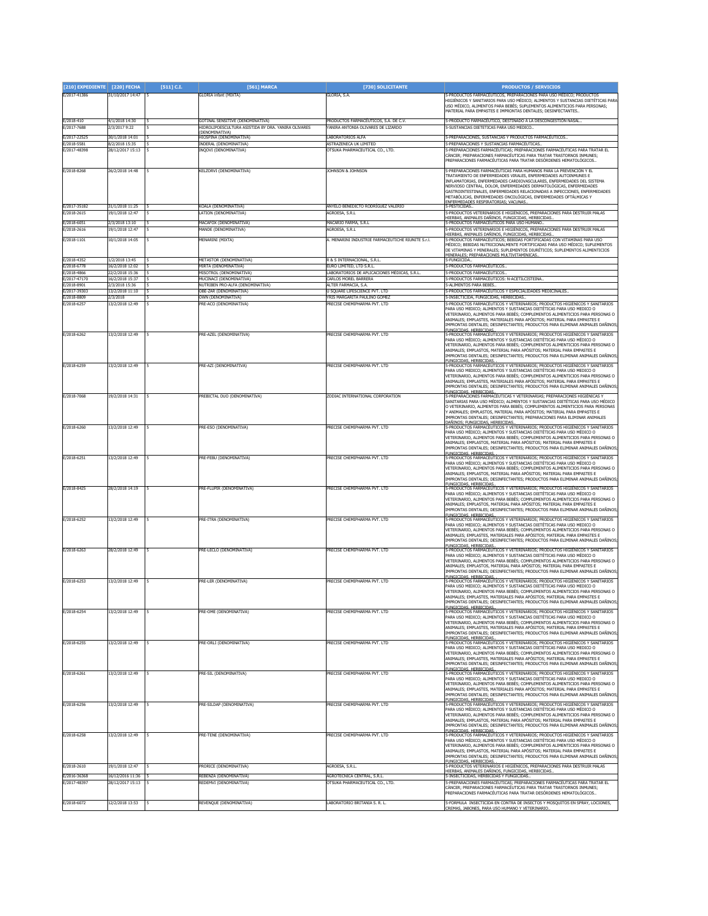| [210] EXPEDIENTE | [220] FECHA | [511] C.I. | [561] MARCA | [730] SOLICITANTE | PRODUCTOS / SERVICIOS |
|---|---|---|---|---|---|
| E/2017-41386 | 31/10/2017 14:47 | 5 | GLORIA infant (MIXTA) | GLORIA, S.A. | 5-PRODUCTOS FARMACÉUTICOS, PREPARACIONES PARA USO MÉDICO; PRODUCTOS HIGIÉNICOS Y SANITARIOS PARA USO MÉDICO; ALIMENTOS Y SUSTANCIAS DIETÉTICAS PARA USO MÉDICO, ALIMENTOS PARA BEBÉS; SUPLEMENTOS ALIMENTICIOS PARA PERSONAS; MATERIAL PARA EMPASTES E IMPRONTAS DENTALES; DESINFECTANTES.. |
| E/2018-410 | 4/1/2018 14:30 | 5 | GOTINAL SENSITIVE (DENOMINATIVA) | PRODUCTOS FARMACÉUTICOS, S.A. DE C.V. | 5-PRODUCTO FARMACÉUTICO, DESTINADO A LA DESCONGESTIÓN NASAL.. |
| E/2017-7688 | 2/3/2017 9:22 | 5 | HIDROLIPOESCULTURA ASISTIDA BY DRA. YANIRA OLIVARES (DENOMINATIVA) | YANIRA ANTONIA OLIVARES DE LIZARDO | 5-SUSTANCIAS DIETÉTICAS PARA USO MÉDICO.. |
| E/2017-22525 | 30/1/2018 14:01 | 5 | HIOSPINA (DENOMINATIVA) | LABORATORIOS ALFA | 5-PREPARACIONES, SUSTANCIAS Y PRODUCTOS FARMACÉUTICOS.. |
| E/2018-5581 | 8/2/2018 15:35 | 5 | INDERAL (DENOMINATIVA) | ASTRAZENECA UK LIMITED | 5-PREPARACIONES Y SUSTANCIAS FARMACÉUTICAS.. |
| E/2017-48398 | 28/12/2017 15:13 | 5 | INQOVI (DENOMINATIVA) | OTSUKA PHARMACEUTICAL CO., LTD. | 5-PREPARACIONES FARMACÉUTICAS; PREPARACIONES FARMACÉUTICAS PARA TRATAR EL CÁNCER; PREPARACIONES FARMACÉUTICAS PARA TRATAR TRASTORNOS INMUNES; PREPARACIONES FARMACÉUTICAS PARA TRATAR DESÓRDENES HEMATOLÓGICOS.. |
| E/2018-8268 | 26/2/2018 14:48 | 5 | KELZORVI (DENOMINATIVA) | JOHNSON & JOHNSON | 5-PREPARACIONES FARMACÉUTICAS PARA HUMANOS PARA LA PREVENCIÓN Y EL TRATAMIENTO DE ENFERMEDADES VIRALES, ENFERMEDADES AUTOINMUNES E INFLAMATORIAS, ENFERMEDADES CARDIOVASCULARES, ENFERMEDADES DEL SISTEMA NERVIOSO CENTRAL, DOLOR, ENFERMEDADES DERMATOLÓGICAS, ENFERMEDADES GASTROINTESTINALES, ENFERMEDADES RELACIONADAS A INFECCIONES, ENFERMEDADES METABÓLICAS, ENFERMEDADES ONCOLÓGICAS, ENFERMEDADES OFTÁLMICAS Y ENFERMEDADES RESPIRATORIAS; VACUNAS.. |
| E/2017-35182 | 31/1/2018 11:25 | 5 | KOALA (DENOMINATIVA) | ANYELO BENEDICTO RODRÍGUEZ VALERIO | 5-PESTICIDAS.. |
| E/2018-2615 | 19/1/2018 12:47 | 5 | LATION (DENOMINATIVA) | AGROESA, S.R.L | 5-PRODUCTOS VETERINARIOS E HIGIÉNICOS, PREPARACIONES PARA DESTRUIR MALAS HIERBAS, ANIMALES DAÑINOS, FUNGICIDAS, HERBICIDAS.. |
| E/2018-6051 | 2/3/2018 13:10 | 5 | MACAFOX (DENOMINATIVA) | MACARIO FARMA, S.R.L | 5-PRODUCTOS FARMACÉUTICOS PARA USO HUMANO.. |
| E/2018-2616 | 19/1/2018 12:47 | 5 | MANDE (DENOMINATIVA) | AGROESA, S.R.L | 5-PRODUCTOS VETERINARIOS E HIGIÉNICOS, PREPARACIONES PARA DESTRUIR MALAS HIERBAS, ANIMALES DAÑINOS, FUNGICIDAS, HERBICIDAS.. |
| E/2018-1101 | 10/1/2018 14:05 | 5 | MENARINI (MIXTA) | A. MENARINI INDUSTRIE FARMACEUTICHE RIUNITE S.r.l. | 5-PRODUCTOS FARMACÉUTICOS; BEBIDAS FORTIFICADAS CON VITAMINAS PARA USO MÉDICO; BEBIDAS NUTRICIONALMENTE FORTIFICADAS PARA USO MÉDICO; SUPLEMENTOS DE VITAMINAS Y MINERALES; SUPLEMENTOS DIURÉTICOS; SUPLEMENTOS ALIMENTICIOS MINERALES; PREPARACIONES MULTIVITAMÍNICAS.. |
| E/2018-4352 | 1/2/2018 13:45 | 5 | METASTOR (DENOMINATIVA) | R & S INTERNACIONAL, S.R.L. | 5-FUNGICIDA.. |
| E/2018-6778 | 16/2/2018 12:02 | 5 | MIRTA (DENOMINATIVA) | EURO LIMITED, LTD S.R.L. | 5-PRODUCTOS FARMACÉUTICOS.. |
| E/2018-4866 | 22/2/2018 15:36 | 5 | MISOTROL (DENOMINATIVA) | LABORATORIOS DE APLICACIONES MÉDICAS, S.R.L. | 5-PRODUCTOS FARMACÉUTICOS.. |
| E/2017-47170 | 16/2/2018 15:37 | 5 | MUCINACI (DENOMINATIVA) | CARLOS MOREL BARRERA | 5-PRODUCTOS FARMACÉUTICOS: N-ACETILCISTEINA.. |
| E/2018-8901 | 2/3/2018 15:36 | 5 | NUTRIBEN PRO-ALFA (DENOMINATIVA) | ALTER FARMACIA, S.A. | 5-ALIMENTOS PARA BEBÉS.. |
| E/2017-39303 | 13/2/2018 11:10 | 5 | OBE-ZAR (DENOMINATIVA) | U SQUARE LIFESCIENCE PVT. LTD | 5-PRODUCTOS FARMACÉUTICOS Y ESPECIALIDADES MEDICINALES.. |
| E/2018-8809 | 2/3/2018 | 5 | OWN (DENOMINATIVA) | YRIS MARGARITA PAULINO GOMEZ | 5-INSECTICIDA, FUNGICIDAS, HERBICIDAS.. |
| E/2018-6257 | 13/2/2018 12:49 | 5 | PRE-ACO (DENOMINATIVA) | PRECISE CHEMIPHARMA PVT. LTD | 5-PRODUCTOS FARMACÉUTICOS Y VETERINARIOS; PRODUCTOS HIGIÉNICOS Y SANITARIOS PARA USO MÉDICO; ALIMENTOS Y SUSTANCIAS DIETÉTICAS PARA USO MÉDICO O VETERINARIO, ALIMENTOS PARA BEBÉS; COMPLEMENTOS ALIMENTICIOS PARA PERSONAS O ANIMALES; EMPLASTOS, MATERIALES PARA APÓSITOS; MATERIAL PARA EMPASTES E IMPRONTAS DENTALES; DESINFECTANTES; PRODUCTOS PARA ELIMINAR ANIMALES DAÑINOS; FUNGICIDAS, HERBICIDAS.. |
| E/2018-6262 | 13/2/2018 12:49 | 5 | PRE-AZEL (DENOMINATIVA) | PRECISE CHEMIPHARMA PVT. LTD | 5-PRODUCTOS FARMACÉUTICOS Y VETERINARIOS; PRODUCTOS HIGIÉNICOS Y SANITARIOS PARA USO MÉDICO; ALIMENTOS Y SUSTANCIAS DIETÉTICAS PARA USO MÉDICO O VETERINARIO, ALIMENTOS PARA BEBÉS; COMPLEMENTOS ALIMENTICIOS PARA PERSONAS O ANIMALES; EMPLASTOS, MATERIAL PARA APÓSITOS; MATERIAL PARA EMPASTES E IMPRONTAS DENTALES; DESINFECTANTES; PRODUCTOS PARA ELIMINAR ANIMALES DAÑINOS; FUNGICIDAS, HERBICIDAS.. |
| E/2018-6259 | 13/2/2018 12:49 | 5 | PRE-AZI (DENOMINATIVA) | PRECISE CHEMIPHARMA PVT. LTD | 5-PRODUCTOS FARMACÉUTICOS Y VETERINARIOS; PRODUCTOS HIGIÉNICOS Y SANITARIOS PARA USO MÉDICO; ALIMENTOS Y SUSTANCIAS DIETÉTICAS PARA USO MÉDICO O VETERINARIO, ALIMENTOS PARA BEBÉS; COMPLEMENTOS ALIMENTICIOS PARA PERSONAS O ANIMALES; EMPLASTOS, MATERIALES PARA APÓSITOS; MATERIAL PARA EMPASTES E IMPRONTAS DENTALES; DESINFECTANTES; PRODUCTOS PARA ELIMINAR ANIMALES DAÑINOS; FUNGICIDAS, HERBICIDAS.. |
| E/2018-7068 | 19/2/2018 14:31 | 5 | PREBICTAL DUO (DENOMINATIVA) | ZODIAC INTERNATIONAL CORPORATION | 5-PREPARACIONES FARMACÉUTICAS Y VETERINARIAS; PREPARACIONES HIGIÉNICAS Y SANITARIAS PARA USO MÉDICO; ALIMENTOS Y SUSTANCIAS DIETÉTICAS PARA USO MÉDICO O VETERINARIO, ALIMENTOS PARA BEBÉS; COMPLEMENTOS ALIMENTICIOS PARA PERSONAS Y ANIMALES; EMPLASTOS, MATERIAL PARA APÓSITOS; MATERIAL PARA EMPASTES E IMPRONTAS DENTALES; DESINFECTANTES; PREPARACIONES PARA ELIMINAR ANIMALES DAÑINOS; FUNGICIDAS, HERBICIDAS.. |
| E/2018-6260 | 13/2/2018 12:49 | 5 | PRE-ESO (DENOMINATIVA) | PRECISE CHEMIPHARMA PVT. LTD | 5-PRODUCTOS FARMACÉUTICOS Y VETERINARIOS; PRODUCTOS HIGIÉNICOS Y SANITARIOS PARA USO MÉDICO; ALIMENTOS Y SUSTANCIAS DIETÉTICAS PARA USO MÉDICO O VETERINARIO, ALIMENTOS PARA BEBÉS; COMPLEMENTOS ALIMENTICIOS PARA PERSONAS O ANIMALES; EMPLASTOS, MATERIAL PARA APÓSITOS; MATERIAL PARA EMPASTES E IMPRONTAS DENTALES; DESINFECTANTES; PRODUCTOS PARA ELIMINAR ANIMALES DAÑINOS; FUNGICIDAS, HERBICIDAS.. |
| E/2018-6251 | 13/2/2018 12:49 | 5 | PRE-FEBU (DENOMINATIVA) | PRECISE CHEMIPHARMA PVT. LTD | 5-PRODUCTOS FARMACÉUTICOS Y VETERINARIOS; PRODUCTOS HIGIÉNICOS Y SANITARIOS PARA USO MÉDICO; ALIMENTOS Y SUSTANCIAS DIETÉTICAS PARA USO MÉDICO O VETERINARIO, ALIMENTOS PARA BEBÉS; COMPLEMENTOS ALIMENTICIOS PARA PERSONAS O ANIMALES; EMPLASTOS, MATERIAL PARA APÓSITOS; MATERIAL PARA EMPASTES E IMPRONTAS DENTALES; DESINFECTANTES; PRODUCTOS PARA ELIMINAR ANIMALES DAÑINOS; FUNGICIDAS, HERBICIDAS.. |
| E/2018-8425 | 28/2/2018 14:19 | 5 | PRE-FLUPIR (DENOMINATIVA) | PRECISE CHEMIPHARMA PVT. LTD | 5-PRODUCTOS FARMACÉUTICOS Y VETERINARIOS; PRODUCTOS HIGIÉNICOS Y SANITARIOS PARA USO MÉDICO; ALIMENTOS Y SUSTANCIAS DIETÉTICAS PARA USO MÉDICO O VETERINARIO, ALIMENTOS PARA BEBÉS; COMPLEMENTOS ALIMENTICIOS PARA PERSONAS O ANIMALES; EMPLASTOS, MATERIAL PARA APÓSITOS; MATERIAL PARA EMPASTES E IMPRONTAS DENTALES; DESINFECTANTES; PRODUCTOS PARA ELIMINAR ANIMALES DAÑINOS; FUNGICIDAS, HERBICIDAS.. |
| E/2018-6252 | 13/2/2018 12:49 | 5 | PRE-ITRA (DENOMINATIVA) | PRECISE CHEMIPHARMA PVT. LTD | 5-PRODUCTOS FARMACÉUTICOS Y VETERINARIOS; PRODUCTOS HIGIÉNICOS Y SANITARIOS PARA USO MÉDICO; ALIMENTOS Y SUSTANCIAS DIETÉTICAS PARA USO MÉDICO O VETERINARIO, ALIMENTOS PARA BEBÉS; COMPLEMENTOS ALIMENTICIOS PARA PERSONAS O ANIMALES; EMPLASTOS, MATERIALES PARA APÓSITOS; MATERIAL PARA EMPASTES E IMPRONTAS DENTALES; DESINFECTANTES; PRODUCTOS PARA ELIMINAR ANIMALES DAÑINOS; FUNGICIDAS, HERBICIDAS.. |
| E/2018-6263 | 28/2/2018 12:49 | 5 | PRE-LECLO (DENOMINATIVA) | PRECISE CHEMIPHARMA PVT. LTD | 5-PRODUCTOS FARMACÉUTICOS Y VETERINARIOS; PRODUCTOS HIGIÉNICOS Y SANITARIOS PARA USO MÉDICO; ALIMENTOS Y SUSTANCIAS DIETÉTICAS PARA USO MÉDICO O VETERINARIO, ALIMENTOS PARA BEBÉS; COMPLEMENTOS ALIMENTICIOS PARA PERSONAS O ANIMALES; EMPLASTOS, MATERIAL PARA APÓSITOS; MATERIAL PARA EMPASTES E IMPRONTAS DENTALES; DESINFECTANTES; PRODUCTOS PARA ELIMINAR ANIMALES DAÑINOS; FUNGICIDAS, HERBICIDAS.. |
| E/2018-6253 | 13/2/2018 12:49 | 5 | PRE-LER (DENOMINATIVA) | PRECISE CHEMIPHARMA PVT. LTD | 5-PRODUCTOS FARMACÉUTICOS Y VETERINARIOS; PRODUCTOS HIGIÉNICOS Y SANITARIOS PARA USO MÉDICO; ALIMENTOS Y SUSTANCIAS DIETÉTICAS PARA USO MÉDICO O VETERINARIO, ALIMENTOS PARA BEBÉS; COMPLEMENTOS ALIMENTICIOS PARA PERSONAS O ANIMALES; EMPLASTOS, MATERIALES PARA APÓSITOS; MATERIAL PARA EMPASTES E IMPRONTAS DENTALES; DESINFECTANTES; PRODUCTOS PARA ELIMINAR ANIMALES DAÑINOS; FUNGICIDAS, HERBICIDAS.. |
| E/2018-6254 | 13/2/2018 12:49 | 5 | PRE-OME (DENOMINATIVA) | PRECISE CHEMIPHARMA PVT. LTD | 5-PRODUCTOS FARMACÉUTICOS Y VETERINARIOS; PRODUCTOS HIGIÉNICOS Y SANITARIOS PARA USO MÉDICO; ALIMENTOS Y SUSTANCIAS DIETÉTICAS PARA USO MÉDICO O VETERINARIO, ALIMENTOS PARA BEBÉS; COMPLEMENTOS ALIMENTICIOS PARA PERSONAS O ANIMALES; EMPLASTOS, MATERIALES PARA APÓSITOS; MATERIAL PARA EMPASTES E IMPRONTAS DENTALES; DESINFECTANTES; PRODUCTOS PARA ELIMINAR ANIMALES DAÑINOS; FUNGICIDAS, HERBICIDAS.. |
| E/2018-6255 | 13/2/2018 12:49 | 5 | PRE-ORLI (DENOMINATIVA) | PRECISE CHEMIPHARMA PVT. LTD | 5-PRODUCTOS FARMACÉUTICOS Y VETERINARIOS; PRODUCTOS HIGIÉNICOS Y SANITARIOS PARA USO MÉDICO; ALIMENTOS Y SUSTANCIAS DIETÉTICAS PARA USO MÉDICO O VETERINARIO, ALIMENTOS PARA BEBÉS; COMPLEMENTOS ALIMENTICIOS PARA PERSONAS O ANIMALES; EMPLASTOS, MATERIALES PARA APÓSITOS; MATERIAL PARA EMPASTES E IMPRONTAS DENTALES; DESINFECTANTES; PRODUCTOS PARA ELIMINAR ANIMALES DAÑINOS; FUNGICIDAS, HERBICIDAS.. |
| E/2018-6261 | 13/2/2018 12:49 | 5 | PRE-SIL (DENOMINATIVA) | PRECISE CHEMIPHARMA PVT. LTD | 5-PRODUCTOS FARMACÉUTICOS Y VETERINARIOS; PRODUCTOS HIGIÉNICOS Y SANITARIOS PARA USO MÉDICO; ALIMENTOS Y SUSTANCIAS DIETÉTICAS PARA USO MÉDICO O VETERINARIO, ALIMENTOS PARA BEBÉS; COMPLEMENTOS ALIMENTICIOS PARA PERSONAS O ANIMALES; EMPLASTOS, MATERIALES PARA APÓSITOS; MATERIAL PARA EMPASTES E IMPRONTAS DENTALES; DESINFECTANTES; PRODUCTOS PARA ELIMINAR ANIMALES DAÑINOS; FUNGICIDAS, HERBICIDAS.. |
| E/2018-6256 | 13/2/2018 12:49 | 5 | PRE-SILDAP (DENOMINATIVA) | PRECISE CHEMIPHARMA PVT. LTD | 5-PRODUCTOS FARMACÉUTICOS Y VETERINARIOS; PRODUCTOS HIGIÉNICOS Y SANITARIOS PARA USO MÉDICO; ALIMENTOS Y SUSTANCIAS DIETÉTICAS PARA USO MÉDICO O VETERINARIO, ALIMENTOS PARA BEBÉS; COMPLEMENTOS ALIMENTICIOS PARA PERSONAS O ANIMALES; EMPLASTOS, MATERIAL PARA APÓSITOS; MATERIAL PARA EMPASTES E IMPRONTAS DENTALES; DESINFECTANTES; PRODUCTOS PARA ELIMINAR ANIMALES DAÑINOS; FUNGICIDAS, HERBICIDAS.. |
| E/2018-6258 | 13/2/2018 12:49 | 5 | PRE-TENE (DENOMINATIVA) | PRECISE CHEMIPHARMA PVT. LTD | 5-PRODUCTOS FARMACÉUTICOS Y VETERINARIOS; PRODUCTOS HIGIÉNICOS Y SANITARIOS PARA USO MÉDICO; ALIMENTOS Y SUSTANCIAS DIETÉTICAS PARA USO MÉDICO O VETERINARIO, ALIMENTOS PARA BEBÉS; COMPLEMENTOS ALIMENTICIOS PARA PERSONAS O ANIMALES; EMPLASTOS, MATERIAL PARA APÓSITOS; MATERIAL PARA EMPASTES E IMPRONTAS DENTALES; DESINFECTANTES; PRODUCTOS PARA ELIMINAR ANIMALES DAÑINOS; FUNGICIDAS, HERBICIDAS.. |
| E/2018-2610 | 19/1/2018 12:47 | 5 | PRORICE (DENOMINATIVA) | AGROESA, S.R.L. | 5-PRODUCTOS VETERINARIOS E HIGIÉNICOS, PREPARACIONES PARA DESTRUIR MALAS HIERBAS, ANIMALES DAÑINOS, FUNGICIDAS, HERBICIDAS.. |
| E/2016-36368 | 16/12/2016 11:36 | 5 | REBENZA (DENOMINATIVA) | AGROTECNICA CENTRAL, S.R.L. | 5-INSECTICIDAS, HERBICIDAS Y FUNGICIDAS.. |
| E/2017-48397 | 28/12/2017 15:13 | 5 | REDEMVI (DENOMINATIVA) | OTSUKA PHARMACEUTICAL CO., LTD. | 5-PREPARACIONES FARMACÉUTICAS; PREPARACIONES FARMACÉUTICAS PARA TRATAR EL CÁNCER; PREPARACIONES FARMACÉUTICAS PARA TRATAR TRASTORNOS INMUNES; PREPARACIONES FARMACÉUTICAS PARA TRATAR DESÓRDENES HEMATOLÓGICOS.. |
| E/2018-6072 | 12/2/2018 13:53 | 5 | REVENQUE (DENOMINATIVA) | LABORATORIO BRITANIA S. R. L. | 5-FORMULA INSECTICIDA EN CONTRA DE INSECTOS Y MOSQUITOS EN SPRAY, LOCIONES, CREMAS, JABONES, PARA USO HUMANO Y VETERINARIO.. |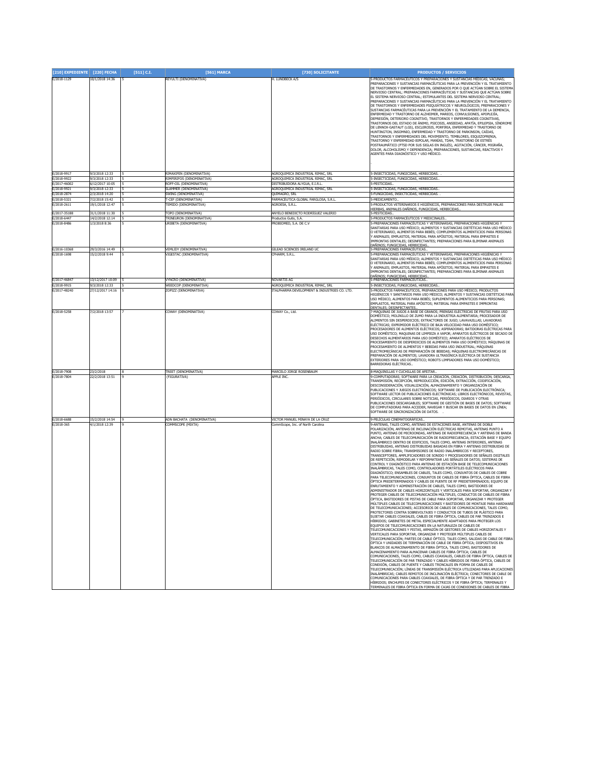| [210] EXPEDIENTE | [220] FECHA | [511] C.I. | [561] MARCA | [730] SOLICITANTE | PRODUCTOS / SERVICIOS |
|---|---|---|---|---|---|
| E/2018-1129 | 10/1/2018 14:36 | 5 | REYULTI (DENOMINATIVA) | H. LUNDBECK A/S | 5-PRODUCTOS FARMACÉUTICOS Y PREPARACIONES Y SUSTANCIAS MÉDICAS; VACUNAS; PREPARACIONES Y SUSTANCIAS FARMACÉUTICAS PARA LA PREVENCIÓN Y EL TRATAMIENTO DE TRASTORNOS Y ENFERMEDADES EN, GENERADOS POR O QUE ACTÚAN SOBRE EL SISTEMA NERVIOSO CENTRAL; PREPARACIONES FARMACÉUTICAS Y SUSTANCIAS QUE ACTÚAN SOBRE EL SISTEMA NERVIOSO CENTRAL; ESTIMULANTES DEL SISTEMA NERVIOSO CENTRAL; PREPARACIONES Y SUSTANCIAS FARMACÉUTICAS PARA LA PREVENCIÓN Y EL TRATAMIENTO DE TRASTORNOS Y ENFERMEDADES PSIQUIÁTRICOS Y NEUROLÓGICOS; PREPARACIONES Y SUSTANCIAS FARMACÉUTICAS PARA LA PREVENCIÓN Y EL TRATAMIENTO DE LA DEMENCIA, ENFERMEDAD Y TRASTORNO DE ALZHEIMER, MAREOS, CONVULSIONES, APOPLEJÍA, DEPRESIÓN, DETERIORO COGNITIVO, TRASTORNOS Y ENFERMEDADES COGNITIVAS, TRASTORNOS DEL ESTADO DE ÁNIMO, PSICOSIS, ANSIEDAD, APATÍA, EPILEPSIA, SÍNDROME DE LENNOX-GASTAUT (LGS), ESCLEROSIS, PORFIRIA, ENFERMEDAD Y TRASTORNO DE HUNTINGTON, INSOMNIO, ENFERMEDAD Y TRASTORNO DE PARKINSON, CAÍDAS, TRASTORNOS Y ENFERMEDADES DEL MOVIMIENTO, TEMBLORES, ESQUIZOFRENIA, TRASTORNO Y ENFERMEDAD BIPOLAR, MANÍAS, TDAH, TRASTORNO DE ESTRÉS POSTRAUMÁTICO (PTSD POR SUS SIGLAS EN INGLÉS), AGITACIÓN, CÁNCER, MIGRAÑA, DOLOR, ALCOHOLISMO Y DEPENDENCIA; PREPARACIONES, SUSTANCIAS, REACTIVOS Y AGENTES PARA DIAGNÓSTICO Y USO MÉDICO. . |
| E/2018-9917 | 9/3/2018 12:33 | 5 | RIMAXIFEN (DENOMINATIVA) | AGROQUIMICA INDUSTRIAL RIMAC, SRL | 5-INSECTICIDAS, FUNGICIDAS, HERBICIDAS. . |
| E/2018-9922 | 9/3/2018 12:33 | 5 | RIMPIRIFOS (DENOMINATIVA) | AGROQUIMICA INDUSTRIAL RIMAC, SRL | 5-INSECTICIDAS, FUNGICIDAS, HERBICIDAS.. |
| E/2017-46002 | 6/12/2017 10:05 | 5 | ROFF-OIL (DENOMINATIVA) | DISTRIBUIDORA ALYGUA, E.I.R.L. | 5-PESTICIDAS.. |
| E/2018-9921 | 9/3/2018 12:33 | 5 | SLAMMER (DENOMINATIVA) | AGROQUIMICA INDUSTRIAL RIMAC, SRL | 5-INSECTICIDAS, FUNGICIDAS, HERBICIDAS.. |
| E/2018-2874 | 2/3/2018 14:20 | 5 | SWING (DENOMINATIVA) | QUIMAGRO, SRL | 5-FUNGICIDAS, INSECTICIDAS, HERBICIDAS. . |
| E/2018-5321 | 7/2/2018 15:42 | 5 | T-CEF (DENOMINATIVA) | FARMACEUTICA GLOBAL FARGLOSA, S.R.L. | 5-MEDICAMENTO.. |
| E/2018-2611 | 19/1/2018 12:47 | 5 | TEMIDO (DENOMINATIVA) | AGROESA, S.R.L. | 5-PRODUCTOS VETERINARIOS E HIGIENICOS, PREPARACIONES PARA DESTRUIR MALAS HIERBAS, ANIMALES DAÑINOS, FUNGICIDAS, HERBICIDAS.. |
| E/2017-35188 | 31/1/2018 11:30 | 5 | TOPO (DENOMINATIVA) | ANYELO BENEDICTO RODRIGUEZ VALERIO | 5-PESTICIDAS.. |
| E/2018-6447 | 14/2/2018 12:14 | 5 | TRINEURON (DENOMINATIVA) | Productos Gutis, S.A. | 5-PRODUCTOS FARMACEUTICOS Y MEDICINALES.. |
| E/2018-8486 | 1/3/2018 8:36 | 5 | URIBETA (DENOMINATIVA) | PROBIOMED, S.A. DE C.V | 5-PREPARACIONES FARMACÉUTICAS Y VETERINARIAS; PREPARACIONES HIGIÉNICAS Y SANITARIAS PARA USO MÉDICO; ALIMENTOS Y SUSTANCIAS DIETÉTICAS PARA USO MÉDICO O VETERINARIO, ALIMENTOS PARA BEBÉS; COMPLEMENTOS ALIMENTICIOS PARA PERSONAS Y ANIMALES; EMPLASTOS, MATERIAL PARA APÓSITOS; MATERIAL PARA EMPASTES E IMPRONTAS DENTALES; DESINFECTANTES; PREPARACIONES PARA ELIMINAR ANIMALES DAÑINOS; FUNGICIDAS, HERBICIDAS.. |
| E/2016-10368 | 29/3/2016 14:49 | 5 | VEMLIDY (DENOMINATIVA) | GILEAD SCIENCES IRELAND UC | 5-PREPARACIONES FARMACÉUTICAS.. |
| E/2018-1698 | 15/2/2018 9:44 | 5 | VIGESTAC (DENOMINATIVA) | CPHARM, S.R.L. | 5-PREPARACIONES FARMACÉUTICAS Y VETERINARIAS; PREPARACIONES HIGIÉNICAS Y SANITARIAS PARA USO MÉDICO; ALIMENTOS Y SUSTANCIAS DIETÉTICAS PARA USO MÉDICO O VETERINARIO, ALIMENTOS PARA BEBÉS; COMPLEMENTOS ALIMENTICIOS PARA PERSONAS Y ANIMALES; EMPLASTOS, MATERIAL PARA APÓSITOS; MATERIAL PARA EMPASTES E IMPRONTAS DENTALES; DESINFECTANTES; PREPARACIONES PARA ELIMINAR ANIMALES DAÑINOS; FUNGICIDAS, HERBICIDAS.. |
| E/2017-46847 | 13/12/2017 10:09 | 5 | VYNCRO (DENOMINATIVA) | NOVARTIS AG | 5-PREPARACIONES FARMACÉUTICAS.. |
| E/2018-9915 | 9/3/2018 12:33 | 5 | WEEDCOP (DENOMINATIVA) | AGROQUIMICA INDUSTRIAL RIMAC, SRL | 5-INSECTICIDAS, FUNGICIDAS, HERBICIDAS.. |
| E/2017-48240 | 27/12/2017 14:16 | 5 | ZOPIZZ (DENOMINATIVA) | ITALPHARMA DEVELOPMENT & INDUSTRIES CO. LTD. | 5-PRODUCTOS FARMACÉUTICOS, PREPARACIONES PARA USO MÉDICO; PRODUCTOS HIGIENICOS Y SANITARIOS PARA USO MEDICO; ALIMENTOS Y SUSTANCIAS DIETÉTICAS PARA USO MÉDICO, ALIMENTOS PARA BEBÉS; SUPLEMENTOS ALIMENTICIOS PARA PERSONAS; EMPLASTOS, MATERIAL PARA APÓSITOS; MATERIAL PARA EMPASTES E IMPRONTAS DENTALES; DESINFECTANTES.. |
| E/2018-5258 | 7/2/2018 13:57 | 7 | COWAY (DENOMINATIVA) | COWAY Co., Ltd. | 7-MÁQUINAS DE JUGOS A BASE DE GRANOS; PRENSAS ELÉCTRICAS DE FRUTAS PARA USO DOMÉSTICO; MOLINILLO DE ZUMO PARA LA INDUSTRIA ALIMENTARIA; PROCESADOR DE ALIMENTOS SIN DESPERDICIOS; EXTRACTORES DE JUGO; LAVAVAJILLAS; LAVADORAS ELÉCTRICAS; EXPRIMIDOR ELÉCTRICO DE BAJA VELOCIDAD PARA USO DOMÉSTICO; PROCESADORES DE ALIMENTOS ELÉCTRICOS; ASPIRADORAS; BATIDORAS ELÉCTRICAS PARA USO DOMÉSTICO; MAQUINAS DE LIMPIEZA A VAPOR; APARATOS ELÉCTRICOS DE SECADO DE DESECHOS ALIMENTARIOS PARA USO DOMÉSTICO; APARATOS ELÉCTRICOS DE PROCESAMIENTO DE DESPERDICIOS DE ALIMENTOS PARA USO DOMÉSTICO; MÁQUINAS DE PROCESAMIENTO DE ALIMENTOS Y BEBIDAS PARA USO INDUSTRIAL; MÁQUINAS ELECTROMECÁNICAS DE PREPARACIÓN DE BEBIDAS; MÁQUINAS ELECTROMECÁNICAS DE PREPARACIÓN DE ALIMENTOS; LAVADORA ULTRASÓNICA ELÉCTRICA DE SUSTANCIA EXTERIORES PARA USO DOMÉSTICO; ROBOTS LIMPIADORES PARA USO DOMÉSTICO; BARREDORAS ELÉCTRICAS.. |
| E/2018-7908 | 23/2/2018 | 8 | TREET (DENOMINATIVA) | MARCELO JORGE ROSENBAUM | 8-MAQUINILLAS Y CUCHILLAS DE AFEITAR.. |
| E/2018-7804 | 22/2/2018 13:51 | 9 | (FIGURATIVA) | APPLE INC. | 9-COMPUTADORAS; SOFTWARE PARA LA CREACIÓN, CREACIÓN, PUBLICACIÓN, DISTRIBUCIÓN, DESCARGA, TRANSMISIÓN, RECEPCIÓN, REPRODUCCIÓN, EDICIÓN, EXTRACCIÓN, CODIFICACIÓN, DESCONSIDERACIÓN, VISUALIZACIÓN, ALMACENAMIENTO Y ORGANIZACIÓN DE PUBLICACIONES Y JUEGOS ELECTRÓNICOS; SOFTWARE DE PUBLICACIÓN ELECTRÓNICA; SOFTWARE LECTOR DE PUBLICACIONES ELECTRÓNICAS; LIBROS ELECTRÓNICOS, REVISTAS, PERIÓDICOS, CIRCULARES SOBRE NOTICIAS, PERIÓDICOS, DIARIOS Y OTRAS PUBLICACIONES DESCARGABLES; SOFTWARE DE GESTIÓN DE BASES DE DATOS; SOFTWARE DE COMPUTADORAS PARA ACCEDER, NAVEGAR Y BUSCAR EN BASES DE DATOS EN LÍNEA; SOFTWARE DE SINCRONIZACIÓN DE DATOS. . |
| E/2018-6688 | 15/2/2018 14:54 | 9 | ADN BACHATA (DENOMINATIVA) | VICTOR MANUEL MINAYA DE LA CRUZ | 9-PELÍCULAS CINEMATOGRÁFICAS.. |
| E/2018-365 | 4/1/2018 12:39 | 9 | COMMSCOPE (MIXTA) | CommScope, Inc. of North Carolina | 9-ANTENAS, TALES COMO, ANTENAS DE ESTACIONES BASE, ANTENAS DE DOBLE POLARIZACIÓN, ANTENAS DE INCLINACIÓN ELÉCTRICAS REMOTAS, ANTENAS PUNTO A PUNTO, ANTENAS DE MICROONDAS, ANTENAS DE RADIOFRECUENCIA Y ANTENAS DE BANDA ANCHA; CABLES DE TELECOMUNICACIÓN DE RADIOFRECUENCIA; ESTACIÓN BASE Y EQUIPO INALÁMBRICO DENTRO DE EDIFICIOS, TALES COMO, ANTENAS INTERIORES, ANTENAS DISTRIBUIDAS, ANTENAS DISTRIBUIDAS BASADAS EN FIBRA Y ANTENAS DISTRIBUIDAS DE RADIO SOBRE FIBRA; TRANSMISORES DE RADIO INALÁMBRICOS Y RECEPTORES, TRANSCEPTORES, AMPLIFICADORES DE SONIDO Y PROCESADORES DE SEÑALES DIGITALES DE REPETICIÓN, REMODELAR Y REFORMATEAR LAS SEÑALES DE DATOS; SISTEMAS DE CONTROL Y DIAGNÓSTICO PARA ANTENAS DE ESTACIÓN BASE DE TELECOMUNICACIONES INALÁMBRICAS, TALES COMO, CONTROLADORES PORTÁTILES ELÉCTRICOS PARA DIAGNÓSTICO; ENSAMBLES DE CABLES, TALES COMO, CONJUNTOS DE CABLES DE COBRE PARA TELECOMUNICACIONES, CONJUNTOS DE CABLES DE FIBRA ÓPTICA, CABLES DE FIBRA ÓPTICA PREDETERMINADOS Y CABLES DE PUENTE DE RF PREDETERMINADOS; EQUIPO DE ENRUTAMIENTO Y ADMINISTRACIÓN DE CABLES, TALES COMO, BASTIDORES DE ADMINISTRADOR DE CABLES HORIZONTALES Y VERTICALES PARA SOPORTAR, ORGANIZAR Y PROTEGER CABLES DE TELECOMUNICACIÓN MÚLTIPLES, CONDUCTOS DE CABLES DE FIBRA ÓPTICA, BASTIDORES DE PISTAS DE CABLE PARA SOPORTAR, ORGANIZAR Y PROTEGER MÚLTIPLES CABLES DE TELECOMUNICACIONES Y BASTIDORES DE MONTAJE PARA HARDWARE DE TELECOMUNICACIONES; ACCESORIOS DE CABLES DE COMUNICACIONES, TALES COMO, PROTECTORES CONTRA SOBREVOLTAJES Y CONDUCTOS DE TUBOS DE PLÁSTICO PARA SUJETAR CABLES COAXIALES, CABLES DE FIBRA ÓPTICA, CABLES DE PAR TRENZADOS E HÍBRIDOS; GABINETES DE METAL ESPECIALMENTE ADAPTADOS PARA PROTEGER LOS EQUIPOS DE TELECOMUNICACIONES EN LA NATURALEZA DE CABLES DE TELECOMUNICACIONES Y PISTAS, ARMAZÓN DE GESTORES DE CABLES HORIZONTALES Y VERTICALES PARA SOPORTAR, ORGANIZAR Y PROTEGER MÚLTIPLES CABLES DE TELECOMUNICACIÓN; PARTES DE CABLE ÓPTICO, TALES COMO, SALIDAS DE CABLE DE FIBRA ÓPTICA Y UNIDADES DE TERMINACIÓN DE CABLE DE FIBRA ÓPTICA; DISPOSITIVOS EN BLANCOS DE ALMACENAMIENTO DE FIBRA ÓPTICA, TALES COMO, BASTIDORES DE ALMACENAMIENTO PARA ALMACENAR CABLES DE FIBRA ÓPTICA; CABLES DE COMUNICACIONES, TALES COMO, CABLES COAXIALES, CABLES DE FIBRA ÓPTICA, CABLES DE TELECOMUNICACIÓN DE PAR TRENZADO Y CABLES HÍBRIDOS DE FIBRA ÓPTICA, CABLES DE CONEXIÓN, CABLES DE PUENTE Y CABLES TRONCALES EN FORMA DE CABLES DE TELECOMUNICACIÓN; LÍNEAS DE TRANSMISIÓN ELÉCTRICA UTILIZADAS PARA APLICACIONES INALÁMBRICAS; CABLES REMOTOS DE INCLINACIÓN ELÉCTRICA; CONECTORES DE CABLE DE COMUNICACIONES PARA CABLES COAXIALES, DE FIBRA ÓPTICA Y DE PAR TRENZADO E HÍBRIDOS; ENCHUFES DE CONECTORES ELÉCTRICOS Y DE FIBRA ÓPTICA; TERMINALES Y TERMINALES DE FIBRA ÓPTICA EN FORMA DE CAJAS DE CONEXIONES DE CABLES DE FIBRA |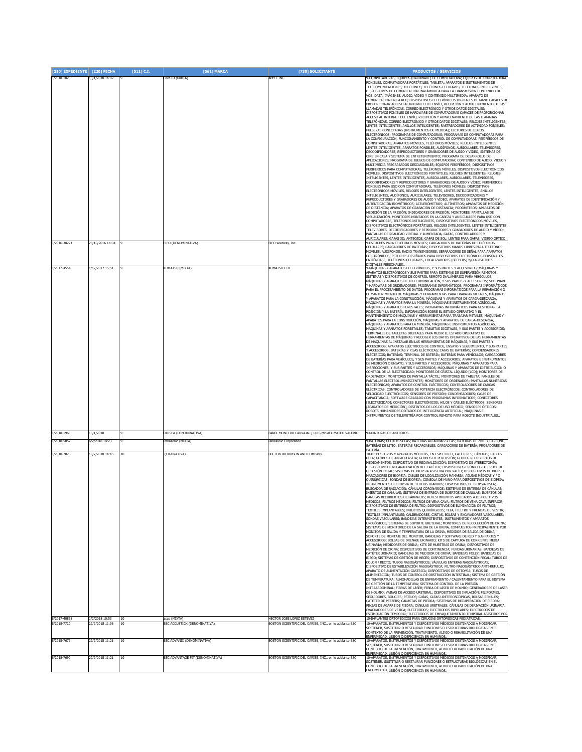| [210] EXPEDIENTE | [220] FECHA | [511] C.I. | [561] MARCA | [730] SOLICITANTE | PRODUCTOS / SERVICIOS |
|---|---|---|---|---|---|
| E/2018-1823 | 15/1/2018 14:07 | 9 | Face ID (MIXTA) | APPLE INC. | 9-COMPUTADORAS; EQUIPOS (HARDWARE) DE COMPUTADORA; EQUIPOS DE COMPUTADORA PONIBLES, COMPUTADORAS PORTÁTILES; TABLETA; APARATOS E INSTRUMENTOS DE TELECOMUNICACIONES; TELÉFONOS; TELÉFONOS CELULARES; TELÉFONOS INTELIGENTES; DISPOSITIVOS DE COMUNICACIÓN INALÁMBRICA PARA LA TRANSMISIÓN CONTENIDO DE VOZ, DATA, IMÁGENES, AUDIO, VIDEO Y CONTENIDO MULTIMEDIA; APARATO DE COMUNICACIÓN EN LA RED; DISPOSITIVOS ELECTRÓNICOS DIGITALES DE MANO CAPACES DE PROPORCIONAR ACCESO AL INTERNET DEL ENVÍO, RECEPCIÓN Y ALMACENAMIENTO DE LAS LLAMADAS TELEFÓNICAS, CORREO ELECTRÓNICO Y OTROS DATOS DIGITALES; DISPOSITIVOS PONIBLES DE HARDWARE DE COMPUTADORAS CAPACES DE PROPORCIONAR ACCESO AL INTERNET DEL ENVÍO, RECEPCIÓN Y ALMACENAMIENTO DE LAS LLAMADAS TELEFÓNICAS, CORREO ELECTRÓNICO Y OTROS DATOS DIGITALES; RELOJES INTELIGENTES; LENTES INTELIGENTES, ANILLOS INTELIGENTES; RASTREADORES DE ACTIVIDAD PONIBLES; PULSERAS CONECTADAS [INSTRUMENTOS DE MEDIDA]; LECTORES DE LIBROS ELECTRÓNICOS; PROGRAMAS DE COMPUTADORAS; PROGRAMAS DE COMPUTADORAS PARA LA CONFIGURACIÓN, FUNCIONAMIENTO Y CONTROL DE COMPUTADORAS, PERIFÉRICOS DE COMPUTADORAS, APARATOS MÓVILES, TELÉFONOS MÓVILES; RELOJES INTELIGENTES. LENTES INTELIGENTES, APARATOS PONIBLES, AUDÍFONOS, AURICULARES, TELEVISORES, DECODIFICADORES, REPRODUCTORES Y GRABADORES DE AUDIO Y VIDEO, SISTEMAS DE CINE EN CASA Y SISTEMA DE ENTRETENIMIENTO; PROGRAMA DE DESARROLLO DE APLICACIONES; PROGRAMA DE JUEGOS DE COMPUTADORA; CONTENIDO DE AUDIO, VIDEO Y MULTIMEDIA PREGRABADOS DESCARGABLES; EQUIPOS PERIFÉRICOS; DISPOSITIVOS PERIFÉRICOS PARA COMPUTADORAS, TELÉFONOS MÓVILES, DISPOSITIVOS ELECTRÓNICOS MÓVILES, DISPOSITIVOS ELECTRÓNICOS PORTÁTILES, RELOJES INTELIGENTES, RELOJES INTELIGENTES, LENTES INTELIGENTES, AURICULARES, AURICULARES, TELEVISORES, DECODIFICADORES Y REPRODUCTORES Y GRABADORES DE AUDIO Y VÍDEO; PERIFÉRICOS PONIBLES PARA USO CON COMPUTADORAS, TELÉFONOS MÓVILES, DISPOSITIVOS ELECTRÓNICOS MÓVILES, RELOJES INTELIGENTES, LENTES INTELIGENTES, ANILLOS INTELIGENTES, AUDÍFONOS, AURICULARES, TELEVISORES, DECODIFICADORES Y REPRODUCTORES Y GRABADORES DE AUDIO Y VÍDEO; APARATOS DE IDENTIFICACIÓN Y AUTENTICACIÓN BIOMÉTRICOS; ACELERÓMETROS; ALTÍMETROS; APARATOS DE MEDICIÓN DE DISTANCIA; APARATOS DE GRABACIÓN DE DISTANCIA; PODÓMETROS; APARATOS DE MEDICIÓN DE LA PRESIÓN; INDICADORES DE PRESIÓN; MONITORES, PANTALLAS DE VISUALIZACIÓN, MONITORES MONTADOS EN LA CABEZA Y AURICULARES PARA USO CON COMPUTADORAS, TELÉFONOS INTELIGENTES, DISPOSITIVOS ELECTRÓNICOS MÓVILES, DISPOSITIVOS ELECTRÓNICOS PORTÁTILES, RELOJES INTELIGENTES, LENTES INTELIGENTES, TELEVISORES, DECODIFICADORES Y REPRODUCTORES Y GRABADORES DE AUDIO Y VÍDEO; PANTALLAS DE REALIDAD VIRTUAL Y AUMENTADA, GAFAS, CONTROLADORES Y AURICULARES; GAFAS 3D; ANTEOJOS; GAFAS DE SOL; LENTES PARA GAFAS; VIDRIO ÓPTICO; |
| E/2016-38221 | 28/10/2016 14:04 | 9 | FIFO (DENOMINATIVA) | FIFO Wireless, Inc. | 9-ESTUCHES PARA TELÉFONOS MÓVILES; CARGADORES DE BATERÍAS DE TELÉFONOS CELULARES; CARGADORES DE BATERÍAS; DISPOSITIVOS MANOS LIBRES PARA TELÉFONOS MÓVILES; AUDÍFONOS; RADIO TRANSMISORES; SEPARADORES DE SEÑAL PARA APARATOS ELECTRÓNICOS; ESTUCHES DISEÑADOS PARA DISPOSITIVOS ELECTRÓNICOS PERSONALES, ENTIÉNDASE, TELÉFONOS CELULARES, LOCALIZADORES (BEEPERS) Y/O ASISTENTES DIGITALES PERSONALES.. |
| E/2017-45540 | 1/12/2017 15:51 | 9 | KOMATSU (MIXTA) | KOMATSU LTD. | 9-MÁQUINAS Y APARATOS ELECTRÓNICOS, Y SUS PARTES Y ACCESORIOS; MÁQUINAS Y APARATOS ELECTRÓNICOS Y SUS PARTES PARA SISTEMAS DE SUPERVISIÓN REMOTOS; SISTEMAS Y DISPOSITIVOS DE CONTROL REMOTO INALÁMBRICO PARA VEHÍCULOS; MÁQUINAS Y APARATOS DE TELECOMUNICACIÓN, Y SUS PARTES Y ACCESORIOS; SOFTWARE Y HARDWARE DE ORDENADORES; PROGRAMAS INFORMÁTICOS; PROGRAMAS INFORMÁTICOS PARA EL PROCESAMIENTO DE DATOS; PROGRAMAS INFORMÁTICOS PARA LA REPARACIÓN O EL MANTENIMIENTO DE MÁQUINAS Y HERRAMIENTAS PARA TRABAJAR METALES, MÁQUINAS Y APARATOS PARA LA CONSTRUCCIÓN, MÁQUINAS Y APARATOS DE CARGA-DESCARGA, MÁQUINAS Y APARATOS PARA LA MINERÍA, MÁQUINAS E INSTRUMENTOS AGRÍCOLAS, MÁQUINAS Y APARATOS FORESTALES; PROGRAMAS INFORMÁTICOS PARA GESTIONAR LA POSICIÓN Y LA BATERÍA, INFORMACIÓN SOBRE EL ESTADO OPERATIVO Y EL MANTENIMIENTO DE MÁQUINAS Y HERRAMIENTAS PARA TRABAJAR METALES, MÁQUINAS Y APARATOS PARA LA CONSTRUCCIÓN, MÁQUINAS Y APARATOS DE CARGA-DESCARGA, MÁQUINAS Y APARATOS PARA LA MINERÍA, MÁQUINAS E INSTRUMENTOS AGRÍCOLAS, MÁQUINAS Y APARATOS FORESTALES; TABLETAS DIGITALES, Y SUS PARTES Y ACCESORIOS; TERMINALES DE TABLETAS DIGITALES PARA MEDIR EL ESTADO OPERATIVO DE HERRAMIENTAS DE MÁQUINAS Y RECOGER LOS DATOS OPERATIVOS DE LAS HERRAMIENTAS DE MÁQUINAS AL INSTALAR EN LAS HERRAMIENTAS DE MÁQUINAS, Y SUS PARTES Y ACCESORIOS; APARATOS ELÉCTRICOS DE CONTROL, ENSAYO Y SEGUIMIENTO, Y SUS PARTES Y ACCESORIOS; BATERÍAS Y PILAS ELÉCTRICAS; CAJAS DE BATERÍAS; CONDENSADORES ELÉCTRICOS; BATERÍAS; TERMINAL DE BATERÍA; BATERÍAS PARA VEHÍCULOS; CARGADORES DE BATERÍAS PARA VEHÍCULOS, Y SUS PARTES Y ACCESORIOS; APARATOS E INSTRUMENTOS DE MEDICIÓN O ENSAYO, Y SUS PARTES Y ACCESORIOS; MÁQUINAS Y APARATOS PARA INSPECCIONES, Y SUS PARTES Y ACCESORIOS; MÁQUINAS Y APARATOS DE DISTRIBUCIÓN O CONTROL DE LA ELECTRICIDAD; MONITORES DE CRISTAL LÍQUIDO [LCD]; MONITORES DE ORDENADOR; MONITORES DE PANTALLA TÁCTIL; MONITORES DE TABLETA; PANELES DE PANTALLAS ELECTROLUMINISCENTES; MONITORES DE ORDENADOR; PANTALLAS NUMÉRICAS ELECTRÓNICAS; APARATOS DE CONTROL ELÉCTRICOS; CONTROLADORES DE CARGAS ELÉCTRICAS; CONTROLADORES DE POTENCIA ELECTRÓNICOS; CONTROLADORES DE VELOCIDAD ELECTRÓNICOS; SENSORES DE PRESIÓN; CONDENSADORES; CAJAS DE CAPACITANCIA; SOFTWARE GRABADO CON PROGRAMAS INFORMÁTICOS; CONECTORES [ELECTRICIDAD]; CONECTORES ELECTRÓNICOS; HILOS Y CABLES ELÉCTRICOS; SENSORES [APARATOS DE MEDICIÓN], DISTINTOS DE LOS DE USO MÉDICO; SENSORES ÓPTICOS; ROBOTS HUMANOIDES DOTADOS DE INTELIGENCIA ARTIFICIAL; MÁQUINAS E INSTRUMENTOS DE TELEMETRÍA POR CONTROL REMOTO PARA ROBOTS INDUSTRIALES.. |
| E/2018-1965 | 16/1/2018 | 9 | ODISEA (DENOMINATIVA) | FANEL MONTERO CARVAJAL / LUIS MISAEL MATEO VALERIO | 9-MONTURAS DE ANTEOJOS.. |
| E/2018-5057 | 6/2/2018 14:23 | 9 | Panasonic (MIXTA) | Panasonic Corporation | 9-BATERÍAS; CÉLULAS SECAS; BATERÍAS ALCALINAS SECAS; BATERÍAS DE ZINC Y CARBONO; BATERÍAS DE LITIO; BATERÍAS RECARGABLES; CARGADORES DE BATERÍA; PROBADORES DE BATERÍA.. |
| E/2018-7076 | 19/2/2018 14:45 | 10 | (FIGURATIVA) | BECTON DICKINSON AND COMPANY | 10-DISPOSITIVOS Y APARATOS MÉDICOS, EN ESPECÍFICO, CATÉTERES; CÁNULAS; CABLES GUÍA; GLOBOS DE ANGIOPLASTIA; GLOBOS DE PERFUSIÓN; GLOBOS RECUBIERTOS DE MEDICAMENTOS; DISPOSITIVO DE RECANALIZACIÓN; DISPOSITIVO DE ATERECTOMÍA; DISPOSITIVO DE RECANALIZACIÓN DEL CATÉTER; DISPOSITIVOS CRÓNICOS DE CRUCE DE OCLUSIÓN TOTAL; SISTEMAS DE BIOPSIA ASISTIDA POR VACÍO; DISPOSITIVOS DE BIOPSIA; MARCADORES DE BIOPSIA; CABLES DE LOCALIZACIÓN MAMARIA; AGUJAS MÉDICAS Y / O QUIRÚRGICAS; SONDAS DE BIOPSIA; CONSOLA DE MANO PARA DISPOSITIVOS DE BIOPSIA; INSTRUMENTOS DE BIOPSIA DE TEJIDOS BLANDOS; DISPOSITIVOS DE BIOPSIA ÓSEA; BUSCADOR DE RADIACIÓN; CÁNULAS CORONARIOS; SISTEMAS DE ENTREGA DE CÁNULAS; INJERTOS DE CÁNULAS; SISTEMAS DE ENTREGA DE INJERTOS DE CÁNULAS; INJERTOS DE CÁNULAS RECUBIERTOS DE FÁRMACOS; REVESTIMIENTOS APLICADOS A DISPOSITIVOS MÉDICOS; FILTROS MÉDICOS; FILTROS DE VENA CAVA; FILTROS DE VENA CAVA INFERIOR; DISPOSITIVOS DE ENTREGA DE FILTRO; DISPOSITIVOS DE ELIMINACIÓN DE FILTROS; TEXTILES IMPLANTABLES; INJERTOS QUIRÚRGICOS; TELA, FIELTRO Y PRENDAS DE VESTIR; TEXTILES IMPLANTABLES; CALIBRADORES, CINTAS, BOLSAS Y EXCAVADORES VASCULARES; SONDAS VASCULARES; BANDEJAS INTERMITENTES; INSTRUMENTOS Y APARATOS UROLÓGICOS; SISTEMAS DE SOPORTE URETERAL; MONITORES DE RECOLECCIÓN DE ORINA; SISTEMAS DE MONITOREO DE LA SALIDA DE LA ORINA, COMPUESTOS PRINCIPALMENTE POR MONITOR DE SALIDA Y TEMPERATURA DE LA ORINA, MEDIDOR DE SALIDA DE ORINA, SOPORTE DE MONTAJE DEL MONITOR, BANDEJAS Y SOFTWARE DE RED Y SUS PARTES Y ACCESORIOS; BOLSAS DE DRENAJE URINARIO; KITS DE CAPTURA DE CORRIENTE MEDIA URINARIA; MEDIDORES DE ORINA; KITS DE MUESTRAS DE ORINA; DISPOSITIVOS DE MEDICIÓN DE ORINA; DISPOSITIVOS DE CONTINENCIA; FUNDAS URINARIAS; BANDEJAS DE CATÉTER URINARIO; BANDEJAS DE MEDIDOR DE ORINA; BANDEJAS FOLEY; BANDEJAS DE RIEGO; SISTEMAS DE GESTIÓN DE HECES; DISPOSITIVOS DE CONTENCIÓN FECAL; TUBOS DE COLON / RECTO; TUBOS NASOGÁSTRICOS; VÁLVULAS ENTERAS NASOGÁSTRICAS; DISPOSITIVO DE ESTABILIZACIÓN NASOGÁSTRICA; FILTRO NASOGÁSTRICO ANTI-REFLUJO; APARATO DE ALIMENTACIÓN GÁSTRICA; DISPOSITIVOS DE OSTOMÍA; TUBOS DE ALIMENTACIÓN; TUBOS DE CONTROL DE OBSTRUCCIÓN INTESTINAL; SISTEMA DE GESTIÓN DE TEMPERATURA; ALMOHADILLAS DE ENFRIAMIENTO / CALENTAMIENTO PARA EL SISTEMA DE GESTIÓN DE LA TEMPERATURA; SISTEMA DE CONTROL DE LA PRESIÓN INTRAABDOMINAL; FIBRAS DE LÁSER; FIBRA DE LÁSER DE HOLMIO; GENERADORES DE LÁSER DE HOLMIO; VAINAS DE ACCESO URETERAL; DISPOSITIVOS DE INFLACIÓN; FILIFORMES, SEGUIDORES, BOUGIES; ESTILOS; GUÍAS, GUÍAS URETEROSCÓPICAS, BOLSAS RENALES; CATÉTER DE PEZZERS; CANASTAS DE PIEDRA; SISTEMAS DE RECUPERACIÓN DE PIEDRA; PINZAS DE AGARRE DE PIEDRA; CÁNULAS URETRALES; CÁNULAS DE DERIVACIÓN URINARIA; EVACUADORES DE VEJIGA; ELECTRODOS; ELECTRODOS BIPOLARES; ELECTRODOS DE ESTIMULACIÓN TEMPORAL; ELECTRODOS DE EMPAQUETAMIENTO TEMPORAL ASISTIDOS POR |
| E/2017-40868 | 1/2/2018 10:53 | 10 | asco (MIXTA) | HECTOR JOSE LOPEZ ESTEVEZ | 10-IMPLANTES ORTOPÉDICOS PARA CIRUGÍAS ORTOPÉDICAS PEDIÁTRICAS.. |
| E/2018-7720 | 22/2/2018 11:36 | 10 | BSC ACCUSTICK (DENOMINATIVA) | BOSTON SCIENTIFIC DEL CARIBE, INC., en lo adelante BSC | 10-APARATOS, INSTRUMENTOS Y DISPOSITIVOS MÉDICOS DESTINADOS A MODIFICAR, SOSTENER, SUSTITUIR O RESTAURAR FUNCIONES O ESTRUCTURAS BIOLÓGICAS EN EL CONTEXTO DE LA PREVENCIÓN, TRATAMIENTO, ALIVIO O REHABILITACIÓN DE UNA ENFERMEDAD, LESIÓN O DEFICIENCIA EN HUMANOS.. |
| E/2018-7679 | 22/2/2018 11:21 | 10 | BSC ADVANIX (DENOMINATIVA) | BOSTON SCIENTIFIC DEL CARIBE, INC., en lo adelante BSC | 10-APARATOS, INSTRUMENTOS Y DISPOSITIVOS MÉDICOS DESTINADOS A MODIFICAR, SOSTENER, SUSTITUIR O RESTAURAR FUNCIONES O ESTRUCTURAS BIOLÓGICAS EN EL CONTEXTO DE LA PREVENCIÓN, TRATAMIENTO, ALIVIO O REHABILITACIÓN DE UNA ENFERMEDAD, LESIÓN O DEFICIENCIA EN HUMANOS.. |
| E/2018-7690 | 22/2/2018 11:21 | 10 | BSC ADVANTAGE FIT (DENOMINATIVA) | BOSTON SCIENTIFIC DEL CARIBE, INC., en lo adelante BSC | 10-APARATOS, INSTRUMENTOS Y DISPOSITIVOS MÉDICOS DESTINADOS A MODIFICAR, SOSTENER, SUSTITUIR O RESTAURAR FUNCIONES O ESTRUCTURAS BIOLÓGICAS EN EL CONTEXTO DE LA PREVENCIÓN, TRATAMIENTO, ALIVIO O REHABILITACIÓN DE UNA ENFERMEDAD, LESIÓN O DEFICIENCIA EN HUMANOS.. |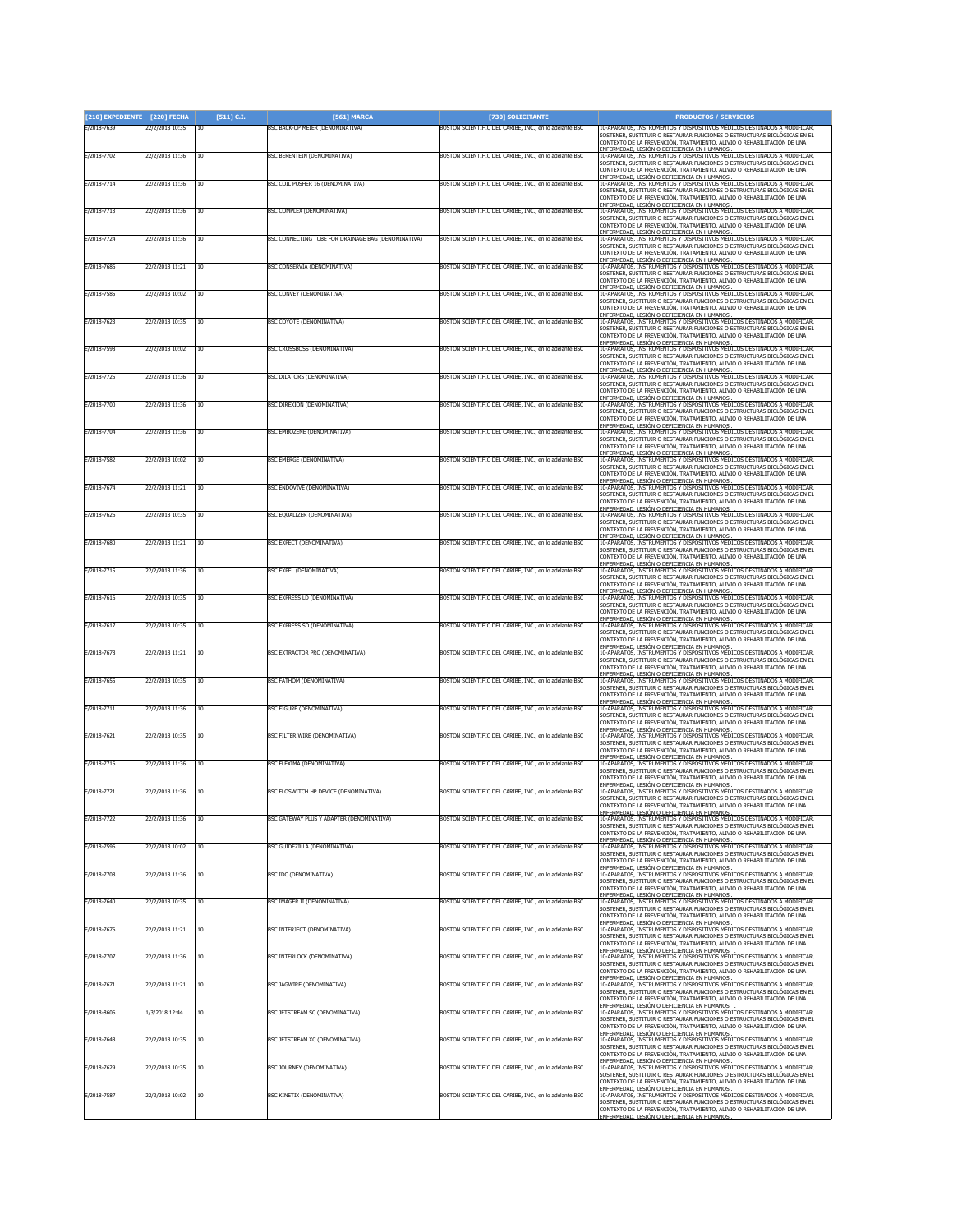| [210] EXPEDIENTE | [220] FECHA | [511] C.I. | [561] MARCA | [730] SOLICITANTE | PRODUCTOS / SERVICIOS |
|---|---|---|---|---|---|
| E/2018-7639 | 22/2/2018 10:35 | 10 | BSC BACK-UP MEIER (DENOMINATIVA) | BOSTON SCIENTIFIC DEL CARIBE, INC., en lo adelante BSC | 10-APARATOS, INSTRUMENTOS Y DISPOSITIVOS MÉDICOS DESTINADOS A MODIFICAR, SOSTENER, SUSTITUIR O RESTAURAR FUNCIONES O ESTRUCTURAS BIOLÓGICAS EN EL CONTEXTO DE LA PREVENCIÓN, TRATAMIENTO, ALIVIO O REHABILITACIÓN DE UNA ENFERMEDAD, LESIÓN O DEFICIENCIA EN HUMANOS.. |
| E/2018-7702 | 22/2/2018 11:36 | 10 | BSC BERENTEIN (DENOMINATIVA) | BOSTON SCIENTIFIC DEL CARIBE, INC., en lo adelante BSC | 10-APARATOS, INSTRUMENTOS Y DISPOSITIVOS MÉDICOS DESTINADOS A MODIFICAR, SOSTENER, SUSTITUIR O RESTAURAR FUNCIONES O ESTRUCTURAS BIOLÓGICAS EN EL CONTEXTO DE LA PREVENCIÓN, TRATAMIENTO, ALIVIO O REHABILITACIÓN DE UNA ENFERMEDAD, LESIÓN O DEFICIENCIA EN HUMANOS.. |
| E/2018-7714 | 22/2/2018 11:36 | 10 | BSC COIL PUSHER 16 (DENOMINATIVA) | BOSTON SCIENTIFIC DEL CARIBE, INC., en lo adelante BSC | 10-APARATOS, INSTRUMENTOS Y DISPOSITIVOS MÉDICOS DESTINADOS A MODIFICAR, SOSTENER, SUSTITUIR O RESTAURAR FUNCIONES O ESTRUCTURAS BIOLÓGICAS EN EL CONTEXTO DE LA PREVENCIÓN, TRATAMIENTO, ALIVIO O REHABILITACIÓN DE UNA ENFERMEDAD, LESIÓN O DEFICIENCIA EN HUMANOS.. |
| E/2018-7713 | 22/2/2018 11:36 | 10 | BSC COMPLEX (DENOMINATIVA) | BOSTON SCIENTIFIC DEL CARIBE, INC., en lo adelante BSC | 10-APARATOS, INSTRUMENTOS Y DISPOSITIVOS MÉDICOS DESTINADOS A MODIFICAR, SOSTENER, SUSTITUIR O RESTAURAR FUNCIONES O ESTRUCTURAS BIOLÓGICAS EN EL CONTEXTO DE LA PREVENCIÓN, TRATAMIENTO, ALIVIO O REHABILITACIÓN DE UNA ENFERMEDAD, LESIÓN O DEFICIENCIA EN HUMANOS.. |
| E/2018-7724 | 22/2/2018 11:36 | 10 | BSC CONNECTING TUBE FOR DRAINAGE BAG (DENOMINATIVA) | BOSTON SCIENTIFIC DEL CARIBE, INC., en lo adelante BSC | 10-APARATOS, INSTRUMENTOS Y DISPOSITIVOS MÉDICOS DESTINADOS A MODIFICAR, SOSTENER, SUSTITUIR O RESTAURAR FUNCIONES O ESTRUCTURAS BIOLÓGICAS EN EL CONTEXTO DE LA PREVENCIÓN, TRATAMIENTO, ALIVIO O REHABILITACIÓN DE UNA ENFERMEDAD, LESIÓN O DEFICIENCIA EN HUMANOS.. |
| E/2018-7686 | 22/2/2018 11:21 | 10 | BSC CONSERVIA (DENOMINATIVA) | BOSTON SCIENTIFIC DEL CARIBE, INC., en lo adelante BSC | 10-APARATOS, INSTRUMENTOS Y DISPOSITIVOS MÉDICOS DESTINADOS A MODIFICAR, SOSTENER, SUSTITUIR O RESTAURAR FUNCIONES O ESTRUCTURAS BIOLÓGICAS EN EL CONTEXTO DE LA PREVENCIÓN, TRATAMIENTO, ALIVIO O REHABILITACIÓN DE UNA ENFERMEDAD, LESIÓN O DEFICIENCIA EN HUMANOS.. |
| E/2018-7585 | 22/2/2018 10:02 | 10 | BSC CONVEY (DENOMINATIVA) | BOSTON SCIENTIFIC DEL CARIBE, INC., en lo adelante BSC | 10-APARATOS, INSTRUMENTOS Y DISPOSITIVOS MÉDICOS DESTINADOS A MODIFICAR, SOSTENER, SUSTITUIR O RESTAURAR FUNCIONES O ESTRUCTURAS BIOLÓGICAS EN EL CONTEXTO DE LA PREVENCIÓN, TRATAMIENTO, ALIVIO O REHABILITACIÓN DE UNA ENFERMEDAD, LESIÓN O DEFICIENCIA EN HUMANOS.. |
| E/2018-7623 | 22/2/2018 10:35 | 10 | BSC COYOTE (DENOMINATIVA) | BOSTON SCIENTIFIC DEL CARIBE, INC., en lo adelante BSC | 10-APARATOS, INSTRUMENTOS Y DISPOSITIVOS MÉDICOS DESTINADOS A MODIFICAR, SOSTENER, SUSTITUIR O RESTAURAR FUNCIONES O ESTRUCTURAS BIOLÓGICAS EN EL CONTEXTO DE LA PREVENCIÓN, TRATAMIENTO, ALIVIO O REHABILITACIÓN DE UNA ENFERMEDAD, LESIÓN O DEFICIENCIA EN HUMANOS.. |
| E/2018-7598 | 22/2/2018 10:02 | 10 | BSC CROSSBOSS (DENOMINATIVA) | BOSTON SCIENTIFIC DEL CARIBE, INC., en lo adelante BSC | 10-APARATOS, INSTRUMENTOS Y DISPOSITIVOS MÉDICOS DESTINADOS A MODIFICAR, SOSTENER, SUSTITUIR O RESTAURAR FUNCIONES O ESTRUCTURAS BIOLÓGICAS EN EL CONTEXTO DE LA PREVENCIÓN, TRATAMIENTO, ALIVIO O REHABILITACIÓN DE UNA ENFERMEDAD, LESIÓN O DEFICIENCIA EN HUMANOS.. |
| E/2018-7725 | 22/2/2018 11:36 | 10 | BSC DILATORS (DENOMINATIVA) | BOSTON SCIENTIFIC DEL CARIBE, INC., en lo adelante BSC | 10-APARATOS, INSTRUMENTOS Y DISPOSITIVOS MÉDICOS DESTINADOS A MODIFICAR, SOSTENER, SUSTITUIR O RESTAURAR FUNCIONES O ESTRUCTURAS BIOLÓGICAS EN EL CONTEXTO DE LA PREVENCIÓN, TRATAMIENTO, ALIVIO O REHABILITACIÓN DE UNA ENFERMEDAD, LESIÓN O DEFICIENCIA EN HUMANOS.. |
| E/2018-7700 | 22/2/2018 11:36 | 10 | BSC DIREXION (DENOMINATIVA) | BOSTON SCIENTIFIC DEL CARIBE, INC., en lo adelante BSC | 10-APARATOS, INSTRUMENTOS Y DISPOSITIVOS MÉDICOS DESTINADOS A MODIFICAR, SOSTENER, SUSTITUIR O RESTAURAR FUNCIONES O ESTRUCTURAS BIOLÓGICAS EN EL CONTEXTO DE LA PREVENCIÓN, TRATAMIENTO, ALIVIO O REHABILITACIÓN DE UNA ENFERMEDAD, LESIÓN O DEFICIENCIA EN HUMANOS.. |
| E/2018-7704 | 22/2/2018 11:36 | 10 | BSC EMBOZENE (DENOMINATIVA) | BOSTON SCIENTIFIC DEL CARIBE, INC., en lo adelante BSC | 10-APARATOS, INSTRUMENTOS Y DISPOSITIVOS MÉDICOS DESTINADOS A MODIFICAR, SOSTENER, SUSTITUIR O RESTAURAR FUNCIONES O ESTRUCTURAS BIOLÓGICAS EN EL CONTEXTO DE LA PREVENCIÓN, TRATAMIENTO, ALIVIO O REHABILITACIÓN DE UNA ENFERMEDAD, LESIÓN O DEFICIENCIA EN HUMANOS.. |
| E/2018-7582 | 22/2/2018 10:02 | 10 | BSC EMERGE (DENOMINATIVA) | BOSTON SCIENTIFIC DEL CARIBE, INC., en lo adelante BSC | 10-APARATOS, INSTRUMENTOS Y DISPOSITIVOS MÉDICOS DESTINADOS A MODIFICAR, SOSTENER, SUSTITUIR O RESTAURAR FUNCIONES O ESTRUCTURAS BIOLÓGICAS EN EL CONTEXTO DE LA PREVENCIÓN, TRATAMIENTO, ALIVIO O REHABILITACIÓN DE UNA ENFERMEDAD, LESIÓN O DEFICIENCIA EN HUMANOS.. |
| E/2018-7674 | 22/2/2018 11:21 | 10 | BSC ENDOVIVE (DENOMINATIVA) | BOSTON SCIENTIFIC DEL CARIBE, INC., en lo adelante BSC | 10-APARATOS, INSTRUMENTOS Y DISPOSITIVOS MÉDICOS DESTINADOS A MODIFICAR, SOSTENER, SUSTITUIR O RESTAURAR FUNCIONES O ESTRUCTURAS BIOLÓGICAS EN EL CONTEXTO DE LA PREVENCIÓN, TRATAMIENTO, ALIVIO O REHABILITACIÓN DE UNA ENFERMEDAD, LESIÓN O DEFICIENCIA EN HUMANOS.. |
| E/2018-7626 | 22/2/2018 10:35 | 10 | BSC EQUALIZER (DENOMINATIVA) | BOSTON SCIENTIFIC DEL CARIBE, INC., en lo adelante BSC | 10-APARATOS, INSTRUMENTOS Y DISPOSITIVOS MÉDICOS DESTINADOS A MODIFICAR, SOSTENER, SUSTITUIR O RESTAURAR FUNCIONES O ESTRUCTURAS BIOLÓGICAS EN EL CONTEXTO DE LA PREVENCIÓN, TRATAMIENTO, ALIVIO O REHABILITACIÓN DE UNA ENFERMEDAD, LESIÓN O DEFICIENCIA EN HUMANOS.. |
| E/2018-7680 | 22/2/2018 11:21 | 10 | BSC EXPECT (DENOMINATIVA) | BOSTON SCIENTIFIC DEL CARIBE, INC., en lo adelante BSC | 10-APARATOS, INSTRUMENTOS Y DISPOSITIVOS MÉDICOS DESTINADOS A MODIFICAR, SOSTENER, SUSTITUIR O RESTAURAR FUNCIONES O ESTRUCTURAS BIOLÓGICAS EN EL CONTEXTO DE LA PREVENCIÓN, TRATAMIENTO, ALIVIO O REHABILITACIÓN DE UNA ENFERMEDAD, LESIÓN O DEFICIENCIA EN HUMANOS.. |
| E/2018-7715 | 22/2/2018 11:36 | 10 | BSC EXPEL (DENOMINATIVA) | BOSTON SCIENTIFIC DEL CARIBE, INC., en lo adelante BSC | 10-APARATOS, INSTRUMENTOS Y DISPOSITIVOS MÉDICOS DESTINADOS A MODIFICAR, SOSTENER, SUSTITUIR O RESTAURAR FUNCIONES O ESTRUCTURAS BIOLÓGICAS EN EL CONTEXTO DE LA PREVENCIÓN, TRATAMIENTO, ALIVIO O REHABILITACIÓN DE UNA ENFERMEDAD, LESIÓN O DEFICIENCIA EN HUMANOS.. |
| E/2018-7616 | 22/2/2018 10:35 | 10 | BSC EXPRESS LD (DENOMINATIVA) | BOSTON SCIENTIFIC DEL CARIBE, INC., en lo adelante BSC | 10-APARATOS, INSTRUMENTOS Y DISPOSITIVOS MÉDICOS DESTINADOS A MODIFICAR, SOSTENER, SUSTITUIR O RESTAURAR FUNCIONES O ESTRUCTURAS BIOLÓGICAS EN EL CONTEXTO DE LA PREVENCIÓN, TRATAMIENTO, ALIVIO O REHABILITACIÓN DE UNA ENFERMEDAD, LESIÓN O DEFICIENCIA EN HUMANOS.. |
| E/2018-7617 | 22/2/2018 10:35 | 10 | BSC EXPRESS SD (DENOMINATIVA) | BOSTON SCIENTIFIC DEL CARIBE, INC., en lo adelante BSC | 10-APARATOS, INSTRUMENTOS Y DISPOSITIVOS MÉDICOS DESTINADOS A MODIFICAR, SOSTENER, SUSTITUIR O RESTAURAR FUNCIONES O ESTRUCTURAS BIOLÓGICAS EN EL CONTEXTO DE LA PREVENCIÓN, TRATAMIENTO, ALIVIO O REHABILITACIÓN DE UNA ENFERMEDAD, LESIÓN O DEFICIENCIA EN HUMANOS.. |
| E/2018-7678 | 22/2/2018 11:21 | 10 | BSC EXTRACTOR PRO (DENOMINATIVA) | BOSTON SCIENTIFIC DEL CARIBE, INC., en lo adelante BSC | 10-APARATOS, INSTRUMENTOS Y DISPOSITIVOS MÉDICOS DESTINADOS A MODIFICAR, SOSTENER, SUSTITUIR O RESTAURAR FUNCIONES O ESTRUCTURAS BIOLÓGICAS EN EL CONTEXTO DE LA PREVENCIÓN, TRATAMIENTO, ALIVIO O REHABILITACIÓN DE UNA ENFERMEDAD, LESIÓN O DEFICIENCIA EN HUMANOS.. |
| E/2018-7655 | 22/2/2018 10:35 | 10 | BSC FATHOM (DENOMINATIVA) | BOSTON SCIENTIFIC DEL CARIBE, INC., en lo adelante BSC | 10-APARATOS, INSTRUMENTOS Y DISPOSITIVOS MÉDICOS DESTINADOS A MODIFICAR, SOSTENER, SUSTITUIR O RESTAURAR FUNCIONES O ESTRUCTURAS BIOLÓGICAS EN EL CONTEXTO DE LA PREVENCIÓN, TRATAMIENTO, ALIVIO O REHABILITACIÓN DE UNA ENFERMEDAD, LESIÓN O DEFICIENCIA EN HUMANOS.. |
| E/2018-7711 | 22/2/2018 11:36 | 10 | BSC FIGURE (DENOMINATIVA) | BOSTON SCIENTIFIC DEL CARIBE, INC., en lo adelante BSC | 10-APARATOS, INSTRUMENTOS Y DISPOSITIVOS MÉDICOS DESTINADOS A MODIFICAR, SOSTENER, SUSTITUIR O RESTAURAR FUNCIONES O ESTRUCTURAS BIOLÓGICAS EN EL CONTEXTO DE LA PREVENCIÓN, TRATAMIENTO, ALIVIO O REHABILITACIÓN DE UNA ENFERMEDAD, LESIÓN O DEFICIENCIA EN HUMANOS.. |
| E/2018-7621 | 22/2/2018 10:35 | 10 | BSC FILTER WIRE (DENOMINATIVA) | BOSTON SCIENTIFIC DEL CARIBE, INC., en lo adelante BSC | 10-APARATOS, INSTRUMENTOS Y DISPOSITIVOS MÉDICOS DESTINADOS A MODIFICAR, SOSTENER, SUSTITUIR O RESTAURAR FUNCIONES O ESTRUCTURAS BIOLÓGICAS EN EL CONTEXTO DE LA PREVENCIÓN, TRATAMIENTO, ALIVIO O REHABILITACIÓN DE UNA ENFERMEDAD, LESIÓN O DEFICIENCIA EN HUMANOS.. |
| E/2018-7716 | 22/2/2018 11:36 | 10 | BSC FLEXIMA (DENOMINATIVA) | BOSTON SCIENTIFIC DEL CARIBE, INC., en lo adelante BSC | 10-APARATOS, INSTRUMENTOS Y DISPOSITIVOS MÉDICOS DESTINADOS A MODIFICAR, SOSTENER, SUSTITUIR O RESTAURAR FUNCIONES O ESTRUCTURAS BIOLÓGICAS EN EL CONTEXTO DE LA PREVENCIÓN, TRATAMIENTO, ALIVIO O REHABILITACIÓN DE UNA ENFERMEDAD, LESIÓN O DEFICIENCIA EN HUMANOS.. |
| E/2018-7721 | 22/2/2018 11:36 | 10 | BSC FLOSWITCH HP DEVICE (DENOMINATIVA) | BOSTON SCIENTIFIC DEL CARIBE, INC., en lo adelante BSC | 10-APARATOS, INSTRUMENTOS Y DISPOSITIVOS MÉDICOS DESTINADOS A MODIFICAR, SOSTENER, SUSTITUIR O RESTAURAR FUNCIONES O ESTRUCTURAS BIOLÓGICAS EN EL CONTEXTO DE LA PREVENCIÓN, TRATAMIENTO, ALIVIO O REHABILITACIÓN DE UNA ENFERMEDAD, LESIÓN O DEFICIENCIA EN HUMANOS.. |
| E/2018-7722 | 22/2/2018 11:36 | 10 | BSC GATEWAY PLUS Y ADAPTER (DENOMINATIVA) | BOSTON SCIENTIFIC DEL CARIBE, INC., en lo adelante BSC | 10-APARATOS, INSTRUMENTOS Y DISPOSITIVOS MÉDICOS DESTINADOS A MODIFICAR, SOSTENER, SUSTITUIR O RESTAURAR FUNCIONES O ESTRUCTURAS BIOLÓGICAS EN EL CONTEXTO DE LA PREVENCIÓN, TRATAMIENTO, ALIVIO O REHABILITACIÓN DE UNA ENFERMEDAD, LESIÓN O DEFICIENCIA EN HUMANOS.. |
| E/2018-7596 | 22/2/2018 10:02 | 10 | BSC GUIDEZILLA (DENOMINATIVA) | BOSTON SCIENTIFIC DEL CARIBE, INC., en lo adelante BSC | 10-APARATOS, INSTRUMENTOS Y DISPOSITIVOS MÉDICOS DESTINADOS A MODIFICAR, SOSTENER, SUSTITUIR O RESTAURAR FUNCIONES O ESTRUCTURAS BIOLÓGICAS EN EL CONTEXTO DE LA PREVENCIÓN, TRATAMIENTO, ALIVIO O REHABILITACIÓN DE UNA ENFERMEDAD, LESIÓN O DEFICIENCIA EN HUMANOS.. |
| E/2018-7708 | 22/2/2018 11:36 | 10 | BSC IDC (DENOMINATIVA) | BOSTON SCIENTIFIC DEL CARIBE, INC., en lo adelante BSC | 10-APARATOS, INSTRUMENTOS Y DISPOSITIVOS MÉDICOS DESTINADOS A MODIFICAR, SOSTENER, SUSTITUIR O RESTAURAR FUNCIONES O ESTRUCTURAS BIOLÓGICAS EN EL CONTEXTO DE LA PREVENCIÓN, TRATAMIENTO, ALIVIO O REHABILITACIÓN DE UNA ENFERMEDAD, LESIÓN O DEFICIENCIA EN HUMANOS.. |
| E/2018-7640 | 22/2/2018 10:35 | 10 | BSC IMAGER II (DENOMINATIVA) | BOSTON SCIENTIFIC DEL CARIBE, INC., en lo adelante BSC | 10-APARATOS, INSTRUMENTOS Y DISPOSITIVOS MÉDICOS DESTINADOS A MODIFICAR, SOSTENER, SUSTITUIR O RESTAURAR FUNCIONES O ESTRUCTURAS BIOLÓGICAS EN EL CONTEXTO DE LA PREVENCIÓN, TRATAMIENTO, ALIVIO O REHABILITACIÓN DE UNA ENFERMEDAD, LESIÓN O DEFICIENCIA EN HUMANOS.. |
| E/2018-7676 | 22/2/2018 11:21 | 10 | BSC INTERJECT (DENOMINATIVA) | BOSTON SCIENTIFIC DEL CARIBE, INC., en lo adelante BSC | 10-APARATOS, INSTRUMENTOS Y DISPOSITIVOS MÉDICOS DESTINADOS A MODIFICAR, SOSTENER, SUSTITUIR O RESTAURAR FUNCIONES O ESTRUCTURAS BIOLÓGICAS EN EL CONTEXTO DE LA PREVENCIÓN, TRATAMIENTO, ALIVIO O REHABILITACIÓN DE UNA ENFERMEDAD, LESIÓN O DEFICIENCIA EN HUMANOS.. |
| E/2018-7707 | 22/2/2018 11:36 | 10 | BSC INTERLOCK (DENOMINATIVA) | BOSTON SCIENTIFIC DEL CARIBE, INC., en lo adelante BSC | 10-APARATOS, INSTRUMENTOS Y DISPOSITIVOS MÉDICOS DESTINADOS A MODIFICAR, SOSTENER, SUSTITUIR O RESTAURAR FUNCIONES O ESTRUCTURAS BIOLÓGICAS EN EL CONTEXTO DE LA PREVENCIÓN, TRATAMIENTO, ALIVIO O REHABILITACIÓN DE UNA ENFERMEDAD, LESIÓN O DEFICIENCIA EN HUMANOS.. |
| E/2018-7671 | 22/2/2018 11:21 | 10 | BSC JAGWIRE (DENOMINATIVA) | BOSTON SCIENTIFIC DEL CARIBE, INC., en lo adelante BSC | 10-APARATOS, INSTRUMENTOS Y DISPOSITIVOS MÉDICOS DESTINADOS A MODIFICAR, SOSTENER, SUSTITUIR O RESTAURAR FUNCIONES O ESTRUCTURAS BIOLÓGICAS EN EL CONTEXTO DE LA PREVENCIÓN, TRATAMIENTO, ALIVIO O REHABILITACIÓN DE UNA ENFERMEDAD, LESIÓN O DEFICIENCIA EN HUMANOS.. |
| E/2018-8606 | 1/3/2018 12:44 | 10 | BSC JETSTREAM SC (DENOMINATIVA) | BOSTON SCIENTIFIC DEL CARIBE, INC., en lo adelante BSC | 10-APARATOS, INSTRUMENTOS Y DISPOSITIVOS MÉDICOS DESTINADOS A MODIFICAR, SOSTENER, SUSTITUIR O RESTAURAR FUNCIONES O ESTRUCTURAS BIOLÓGICAS EN EL CONTEXTO DE LA PREVENCIÓN, TRATAMIENTO, ALIVIO O REHABILITACIÓN DE UNA ENFERMEDAD, LESIÓN O DEFICIENCIA EN HUMANOS.. |
| E/2018-7648 | 22/2/2018 10:35 | 10 | BSC JETSTREAM XC (DENOMINATIVA) | BOSTON SCIENTIFIC DEL CARIBE, INC., en lo adelante BSC | 10-APARATOS, INSTRUMENTOS Y DISPOSITIVOS MÉDICOS DESTINADOS A MODIFICAR, SOSTENER, SUSTITUIR O RESTAURAR FUNCIONES O ESTRUCTURAS BIOLÓGICAS EN EL CONTEXTO DE LA PREVENCIÓN, TRATAMIENTO, ALIVIO O REHABILITACIÓN DE UNA ENFERMEDAD, LESIÓN O DEFICIENCIA EN HUMANOS.. |
| E/2018-7629 | 22/2/2018 10:35 | 10 | BSC JOURNEY (DENOMINATIVA) | BOSTON SCIENTIFIC DEL CARIBE, INC., en lo adelante BSC | 10-APARATOS, INSTRUMENTOS Y DISPOSITIVOS MÉDICOS DESTINADOS A MODIFICAR, SOSTENER, SUSTITUIR O RESTAURAR FUNCIONES O ESTRUCTURAS BIOLÓGICAS EN EL CONTEXTO DE LA PREVENCIÓN, TRATAMIENTO, ALIVIO O REHABILITACIÓN DE UNA ENFERMEDAD, LESIÓN O DEFICIENCIA EN HUMANOS.. |
| E/2018-7587 | 22/2/2018 10:02 | 10 | BSC KINETIX (DENOMINATIVA) | BOSTON SCIENTIFIC DEL CARIBE, INC., en lo adelante BSC | 10-APARATOS, INSTRUMENTOS Y DISPOSITIVOS MÉDICOS DESTINADOS A MODIFICAR, SOSTENER, SUSTITUIR O RESTAURAR FUNCIONES O ESTRUCTURAS BIOLÓGICAS EN EL CONTEXTO DE LA PREVENCIÓN, TRATAMIENTO, ALIVIO O REHABILITACIÓN DE UNA ENFERMEDAD, LESIÓN O DEFICIENCIA EN HUMANOS.. |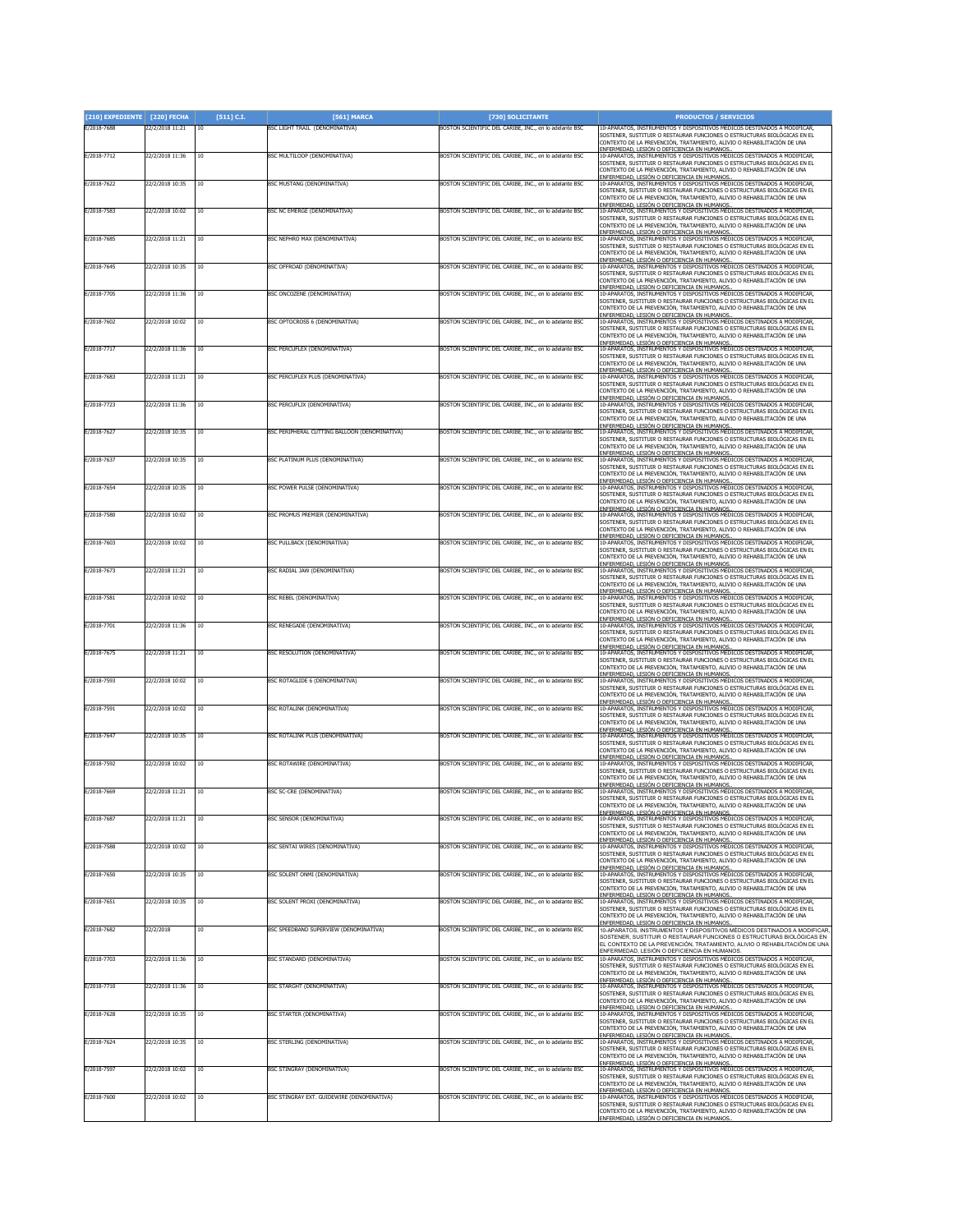| [210] EXPEDIENTE | [220] FECHA | [511] C.I. | [561] MARCA | [730] SOLICITANTE | PRODUCTOS / SERVICIOS |
| --- | --- | --- | --- | --- | --- |
| E/2018-7688 | 22/2/2018 11:21 | 10 | BSC LIGHT TRAIL (DENOMINATIVA) | BOSTON SCIENTIFIC DEL CARIBE, INC., en lo adelante BSC | 10-APARATOS, INSTRUMENTOS Y DISPOSITIVOS MÉDICOS DESTINADOS A MODIFICAR, SOSTENER, SUSTITUIR O RESTAURAR FUNCIONES O ESTRUCTURAS BIOLÓGICAS EN EL CONTEXTO DE LA PREVENCIÓN, TRATAMIENTO, ALIVIO O REHABILITACIÓN DE UNA ENFERMEDAD, LESIÓN O DEFICIENCIA EN HUMANOS.. |
| E/2018-7712 | 22/2/2018 11:36 | 10 | BSC MULTILOOP (DENOMINATIVA) | BOSTON SCIENTIFIC DEL CARIBE, INC., en lo adelante BSC | 10-APARATOS, INSTRUMENTOS Y DISPOSITIVOS MÉDICOS DESTINADOS A MODIFICAR, SOSTENER, SUSTITUIR O RESTAURAR FUNCIONES O ESTRUCTURAS BIOLÓGICAS EN EL CONTEXTO DE LA PREVENCIÓN, TRATAMIENTO, ALIVIO O REHABILITACIÓN DE UNA ENFERMEDAD, LESIÓN O DEFICIENCIA EN HUMANOS.. |
| E/2018-7622 | 22/2/2018 10:35 | 10 | BSC MUSTANG (DENOMINATIVA) | BOSTON SCIENTIFIC DEL CARIBE, INC., en lo adelante BSC | 10-APARATOS, INSTRUMENTOS Y DISPOSITIVOS MÉDICOS DESTINADOS A MODIFICAR, SOSTENER, SUSTITUIR O RESTAURAR FUNCIONES O ESTRUCTURAS BIOLÓGICAS EN EL CONTEXTO DE LA PREVENCIÓN, TRATAMIENTO, ALIVIO O REHABILITACIÓN DE UNA ENFERMEDAD, LESIÓN O DEFICIENCIA EN HUMANOS.. |
| E/2018-7583 | 22/2/2018 10:02 | 10 | BSC NC EMERGE (DENOMINATIVA) | BOSTON SCIENTIFIC DEL CARIBE, INC., en lo adelante BSC | 10-APARATOS, INSTRUMENTOS Y DISPOSITIVOS MÉDICOS DESTINADOS A MODIFICAR, SOSTENER, SUSTITUIR O RESTAURAR FUNCIONES O ESTRUCTURAS BIOLÓGICAS EN EL CONTEXTO DE LA PREVENCIÓN, TRATAMIENTO, ALIVIO O REHABILITACIÓN DE UNA ENFERMEDAD, LESIÓN O DEFICIENCIA EN HUMANOS.. |
| E/2018-7685 | 22/2/2018 11:21 | 10 | BSC NEPHRO MAX (DENOMINATIVA) | BOSTON SCIENTIFIC DEL CARIBE, INC., en lo adelante BSC | 10-APARATOS, INSTRUMENTOS Y DISPOSITIVOS MÉDICOS DESTINADOS A MODIFICAR, SOSTENER, SUSTITUIR O RESTAURAR FUNCIONES O ESTRUCTURAS BIOLÓGICAS EN EL CONTEXTO DE LA PREVENCIÓN, TRATAMIENTO, ALIVIO O REHABILITACIÓN DE UNA ENFERMEDAD, LESIÓN O DEFICIENCIA EN HUMANOS.. |
| E/2018-7645 | 22/2/2018 10:35 | 10 | BSC OFFROAD (DENOMINATIVA) | BOSTON SCIENTIFIC DEL CARIBE, INC., en lo adelante BSC | 10-APARATOS, INSTRUMENTOS Y DISPOSITIVOS MÉDICOS DESTINADOS A MODIFICAR, SOSTENER, SUSTITUIR O RESTAURAR FUNCIONES O ESTRUCTURAS BIOLÓGICAS EN EL CONTEXTO DE LA PREVENCIÓN, TRATAMIENTO, ALIVIO O REHABILITACIÓN DE UNA ENFERMEDAD, LESIÓN O DEFICIENCIA EN HUMANOS.. |
| E/2018-7705 | 22/2/2018 11:36 | 10 | BSC ONCOZENE (DENOMINATIVA) | BOSTON SCIENTIFIC DEL CARIBE, INC., en lo adelante BSC | 10-APARATOS, INSTRUMENTOS Y DISPOSITIVOS MÉDICOS DESTINADOS A MODIFICAR, SOSTENER, SUSTITUIR O RESTAURAR FUNCIONES O ESTRUCTURAS BIOLÓGICAS EN EL CONTEXTO DE LA PREVENCIÓN, TRATAMIENTO, ALIVIO O REHABILITACIÓN DE UNA ENFERMEDAD, LESIÓN O DEFICIENCIA EN HUMANOS.. |
| E/2018-7602 | 22/2/2018 10:02 | 10 | BSC OPTOCROSS 6 (DENOMINATIVA) | BOSTON SCIENTIFIC DEL CARIBE, INC., en lo adelante BSC | 10-APARATOS, INSTRUMENTOS Y DISPOSITIVOS MÉDICOS DESTINADOS A MODIFICAR, SOSTENER, SUSTITUIR O RESTAURAR FUNCIONES O ESTRUCTURAS BIOLÓGICAS EN EL CONTEXTO DE LA PREVENCIÓN, TRATAMIENTO, ALIVIO O REHABILITACIÓN DE UNA ENFERMEDAD, LESIÓN O DEFICIENCIA EN HUMANOS.. |
| E/2018-7717 | 22/2/2018 11:36 | 10 | BSC PERCUFLEX (DENOMINATIVA) | BOSTON SCIENTIFIC DEL CARIBE, INC., en lo adelante BSC | 10-APARATOS, INSTRUMENTOS Y DISPOSITIVOS MÉDICOS DESTINADOS A MODIFICAR, SOSTENER, SUSTITUIR O RESTAURAR FUNCIONES O ESTRUCTURAS BIOLÓGICAS EN EL CONTEXTO DE LA PREVENCIÓN, TRATAMIENTO, ALIVIO O REHABILITACIÓN DE UNA ENFERMEDAD, LESIÓN O DEFICIENCIA EN HUMANOS.. |
| E/2018-7683 | 22/2/2018 11:21 | 10 | BSC PERCUFLEX PLUS (DENOMINATIVA) | BOSTON SCIENTIFIC DEL CARIBE, INC., en lo adelante BSC | 10-APARATOS, INSTRUMENTOS Y DISPOSITIVOS MÉDICOS DESTINADOS A MODIFICAR, SOSTENER, SUSTITUIR O RESTAURAR FUNCIONES O ESTRUCTURAS BIOLÓGICAS EN EL CONTEXTO DE LA PREVENCIÓN, TRATAMIENTO, ALIVIO O REHABILITACIÓN DE UNA ENFERMEDAD, LESIÓN O DEFICIENCIA EN HUMANOS.. |
| E/2018-7723 | 22/2/2018 11:36 | 10 | BSC PERCUFLIX (DENOMINATIVA) | BOSTON SCIENTIFIC DEL CARIBE, INC., en lo adelante BSC | 10-APARATOS, INSTRUMENTOS Y DISPOSITIVOS MÉDICOS DESTINADOS A MODIFICAR, SOSTENER, SUSTITUIR O RESTAURAR FUNCIONES O ESTRUCTURAS BIOLÓGICAS EN EL CONTEXTO DE LA PREVENCIÓN, TRATAMIENTO, ALIVIO O REHABILITACIÓN DE UNA ENFERMEDAD, LESIÓN O DEFICIENCIA EN HUMANOS.. |
| E/2018-7627 | 22/2/2018 10:35 | 10 | BSC PERIPHERAL CUTTING BALLOON (DENOMINATIVA) | BOSTON SCIENTIFIC DEL CARIBE, INC., en lo adelante BSC | 10-APARATOS, INSTRUMENTOS Y DISPOSITIVOS MÉDICOS DESTINADOS A MODIFICAR, SOSTENER, SUSTITUIR O RESTAURAR FUNCIONES O ESTRUCTURAS BIOLÓGICAS EN EL CONTEXTO DE LA PREVENCIÓN, TRATAMIENTO, ALIVIO O REHABILITACIÓN DE UNA ENFERMEDAD, LESIÓN O DEFICIENCIA EN HUMANOS.. |
| E/2018-7637 | 22/2/2018 10:35 | 10 | BSC PLATINUM PLUS (DENOMINATIVA) | BOSTON SCIENTIFIC DEL CARIBE, INC., en lo adelante BSC | 10-APARATOS, INSTRUMENTOS Y DISPOSITIVOS MÉDICOS DESTINADOS A MODIFICAR, SOSTENER, SUSTITUIR O RESTAURAR FUNCIONES O ESTRUCTURAS BIOLÓGICAS EN EL CONTEXTO DE LA PREVENCIÓN, TRATAMIENTO, ALIVIO O REHABILITACIÓN DE UNA ENFERMEDAD, LESIÓN O DEFICIENCIA EN HUMANOS.. |
| E/2018-7654 | 22/2/2018 10:35 | 10 | BSC POWER PULSE (DENOMINATIVA) | BOSTON SCIENTIFIC DEL CARIBE, INC., en lo adelante BSC | 10-APARATOS, INSTRUMENTOS Y DISPOSITIVOS MÉDICOS DESTINADOS A MODIFICAR, SOSTENER, SUSTITUIR O RESTAURAR FUNCIONES O ESTRUCTURAS BIOLÓGICAS EN EL CONTEXTO DE LA PREVENCIÓN, TRATAMIENTO, ALIVIO O REHABILITACIÓN DE UNA ENFERMEDAD, LESIÓN O DEFICIENCIA EN HUMANOS.. |
| E/2018-7580 | 22/2/2018 10:02 | 10 | BSC PROMUS PREMIER (DENOMINATIVA) | BOSTON SCIENTIFIC DEL CARIBE, INC., en lo adelante BSC | 10-APARATOS, INSTRUMENTOS Y DISPOSITIVOS MÉDICOS DESTINADOS A MODIFICAR, SOSTENER, SUSTITUIR O RESTAURAR FUNCIONES O ESTRUCTURAS BIOLÓGICAS EN EL CONTEXTO DE LA PREVENCIÓN, TRATAMIENTO, ALIVIO O REHABILITACIÓN DE UNA ENFERMEDAD, LESIÓN O DEFICIENCIA EN HUMANOS.. |
| E/2018-7603 | 22/2/2018 10:02 | 10 | BSC PULLBACK (DENOMINATIVA) | BOSTON SCIENTIFIC DEL CARIBE, INC., en lo adelante BSC | 10-APARATOS, INSTRUMENTOS Y DISPOSITIVOS MÉDICOS DESTINADOS A MODIFICAR, SOSTENER, SUSTITUIR O RESTAURAR FUNCIONES O ESTRUCTURAS BIOLÓGICAS EN EL CONTEXTO DE LA PREVENCIÓN, TRATAMIENTO, ALIVIO O REHABILITACIÓN DE UNA ENFERMEDAD, LESIÓN O DEFICIENCIA EN HUMANOS.. |
| E/2018-7673 | 22/2/2018 11:21 | 10 | BSC RADIAL JAW (DENOMINATIVA) | BOSTON SCIENTIFIC DEL CARIBE, INC., en lo adelante BSC | 10-APARATOS, INSTRUMENTOS Y DISPOSITIVOS MÉDICOS DESTINADOS A MODIFICAR, SOSTENER, SUSTITUIR O RESTAURAR FUNCIONES O ESTRUCTURAS BIOLÓGICAS EN EL CONTEXTO DE LA PREVENCIÓN, TRATAMIENTO, ALIVIO O REHABILITACIÓN DE UNA ENFERMEDAD, LESIÓN O DEFICIENCIA EN HUMANOS.. |
| E/2018-7581 | 22/2/2018 10:02 | 10 | BSC REBEL (DENOMINATIVA) | BOSTON SCIENTIFIC DEL CARIBE, INC., en lo adelante BSC | 10-APARATOS, INSTRUMENTOS Y DISPOSITIVOS MÉDICOS DESTINADOS A MODIFICAR, SOSTENER, SUSTITUIR O RESTAURAR FUNCIONES O ESTRUCTURAS BIOLÓGICAS EN EL CONTEXTO DE LA PREVENCIÓN, TRATAMIENTO, ALIVIO O REHABILITACIÓN DE UNA ENFERMEDAD, LESIÓN O DEFICIENCIA EN HUMANOS.. |
| E/2018-7701 | 22/2/2018 11:36 | 10 | BSC RENEGADE (DENOMINATIVA) | BOSTON SCIENTIFIC DEL CARIBE, INC., en lo adelante BSC | 10-APARATOS, INSTRUMENTOS Y DISPOSITIVOS MÉDICOS DESTINADOS A MODIFICAR, SOSTENER, SUSTITUIR O RESTAURAR FUNCIONES O ESTRUCTURAS BIOLÓGICAS EN EL CONTEXTO DE LA PREVENCIÓN, TRATAMIENTO, ALIVIO O REHABILITACIÓN DE UNA ENFERMEDAD, LESIÓN O DEFICIENCIA EN HUMANOS.. |
| E/2018-7675 | 22/2/2018 11:21 | 10 | BSC RESOLUTION (DENOMINATIVA) | BOSTON SCIENTIFIC DEL CARIBE, INC., en lo adelante BSC | 10-APARATOS, INSTRUMENTOS Y DISPOSITIVOS MÉDICOS DESTINADOS A MODIFICAR, SOSTENER, SUSTITUIR O RESTAURAR FUNCIONES O ESTRUCTURAS BIOLÓGICAS EN EL CONTEXTO DE LA PREVENCIÓN, TRATAMIENTO, ALIVIO O REHABILITACIÓN DE UNA ENFERMEDAD, LESIÓN O DEFICIENCIA EN HUMANOS.. |
| E/2018-7593 | 22/2/2018 10:02 | 10 | BSC ROTAGLIDE 6 (DENOMINATIVA) | BOSTON SCIENTIFIC DEL CARIBE, INC., en lo adelante BSC | 10-APARATOS, INSTRUMENTOS Y DISPOSITIVOS MÉDICOS DESTINADOS A MODIFICAR, SOSTENER, SUSTITUIR O RESTAURAR FUNCIONES O ESTRUCTURAS BIOLÓGICAS EN EL CONTEXTO DE LA PREVENCIÓN, TRATAMIENTO, ALIVIO O REHABILITACIÓN DE UNA ENFERMEDAD, LESIÓN O DEFICIENCIA EN HUMANOS.. |
| E/2018-7591 | 22/2/2018 10:02 | 10 | BSC ROTALINK (DENOMINATIVA) | BOSTON SCIENTIFIC DEL CARIBE, INC., en lo adelante BSC | 10-APARATOS, INSTRUMENTOS Y DISPOSITIVOS MÉDICOS DESTINADOS A MODIFICAR, SOSTENER, SUSTITUIR O RESTAURAR FUNCIONES O ESTRUCTURAS BIOLÓGICAS EN EL CONTEXTO DE LA PREVENCIÓN, TRATAMIENTO, ALIVIO O REHABILITACIÓN DE UNA ENFERMEDAD, LESIÓN O DEFICIENCIA EN HUMANOS.. |
| E/2018-7647 | 22/2/2018 10:35 | 10 | BSC ROTALINK PLUS (DENOMINATIVA) | BOSTON SCIENTIFIC DEL CARIBE, INC., en lo adelante BSC | 10-APARATOS, INSTRUMENTOS Y DISPOSITIVOS MÉDICOS DESTINADOS A MODIFICAR, SOSTENER, SUSTITUIR O RESTAURAR FUNCIONES O ESTRUCTURAS BIOLÓGICAS EN EL CONTEXTO DE LA PREVENCIÓN, TRATAMIENTO, ALIVIO O REHABILITACIÓN DE UNA ENFERMEDAD, LESIÓN O DEFICIENCIA EN HUMANOS.. |
| E/2018-7592 | 22/2/2018 10:02 | 10 | BSC ROTAWIRE (DENOMINATIVA) | BOSTON SCIENTIFIC DEL CARIBE, INC., en lo adelante BSC | 10-APARATOS, INSTRUMENTOS Y DISPOSITIVOS MÉDICOS DESTINADOS A MODIFICAR, SOSTENER, SUSTITUIR O RESTAURAR FUNCIONES O ESTRUCTURAS BIOLÓGICAS EN EL CONTEXTO DE LA PREVENCIÓN, TRATAMIENTO, ALIVIO O REHABILITACIÓN DE UNA ENFERMEDAD, LESIÓN O DEFICIENCIA EN HUMANOS.. |
| E/2018-7669 | 22/2/2018 11:21 | 10 | BSC SC-CRE (DENOMINATIVA) | BOSTON SCIENTIFIC DEL CARIBE, INC., en lo adelante BSC | 10-APARATOS, INSTRUMENTOS Y DISPOSITIVOS MÉDICOS DESTINADOS A MODIFICAR, SOSTENER, SUSTITUIR O RESTAURAR FUNCIONES O ESTRUCTURAS BIOLÓGICAS EN EL CONTEXTO DE LA PREVENCIÓN, TRATAMIENTO, ALIVIO O REHABILITACIÓN DE UNA ENFERMEDAD, LESIÓN O DEFICIENCIA EN HUMANOS.. |
| E/2018-7687 | 22/2/2018 11:21 | 10 | BSC SENSOR (DENOMINATIVA) | BOSTON SCIENTIFIC DEL CARIBE, INC., en lo adelante BSC | 10-APARATOS, INSTRUMENTOS Y DISPOSITIVOS MÉDICOS DESTINADOS A MODIFICAR, SOSTENER, SUSTITUIR O RESTAURAR FUNCIONES O ESTRUCTURAS BIOLÓGICAS EN EL CONTEXTO DE LA PREVENCIÓN, TRATAMIENTO, ALIVIO O REHABILITACIÓN DE UNA ENFERMEDAD, LESIÓN O DEFICIENCIA EN HUMANOS.. |
| E/2018-7588 | 22/2/2018 10:02 | 10 | BSC SENTAI WIRES (DENOMINATIVA) | BOSTON SCIENTIFIC DEL CARIBE, INC., en lo adelante BSC | 10-APARATOS, INSTRUMENTOS Y DISPOSITIVOS MÉDICOS DESTINADOS A MODIFICAR, SOSTENER, SUSTITUIR O RESTAURAR FUNCIONES O ESTRUCTURAS BIOLÓGICAS EN EL CONTEXTO DE LA PREVENCIÓN, TRATAMIENTO, ALIVIO O REHABILITACIÓN DE UNA ENFERMEDAD, LESIÓN O DEFICIENCIA EN HUMANOS.. |
| E/2018-7650 | 22/2/2018 10:35 | 10 | BSC SOLENT ONMI (DENOMINATIVA) | BOSTON SCIENTIFIC DEL CARIBE, INC., en lo adelante BSC | 10-APARATOS, INSTRUMENTOS Y DISPOSITIVOS MÉDICOS DESTINADOS A MODIFICAR, SOSTENER, SUSTITUIR O RESTAURAR FUNCIONES O ESTRUCTURAS BIOLÓGICAS EN EL CONTEXTO DE LA PREVENCIÓN, TRATAMIENTO, ALIVIO O REHABILITACIÓN DE UNA ENFERMEDAD, LESIÓN O DEFICIENCIA EN HUMANOS.. |
| E/2018-7651 | 22/2/2018 10:35 | 10 | BSC SOLENT PROXI (DENOMINATIVA) | BOSTON SCIENTIFIC DEL CARIBE, INC., en lo adelante BSC | 10-APARATOS, INSTRUMENTOS Y DISPOSITIVOS MÉDICOS DESTINADOS A MODIFICAR, SOSTENER, SUSTITUIR O RESTAURAR FUNCIONES O ESTRUCTURAS BIOLÓGICAS EN EL CONTEXTO DE LA PREVENCIÓN, TRATAMIENTO, ALIVIO O REHABILITACIÓN DE UNA ENFERMEDAD, LESIÓN O DEFICIENCIA EN HUMANOS.. |
| E/2018-7682 | 22/2/2018 | 10 | BSC SPEEDBAND SUPERVIEW (DENOMINATIVA) | BOSTON SCIENTIFIC DEL CARIBE, INC., en lo adelante BSC | 10-APARATOS, INSTRUMENTOS Y DISPOSITIVOS MÉDICOS DESTINADOS A MODIFICAR, SOSTENER, SUSTITUIR O RESTAURAR FUNCIONES O ESTRUCTURAS BIOLÓGICAS EN EL CONTEXTO DE LA PREVENCIÓN, TRATAMIENTO, ALIVIO O REHABILITACIÓN DE UNA ENFERMEDAD, LESIÓN O DEFICIENCIA EN HUMANOS. |
| E/2018-7703 | 22/2/2018 11:36 | 10 | BSC STANDARD (DENOMINATIVA) | BOSTON SCIENTIFIC DEL CARIBE, INC., en lo adelante BSC | 10-APARATOS, INSTRUMENTOS Y DISPOSITIVOS MÉDICOS DESTINADOS A MODIFICAR, SOSTENER, SUSTITUIR O RESTAURAR FUNCIONES O ESTRUCTURAS BIOLÓGICAS EN EL CONTEXTO DE LA PREVENCIÓN, TRATAMIENTO, ALIVIO O REHABILITACIÓN DE UNA ENFERMEDAD, LESIÓN O DEFICIENCIA EN HUMANOS.. |
| E/2018-7710 | 22/2/2018 11:36 | 10 | BSC STARGHT (DENOMINATIVA) | BOSTON SCIENTIFIC DEL CARIBE, INC., en lo adelante BSC | 10-APARATOS, INSTRUMENTOS Y DISPOSITIVOS MÉDICOS DESTINADOS A MODIFICAR, SOSTENER, SUSTITUIR O RESTAURAR FUNCIONES O ESTRUCTURAS BIOLÓGICAS EN EL CONTEXTO DE LA PREVENCIÓN, TRATAMIENTO, ALIVIO O REHABILITACIÓN DE UNA ENFERMEDAD, LESIÓN O DEFICIENCIA EN HUMANOS.. |
| E/2018-7628 | 22/2/2018 10:35 | 10 | BSC STARTER (DENOMINATIVA) | BOSTON SCIENTIFIC DEL CARIBE, INC., en lo adelante BSC | 10-APARATOS, INSTRUMENTOS Y DISPOSITIVOS MÉDICOS DESTINADOS A MODIFICAR, SOSTENER, SUSTITUIR O RESTAURAR FUNCIONES O ESTRUCTURAS BIOLÓGICAS EN EL CONTEXTO DE LA PREVENCIÓN, TRATAMIENTO, ALIVIO O REHABILITACIÓN DE UNA ENFERMEDAD, LESIÓN O DEFICIENCIA EN HUMANOS.. |
| E/2018-7624 | 22/2/2018 10:35 | 10 | BSC STERLING (DENOMINATIVA) | BOSTON SCIENTIFIC DEL CARIBE, INC., en lo adelante BSC | 10-APARATOS, INSTRUMENTOS Y DISPOSITIVOS MÉDICOS DESTINADOS A MODIFICAR, SOSTENER, SUSTITUIR O RESTAURAR FUNCIONES O ESTRUCTURAS BIOLÓGICAS EN EL CONTEXTO DE LA PREVENCIÓN, TRATAMIENTO, ALIVIO O REHABILITACIÓN DE UNA ENFERMEDAD, LESIÓN O DEFICIENCIA EN HUMANOS.. |
| E/2018-7597 | 22/2/2018 10:02 | 10 | BSC STINGRAY (DENOMINATIVA) | BOSTON SCIENTIFIC DEL CARIBE, INC., en lo adelante BSC | 10-APARATOS, INSTRUMENTOS Y DISPOSITIVOS MÉDICOS DESTINADOS A MODIFICAR, SOSTENER, SUSTITUIR O RESTAURAR FUNCIONES O ESTRUCTURAS BIOLÓGICAS EN EL CONTEXTO DE LA PREVENCIÓN, TRATAMIENTO, ALIVIO O REHABILITACIÓN DE UNA ENFERMEDAD, LESIÓN O DEFICIENCIA EN HUMANOS.. |
| E/2018-7600 | 22/2/2018 10:02 | 10 | BSC STINGRAY EXT. GUIDEWIRE (DENOMINATIVA) | BOSTON SCIENTIFIC DEL CARIBE, INC., en lo adelante BSC | 10-APARATOS, INSTRUMENTOS Y DISPOSITIVOS MÉDICOS DESTINADOS A MODIFICAR, SOSTENER, SUSTITUIR O RESTAURAR FUNCIONES O ESTRUCTURAS BIOLÓGICAS EN EL CONTEXTO DE LA PREVENCIÓN, TRATAMIENTO, ALIVIO O REHABILITACIÓN DE UNA ENFERMEDAD, LESIÓN O DEFICIENCIA EN HUMANOS.. |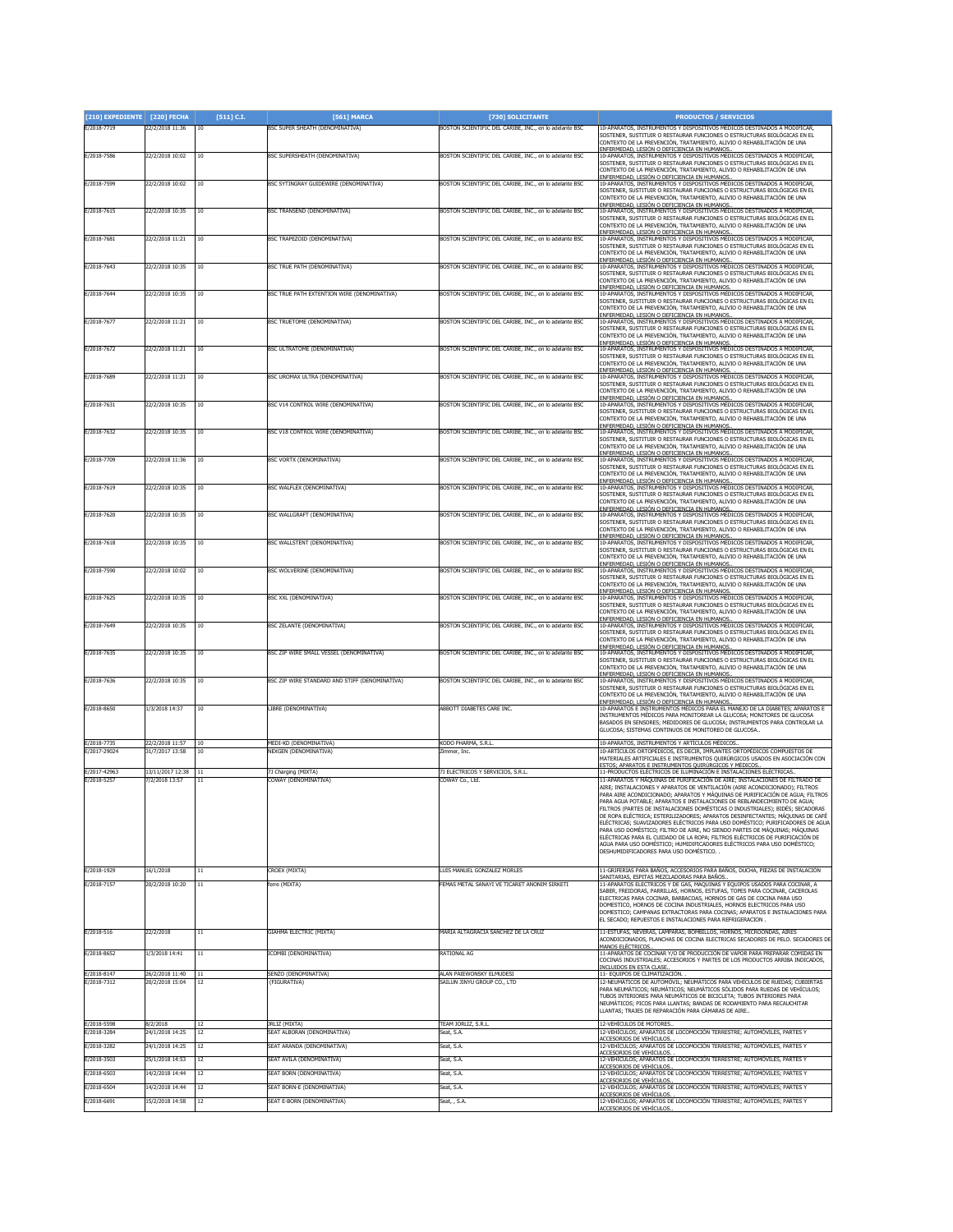| [210] EXPEDIENTE | [220] FECHA | [511] C.I. | [561] MARCA | [730] SOLICITANTE | PRODUCTOS / SERVICIOS |
|---|---|---|---|---|---|
| E/2018-7719 | 22/2/2018 11:36 | 10 | BSC SUPER SHEATH (DENOMINATIVA) | BOSTON SCIENTIFIC DEL CARIBE, INC., en lo adelante BSC | 10-APARATOS, INSTRUMENTOS Y DISPOSITIVOS MÉDICOS DESTINADOS A MODIFICAR, SOSTENER, SUSTITUIR O RESTAURAR FUNCIONES O ESTRUCTURAS BIOLÓGICAS EN EL CONTEXTO DE LA PREVENCIÓN, TRATAMIENTO, ALIVIO O REHABILITACIÓN DE UNA ENFERMEDAD, LESIÓN O DEFICIENCIA EN HUMANOS.. |
| E/2018-7586 | 22/2/2018 10:02 | 10 | BSC SUPERSHEATH (DENOMINATIVA) | BOSTON SCIENTIFIC DEL CARIBE, INC., en lo adelante BSC | 10-APARATOS, INSTRUMENTOS Y DISPOSITIVOS MÉDICOS DESTINADOS A MODIFICAR, SOSTENER, SUSTITUIR O RESTAURAR FUNCIONES O ESTRUCTURAS BIOLÓGICAS EN EL CONTEXTO DE LA PREVENCIÓN, TRATAMIENTO, ALIVIO O REHABILITACIÓN DE UNA ENFERMEDAD, LESIÓN O DEFICIENCIA EN HUMANOS.. |
| E/2018-7599 | 22/2/2018 10:02 | 10 | BSC SYTINGRAY GUIDEWIRE (DENOMINATIVA) | BOSTON SCIENTIFIC DEL CARIBE, INC., en lo adelante BSC | 10-APARATOS, INSTRUMENTOS Y DISPOSITIVOS MÉDICOS DESTINADOS A MODIFICAR, SOSTENER, SUSTITUIR O RESTAURAR FUNCIONES O ESTRUCTURAS BIOLÓGICAS EN EL CONTEXTO DE LA PREVENCIÓN, TRATAMIENTO, ALIVIO O REHABILITACIÓN DE UNA ENFERMEDAD, LESIÓN O DEFICIENCIA EN HUMANOS.. |
| E/2018-7615 | 22/2/2018 10:35 | 10 | BSC TRANSEND (DENOMINATIVA) | BOSTON SCIENTIFIC DEL CARIBE, INC., en lo adelante BSC | 10-APARATOS, INSTRUMENTOS Y DISPOSITIVOS MÉDICOS DESTINADOS A MODIFICAR, SOSTENER, SUSTITUIR O RESTAURAR FUNCIONES O ESTRUCTURAS BIOLÓGICAS EN EL CONTEXTO DE LA PREVENCIÓN, TRATAMIENTO, ALIVIO O REHABILITACIÓN DE UNA ENFERMEDAD, LESIÓN O DEFICIENCIA EN HUMANOS.. |
| E/2018-7681 | 22/2/2018 11:21 | 10 | BSC TRAPEZOID (DENOMINATIVA) | BOSTON SCIENTIFIC DEL CARIBE, INC., en lo adelante BSC | 10-APARATOS, INSTRUMENTOS Y DISPOSITIVOS MÉDICOS DESTINADOS A MODIFICAR, SOSTENER, SUSTITUIR O RESTAURAR FUNCIONES O ESTRUCTURAS BIOLÓGICAS EN EL CONTEXTO DE LA PREVENCIÓN, TRATAMIENTO, ALIVIO O REHABILITACIÓN DE UNA ENFERMEDAD, LESIÓN O DEFICIENCIA EN HUMANOS.. |
| E/2018-7643 | 22/2/2018 10:35 | 10 | BSC TRUE PATH (DENOMINATIVA) | BOSTON SCIENTIFIC DEL CARIBE, INC., en lo adelante BSC | 10-APARATOS, INSTRUMENTOS Y DISPOSITIVOS MÉDICOS DESTINADOS A MODIFICAR, SOSTENER, SUSTITUIR O RESTAURAR FUNCIONES O ESTRUCTURAS BIOLÓGICAS EN EL CONTEXTO DE LA PREVENCIÓN, TRATAMIENTO, ALIVIO O REHABILITACIÓN DE UNA ENFERMEDAD, LESIÓN O DEFICIENCIA EN HUMANOS.. |
| E/2018-7644 | 22/2/2018 10:35 | 10 | BSC TRUE PATH EXTENTION WIRE (DENOMINATIVA) | BOSTON SCIENTIFIC DEL CARIBE, INC., en lo adelante BSC | 10-APARATOS, INSTRUMENTOS Y DISPOSITIVOS MÉDICOS DESTINADOS A MODIFICAR, SOSTENER, SUSTITUIR O RESTAURAR FUNCIONES O ESTRUCTURAS BIOLÓGICAS EN EL CONTEXTO DE LA PREVENCIÓN, TRATAMIENTO, ALIVIO O REHABILITACIÓN DE UNA ENFERMEDAD, LESIÓN O DEFICIENCIA EN HUMANOS.. |
| E/2018-7677 | 22/2/2018 11:21 | 10 | BSC TRUETOME (DENOMINATIVA) | BOSTON SCIENTIFIC DEL CARIBE, INC., en lo adelante BSC | 10-APARATOS, INSTRUMENTOS Y DISPOSITIVOS MÉDICOS DESTINADOS A MODIFICAR, SOSTENER, SUSTITUIR O RESTAURAR FUNCIONES O ESTRUCTURAS BIOLÓGICAS EN EL CONTEXTO DE LA PREVENCIÓN, TRATAMIENTO, ALIVIO O REHABILITACIÓN DE UNA ENFERMEDAD, LESIÓN O DEFICIENCIA EN HUMANOS.. |
| E/2018-7672 | 22/2/2018 11:21 | 10 | BSC ULTRATOME (DENOMINATIVA) | BOSTON SCIENTIFIC DEL CARIBE, INC., en lo adelante BSC | 10-APARATOS, INSTRUMENTOS Y DISPOSITIVOS MÉDICOS DESTINADOS A MODIFICAR, SOSTENER, SUSTITUIR O RESTAURAR FUNCIONES O ESTRUCTURAS BIOLÓGICAS EN EL CONTEXTO DE LA PREVENCIÓN, TRATAMIENTO, ALIVIO O REHABILITACIÓN DE UNA ENFERMEDAD, LESIÓN O DEFICIENCIA EN HUMANOS.. |
| E/2018-7689 | 22/2/2018 11:21 | 10 | BSC UROMAX ULTRA (DENOMINATIVA) | BOSTON SCIENTIFIC DEL CARIBE, INC., en lo adelante BSC | 10-APARATOS, INSTRUMENTOS Y DISPOSITIVOS MÉDICOS DESTINADOS A MODIFICAR, SOSTENER, SUSTITUIR O RESTAURAR FUNCIONES O ESTRUCTURAS BIOLÓGICAS EN EL CONTEXTO DE LA PREVENCIÓN, TRATAMIENTO, ALIVIO O REHABILITACIÓN DE UNA ENFERMEDAD, LESIÓN O DEFICIENCIA EN HUMANOS.. |
| E/2018-7631 | 22/2/2018 10:35 | 10 | BSC V14 CONTROL WIRE (DENOMINATIVA) | BOSTON SCIENTIFIC DEL CARIBE, INC., en lo adelante BSC | 10-APARATOS, INSTRUMENTOS Y DISPOSITIVOS MÉDICOS DESTINADOS A MODIFICAR, SOSTENER, SUSTITUIR O RESTAURAR FUNCIONES O ESTRUCTURAS BIOLÓGICAS EN EL CONTEXTO DE LA PREVENCIÓN, TRATAMIENTO, ALIVIO O REHABILITACIÓN DE UNA ENFERMEDAD, LESIÓN O DEFICIENCIA EN HUMANOS.. |
| E/2018-7632 | 22/2/2018 10:35 | 10 | BSC V18 CONTROL WIRE (DENOMINATIVA) | BOSTON SCIENTIFIC DEL CARIBE, INC., en lo adelante BSC | 10-APARATOS, INSTRUMENTOS Y DISPOSITIVOS MÉDICOS DESTINADOS A MODIFICAR, SOSTENER, SUSTITUIR O RESTAURAR FUNCIONES O ESTRUCTURAS BIOLÓGICAS EN EL CONTEXTO DE LA PREVENCIÓN, TRATAMIENTO, ALIVIO O REHABILITACIÓN DE UNA ENFERMEDAD, LESIÓN O DEFICIENCIA EN HUMANOS.. |
| E/2018-7709 | 22/2/2018 11:36 | 10 | BSC VORTX (DENOMINATIVA) | BOSTON SCIENTIFIC DEL CARIBE, INC., en lo adelante BSC | 10-APARATOS, INSTRUMENTOS Y DISPOSITIVOS MÉDICOS DESTINADOS A MODIFICAR, SOSTENER, SUSTITUIR O RESTAURAR FUNCIONES O ESTRUCTURAS BIOLÓGICAS EN EL CONTEXTO DE LA PREVENCIÓN, TRATAMIENTO, ALIVIO O REHABILITACIÓN DE UNA ENFERMEDAD, LESIÓN O DEFICIENCIA EN HUMANOS.. |
| E/2018-7619 | 22/2/2018 10:35 | 10 | BSC WALFLEX (DENOMINATIVA) | BOSTON SCIENTIFIC DEL CARIBE, INC., en lo adelante BSC | 10-APARATOS, INSTRUMENTOS Y DISPOSITIVOS MÉDICOS DESTINADOS A MODIFICAR, SOSTENER, SUSTITUIR O RESTAURAR FUNCIONES O ESTRUCTURAS BIOLÓGICAS EN EL CONTEXTO DE LA PREVENCIÓN, TRATAMIENTO, ALIVIO O REHABILITACIÓN DE UNA ENFERMEDAD, LESIÓN O DEFICIENCIA EN HUMANOS.. |
| E/2018-7620 | 22/2/2018 10:35 | 10 | BSC WALLGRAFT (DENOMINATIVA) | BOSTON SCIENTIFIC DEL CARIBE, INC., en lo adelante BSC | 10-APARATOS, INSTRUMENTOS Y DISPOSITIVOS MÉDICOS DESTINADOS A MODIFICAR, SOSTENER, SUSTITUIR O RESTAURAR FUNCIONES O ESTRUCTURAS BIOLÓGICAS EN EL CONTEXTO DE LA PREVENCIÓN, TRATAMIENTO, ALIVIO O REHABILITACIÓN DE UNA ENFERMEDAD, LESIÓN O DEFICIENCIA EN HUMANOS.. |
| E/2018-7618 | 22/2/2018 10:35 | 10 | BSC WALLSTENT (DENOMINATIVA) | BOSTON SCIENTIFIC DEL CARIBE, INC., en lo adelante BSC | 10-APARATOS, INSTRUMENTOS Y DISPOSITIVOS MÉDICOS DESTINADOS A MODIFICAR, SOSTENER, SUSTITUIR O RESTAURAR FUNCIONES O ESTRUCTURAS BIOLÓGICAS EN EL CONTEXTO DE LA PREVENCIÓN, TRATAMIENTO, ALIVIO O REHABILITACIÓN DE UNA ENFERMEDAD, LESIÓN O DEFICIENCIA EN HUMANOS.. |
| E/2018-7590 | 22/2/2018 10:02 | 10 | BSC WOLVERINE (DENOMINATIVA) | BOSTON SCIENTIFIC DEL CARIBE, INC., en lo adelante BSC | 10-APARATOS, INSTRUMENTOS Y DISPOSITIVOS MÉDICOS DESTINADOS A MODIFICAR, SOSTENER, SUSTITUIR O RESTAURAR FUNCIONES O ESTRUCTURAS BIOLÓGICAS EN EL CONTEXTO DE LA PREVENCIÓN, TRATAMIENTO, ALIVIO O REHABILITACIÓN DE UNA ENFERMEDAD, LESIÓN O DEFICIENCIA EN HUMANOS. |
| E/2018-7625 | 22/2/2018 10:35 | 10 | BSC XXL (DENOMINATIVA) | BOSTON SCIENTIFIC DEL CARIBE, INC., en lo adelante BSC | 10-APARATOS, INSTRUMENTOS Y DISPOSITIVOS MÉDICOS DESTINADOS A MODIFICAR, SOSTENER, SUSTITUIR O RESTAURAR FUNCIONES O ESTRUCTURAS BIOLÓGICAS EN EL CONTEXTO DE LA PREVENCIÓN, TRATAMIENTO, ALIVIO O REHABILITACIÓN DE UNA ENFERMEDAD, LESIÓN O DEFICIENCIA EN HUMANOS.. |
| E/2018-7649 | 22/2/2018 10:35 | 10 | BSC ZELANTE (DENOMINATIVA) | BOSTON SCIENTIFIC DEL CARIBE, INC., en lo adelante BSC | 10-APARATOS, INSTRUMENTOS Y DISPOSITIVOS MÉDICOS DESTINADOS A MODIFICAR, SOSTENER, SUSTITUIR O RESTAURAR FUNCIONES O ESTRUCTURAS BIOLÓGICAS EN EL CONTEXTO DE LA PREVENCIÓN, TRATAMIENTO, ALIVIO O REHABILITACIÓN DE UNA ENFERMEDAD, LESIÓN O DEFICIENCIA EN HUMANOS.. |
| E/2018-7635 | 22/2/2018 10:35 | 10 | BSC ZIP WIRE SMALL VESSEL (DENOMINATIVA) | BOSTON SCIENTIFIC DEL CARIBE, INC., en lo adelante BSC | 10-APARATOS, INSTRUMENTOS Y DISPOSITIVOS MÉDICOS DESTINADOS A MODIFICAR, SOSTENER, SUSTITUIR O RESTAURAR FUNCIONES O ESTRUCTURAS BIOLÓGICAS EN EL CONTEXTO DE LA PREVENCIÓN, TRATAMIENTO, ALIVIO O REHABILITACIÓN DE UNA ENFERMEDAD, LESIÓN O DEFICIENCIA EN HUMANOS.. |
| E/2018-7636 | 22/2/2018 10:35 | 10 | BSC ZIP WIRE STANDARD AND STIFF (DENOMINATIVA) | BOSTON SCIENTIFIC DEL CARIBE, INC., en lo adelante BSC | 10-APARATOS, INSTRUMENTOS Y DISPOSITIVOS MÉDICOS DESTINADOS A MODIFICAR, SOSTENER, SUSTITUIR O RESTAURAR FUNCIONES O ESTRUCTURAS BIOLÓGICAS EN EL CONTEXTO DE LA PREVENCIÓN, TRATAMIENTO, ALIVIO O REHABILITACIÓN DE UNA ENFERMEDAD, LESIÓN O DEFICIENCIA EN HUMANOS.. |
| E/2018-8650 | 1/3/2018 14:37 | 10 | LIBRE (DENOMINATIVA) | ABBOTT DIABETES CARE INC. | 10-APARATOS E INSTRUMENTOS MÉDICOS PARA EL MANEJO DE LA DIABETES; APARATOS E INSTRUMENTOS MÉDICOS PARA MONITOREAR LA GLUCOSA; MONITORES DE GLUCOSA BASADOS EN SENSORES; MEDIDORES DE GLUCOSA; INSTRUMENTOS PARA CONTROLAR LA GLUCOSA; SISTEMAS CONTINUOS DE MONITOREO DE GLUCOSA.. |
| E/2018-7735 | 22/2/2018 11:57 | 10 | MEDI-KD (DENOMINATIVA) | KODO PHARMA, S.R.L. | 10-APARATOS, INSTRUMENTOS Y ARTÍCULOS MÉDICOS.. |
| E/2017-29024 | 31/7/2017 13:58 | 10 | NEXGEN (DENOMINATIVA) | Zimmer, Inc. | 10-ARTÍCULOS ORTOPÉDICOS, ES DECIR, IMPLANTES ORTOPÉDICOS COMPUESTOS DE MATERIALES ARTIFICIALES E INSTRUMENTOS QUIRÚRGICOS USADOS EN ASOCIACIÓN CON ESTOS; APARATOS E INSTRUMENTOS QUIRÚRGICOS Y MÉDICOS.. |
| E/2017-42963 | 13/11/2017 12:38 | 11 | 7J Charging (MIXTA) | 7J ELECTRICOS Y SERVICIOS, S.R.L. | 11-PRODUCTOS ELÉCTRICOS DE ILUMINACIÓN E INSTALACIONES ELÉCTRICAS.. |
| E/2018-5257 | 7/2/2018 13:57 | 11 | COWAY (DENOMINATIVA) | COWAY Co., Ltd. | 11-APARATOS Y MÁQUINAS DE PURIFICACIÓN DE AIRE; INSTALACIONES DE FILTRADO DE AIRE; INSTALACIONES Y APARATOS DE VENTILACIÓN (AIRE ACONDICIONADO); FILTROS PARA AIRE ACONDICIONADO; APARATOS Y MÁQUINAS DE PURIFICACIÓN DE AGUA; FILTROS PARA AGUA POTABLE; APARATOS E INSTALACIONES DE REBLANDECIMIENTO DE AGUA; FILTROS (PARTES DE INSTALACIONES DOMÉSTICAS O INDUSTRIALES); BIDÉS; SECADORAS DE ROPA ELÉCTRICA; ESTERILIZADORES; APARATOS DESINFECTANTES; MÁQUINAS DE CAFÉ ELÉCTRICAS; SUAVIZADORES ELÉCTRICOS PARA USO DOMÉSTICO; PURIFICADORES DE AGUA PARA USO DOMÉSTICO; FILTRO DE AIRE, NO SIENDO PARTES DE MÁQUINAS; MÁQUINAS ELÉCTRICAS PARA EL CUIDADO DE LA ROPA; FILTROS ELÉCTRICOS DE PURIFICACIÓN DE AGUA PARA USO DOMÉSTICO; HUMIDIFICADORES ELÉCTRICOS PARA USO DOMÉSTICO; DESHUMIDIFICADORES PARA USO DOMÉSTICO. . |
| E/2018-1929 | 16/1/2018 | 11 | CROEX (MIXTA) | LUIS MANUEL GONZALEZ MORLES | 11-GRIFERIAS PARA BAÑOS, ACCESORIOS PARA BAÑOS, DUCHA, PIEZAS DE INSTALACIÓN SANITARIAS, ESPITAS MEZCLADORAS PARA BAÑOS.. |
| E/2018-7157 | 20/2/2018 10:20 | 11 | ferro (MIXTA) | FEMAS METAL SANAYI VE TICARET ANONIM SIRKETI | 11-APARATOS ELECTRICOS Y DE GAS, MAQUINAS Y EQUIPOS USADOS PARA COCINAR, A SABER, FREIDORAS, PARRILLAS, HORNOS, ESTUFAS, TOPES PARA COCINAR, CACEROLAS ELECTRICAS PARA COCINAR, BARBACOAS, HORNOS DE GAS DE COCINA PARA USO DOMESTICO, HORNOS DE COCINA INDUSTRIALES, HORNOS ELECTRICOS PARA USO DOMESTICO; CAMPANAS EXTRACTORAS PARA COCINAS; APARATOS E INSTALACIONES PARA EL SECADO; REPUESTOS E INSTALACIONES PARA REFRIGERACION . |
| E/2018-516 | 22/2/2018 | 11 | GIAHMA ELECTRIC (MIXTA) | MARIA ALTAGRACIA SANCHEZ DE LA CRUZ | 11-ESTUFAS, NEVERAS, LAMPARAS, BOMBILLOS, HORNOS, MICROONDAS, AIRES ACONDICIONADOS, PLANCHAS DE COCINA ELECTRICAS SECADORES DE PELO. SECADORES DE MANOS ELÉCTRICOS.. |
| E/2018-8652 | 1/3/2018 14:41 | 11 | ICOMBI (DENOMINATIVA) | RATIONAL AG | 11-APARATOS DE COCINAR Y/O DE PRODUCCIÓN DE VAPOR PARA PREPARAR COMIDAS EN COCINAS INDUSTRIALES; ACCESORIOS Y PARTES DE LOS PRODUCTOS ARRIBA INDICADOS, INCLUIDOS EN ESTA CLASE.. |
| E/2018-8147 | 26/2/2018 11:40 | 11 | SENZO (DENOMINATIVA) | ALAN PAIEWONSKY ELMUDESI | 11- EQUIPOS DE CLIMATIZACIÓN. . |
| E/2018-7312 | 20/2/2018 15:04 | 12 | (FIGURATIVA) | SAILUN JINYU GROUP CO., LTD | 12-NEUMÁTICOS DE AUTOMÓVIL; NEUMÁTICOS PARA VEHÍCULOS DE RUEDAS; CUBIERTAS PARA NEUMÁTICOS; NEUMÁTICOS SÓLIDOS PARA RUEDAS DE VEHÍCULOS; TUBOS INTERIORES PARA NEUMÁTICOS DE BICICLETA; TUBOS INTERIORES PARA NEUMÁTICOS; PICOS PARA LLANTAS; BANDAS DE RODAMIENTO PARA RECAUCHITAR LLANTAS; TRAJES DE REPARACIÓN PARA CÁMARAS DE AIRE.. |
| E/2018-5598 | 8/2/2018 | 12 | JRLIZ (MIXTA) | TEAM JORLIZ, S.R.L. | 12-VEHÍCULOS DE MOTORES.. |
| E/2018-3284 | 24/1/2018 14:25 | 12 | SEAT ALBORAN (DENOMINATIVA) | Seat, S.A. | 12-VEHÍCULOS; APARATOS DE LOCOMOCIÓN TERRESTRE; AUTOMÓVILES, PARTES Y ACCESORIOS DE VEHÍCULOS. . |
| E/2018-3282 | 24/1/2018 14:25 | 12 | SEAT ARANDA (DENOMINATIVA) | Seat, S.A. | 12-VEHÍCULOS; APARATOS DE LOCOMOCIÓN TERRESTRE; AUTOMÓVILES, PARTES Y ACCESORIOS DE VEHÍCULOS. . |
| E/2018-3503 | 25/1/2018 14:53 | 12 | SEAT AVILA (DENOMINATIVA) | Seat, S.A. | 12-VEHÍCULOS; APARATOS DE LOCOMOCIÓN TERRESTRE; AUTOMÓVILES, PARTES Y ACCESORIOS DE VEHÍCULOS.. |
| E/2018-6503 | 14/2/2018 14:44 | 12 | SEAT BORN (DENOMINATIVA) | Seat, S.A. | 12-VEHÍCULOS; APARATOS DE LOCOMOCIÓN TERRESTRE; AUTOMÓVILES, PARTES Y ACCESORIOS DE VEHÍCULOS.. |
| E/2018-6504 | 14/2/2018 14:44 | 12 | SEAT BORN-E (DENOMINATIVA) | Seat, S.A. | 12-VEHÍCULOS; APARATOS DE LOCOMOCIÓN TERRESTRE; AUTOMÓVILES, PARTES Y ACCESORIOS DE VEHÍCULOS. . |
| E/2018-6691 | 15/2/2018 14:58 | 12 | SEAT E-BORN (DENOMINATIVA) | Seat, , S.A. | 12-VEHÍCULOS; APARATOS DE LOCOMOCIÓN TERRESTRE; AUTOMÓVILES, PARTES Y ACCESORIOS DE VEHÍCULOS.. |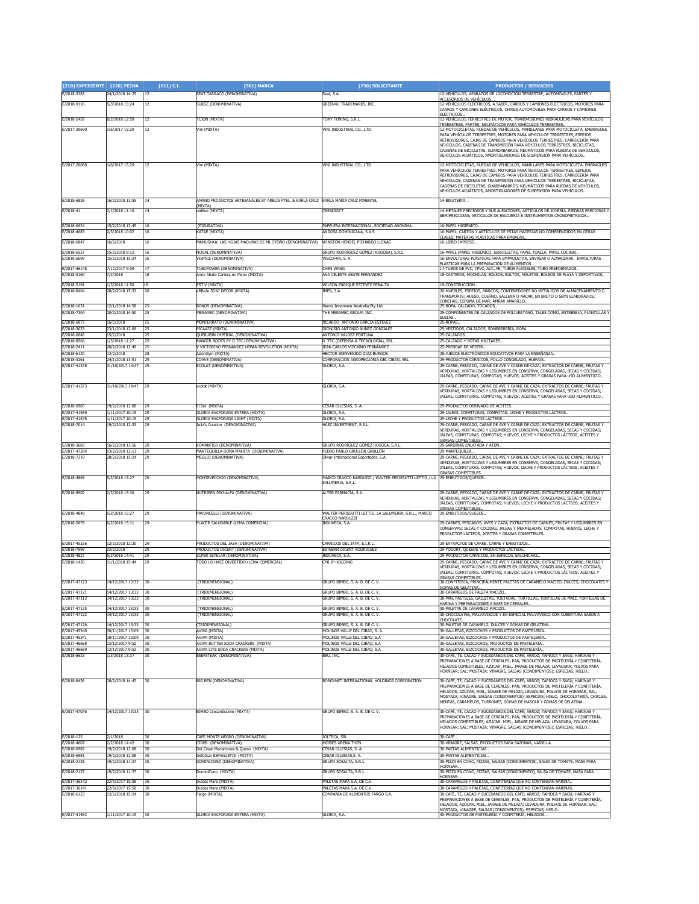| [210] EXPEDIENTE | [220] FECHA | [511] C.I. | [561] MARCA | [730] SOLICITANTE | PRODUCTOS / SERVICIOS |
|---|---|---|---|---|---|
| E/2018-3283 | 24/1/2018 14:25 | 12 | SEAT TARRACO (DENOMINATIVA) | Seat, S.A. | 12-VEHÍCULOS; APARATOS DE LOCOMOCIÓN TERRESTRE; AUTOMÓVILES, PARTES Y ACCESORIOS DE VEHÍCULOS. . |
| E/2018-9116 | 5/3/2018 15:24 | 12 | SURGE (DENOMINATIVA) | GREEN4U TRADEMARKS, INC. | 12-VEHÍCULOS ELÉCTRICOS, A SABER, CARROS Y CAMIONES ELÉCTRICOS, MOTORES PARA CARROS Y CAMIONES ELÉCTRICOS, CHASIS AUTOMÓVILES PARA CARROS Y CAMIONES ELÉCTRICOS.. |
| E/2018-5459 | 8/2/2018 12:58 | 12 | TEJÓN (MIXTA) | TONY TUNING, S.R.L. | 12-VEHÍCULOS TERRESTRES DE MOTOR, TRANSMISIONES HIDRÁULICAS PARA VEHÍCULOS TERRESTRES, PARTES; NEUMÁTICOS PARA VEHÍCULOS TERRESTRES.. |
| E/2017-20690 | 1/6/2017 15:29 | 12 | Vini (MIXTA) | VINI INDUSTRIAL CO., LTD | 12-MOTOCICLETAS, RUEDAS DE VEHÍCULOS, MANILLARES PARA MOTOCICLETA, EMBRAGUES PARA VEHÍCULOS TERRESTRES, MOTORES PARA VEHÍCULOS TERRESTRES, ESPEJOS RETROVISORES, CAJAS DE CAMBIOS PARA VEHÍCULOS TERRESTRES, CARROCERÍA PARA VEHÍCULOS, CADENAS DE TRANSMISIÓN PARA VEHÍCULOS TERRESTRES, BICICLETAS, CADENAS DE BICICLETAS, GUARDABARROS, NEUMÁTICOS PARA RUEDAS DE VEHÍCULOS, VEHÍCULOS ACUÁTICOS, AMORTIGUADORES DE SUSPENSIÓN PARA VEHÍCULOS.. |
| E/2017-20689 | 1/6/2017 15:29 | 12 | Vini (MIXTA) | VINI INDUSTRIAL CO., LTD | 12-MOTOCICLETAS, RUEDAS DE VEHÍCULOS, MANILLARES PARA MOTOCICLETA, EMBRAGUES PARA VEHÍCULOS TERRESTRES, MOTORES PARA VEHÍCULOS TERRESTRES, ESPEJOS RETROVISORES, CAJAS DE CAMBIOS PARA VEHÍCULOS TERRESTRES, CARROCERÍA PARA VEHÍCULOS, CADENAS DE TRANSMISIÓN PARA VEHÍCULOS TERRESTRES, BICICLETAS, CADENAS DE BICICLETAS, GUARDABARROS, NEUMÁTICOS PARA RUEDAS DE VEHÍCULOS, VEHÍCULOS ACUÁTICOS, AMORTIGUADORES DE SUSPENSIÓN PARA VEHÍCULOS.. |
| E/2018-6836 | 16/2/2018 13:55 | 14 | AMANO PRODUCTOS ARTESANALES BY ARELIS PTEL. & KARLA CRUZ (MIXTA) | KARLA MARÍA CRUZ PIMENTEL | 14-BISUTERÍA. . |
| E/2018-41 | 2/1/2018 11:10 | 14 | redline (MIXTA) | CREADDICT | 14-METALES PRECIOSOS Y SUS ALEACIONES; ARTÍCULOS DE JOYERÍA, PIEDRAS PRECIOSAS Y SEMIPRECIOSAS; ARTÍCULOS DE RELOJERÍA E INSTRUMENTOS CRONOMÉTRICOS.. |
| E/2018-6624 | 15/2/2018 12:45 | 16 | (FIGURATIVA) | PAPELERA INTERNACIONAL, SOCIEDAD ANONIMA. | 16-PAPEL HIGIÉNICO.. |
| E/2018-4683 | 2/3/2018 10:02 | 16 | KATAE (MIXTA) | ANDOSA DOMINICANA, S.A.S | 16-PAPEL, CARTÓN Y ARTÍCULOS DE ESTAS MATERIAS NO COMPRENDIDOS EN OTRAS CLASES; MATERIAS PLÁSTICAS PARA EMBALAR.. |
| E/2018-6847 | 16/2/2018 | 16 | MAMUSHKA: LAS HOJAS MADURAS DE MI OTOÑO (DENOMINATIVA) | WINSTON HENDEL PICHARDO LLENAS | 16-LIBRO IMPRESO.. |
| E/2018-6527 | 15/2/2018 8:12 | 16 | NOGAL (DENOMINATIVA) | GRUPO RODRÍGUEZ GOMEZ (ROGOSA), S.R.L. | 16-PAPEL (PAPEL HIGIÉNICO, SERVILLETAS, PAPEL TOALLA, PAPEL COCINA).. |
| E/2018-6699 | 15/2/2018 15:24 | 16 | VISPICE (DENOMINATIVA) | VISCOFAN, S. A. | 16-ENVOLTURAS PLÁSTICAS PARA EMPAQUETAR, ENVASAR O ALMACENAR. ENVOLTURAS PLÁSTICAS PARA LA PREPARACIÓN DE ALIMENTOS. . |
| E/2017-46145 | 7/12/2017 9:09 | 17 | TUBOPOWER (DENOMINATIVA) | ZHEN WANG | 17-TUBOS DE PVC, CPVC, ACC, PE, TUBOS FLEXIBLES, TUBO PREFORMADOS.. |
| E/2018-5160 | 7/2/2018 | 18 | Anny Abate Cartera en Mano (MIXTA) | ANA CELESTE ABATE FERNANDEZ | 18-CARTERAS, MOCHILAS, BOLSOS, BULTOS, MALETAS, BOLSOS DE PLAYA Y DEPORTIVOS,. |
| E/2018-5191 | 1/3/2018 11:50 | 19 | EST V (MIXTA) | WILSON ENRIQUE ESTEVEZ PERALTA | 19-CONSTRUCCIÓN.. |
| E/2018-8464 | 28/2/2018 15:33 | 20 | aRBaJe SONI DECOR (MIXTA) | IMER, S.A. | 20-MUEBLES, ESPEJOS, MARCOS; CONTENEDORES NO METÁLICOS DE ALMACENAMIENTO O TRANSPORTE; HUESO, CUERNO, BALLENA O NÁCAR, EN BRUTO O SEMI ELABORADOS; CONCHAS; ESPUMA DE MAR; ÁMBAR AMARILLO.. |
| E/2018-1631 | 12/1/2018 14:58 | 25 | BONDS (DENOMINATIVA) | Hanes Innerwear Australia Pty Ltd. | 25-ROPA, CALZADO, TOCADOS.. |
| E/2018-7304 | 20/2/2018 14:50 | 25 | MERAMEC (DENOMINATIVA) | THE MERAMEC GROUP, INC. | 25-COMPONENTES DE CALZADOS DE POLIURETANO. TALES COMO, ENTRESELA, PLANTILLAS Y SUELAS.. |
| E/2018-6873 | 16/2/2018 | 25 | MONFERRATO (DENOMINATIVA) | RICARDO ANTONIO GARCÍA ESTEVEZ | 25-ROPAS.. |
| E/2018-3023 | 23/1/2018 12:09 | 25 | PICAAZ (MIXTA) | DIONISIO ANTONIO NUÑEZ GONZÁLEZ | 25-VESTIDOS, CALZADOS, SOMBRERERÍA, ROPA.. |
| E/2018-6646 | 15/2/2018 | 25 | QUERUBIN IMPERIAL (DENOMINATIVA) | ANTONIO VALDEZ FORTUNA | 25-CALZADOS.. |
| E/2018-8566 | 1/3/2018 11:27 | 25 | RANGER BOOTS BY D TEC (DENOMINATIVA) | D´TEC (DEFENSA & TECNOLOGÍA), SRL | 25-CALZADO Y BOTAS MILITARES.. |
| E/2018-2411 | 20/2/2018 12:49 | 25 | V VICTORINO FERNANDEZ URBAN REVOLUTION (MIXTA) | JEAN CARLOS VIZCAINO FERNANDEZ | 25-PRENDAS DE VESTIR.. |
| E/2018-6120 | 12/2/2018 | 28 | AskinGym (MIXTA) | HECTOR BIENVENIDO DIAZ BURGOS | 28-JUEGOS ELECTRONICOS EDUCATIVOS PARA LA ENSEÑANZA.. |
| E/2018-3261 | 24/1/2018 13:51 | 29 | COAVE (DENOMINATIVA) | CORPORACIÓN AGROPECUARIA DEL CIBAO, SRL | 29-PRODUCTOS CÁRNICOS, POLLO CONGELADO, HUEVOS.. |
| E/2017-41378 | 31/10/2017 14:47 | 29 | ECOLAT (DENOMINATIVA) | GLORIA, S.A. | 29-CARNE, PESCADO, CARNE DE AVE Y CARNE DE CAZA; EXTRACTOS DE CARNE; FRUTAS Y VERDURAS, HORTALIZAS Y LEGUMBRES EN CONSERVA, CONGELADAS, SECAS Y COCIDAS; JALEAS, CONFITURAS, COMPOTAS; HUEVOS; ACEITES Y GRASAS PARA USO ALIMENTICIO.. |
| E/2017-41373 | 31/10/2017 14:47 | 29 | ecolat (MIXTA) | GLORIA, S.A. | 29-CARNE, PESCADO, CARNE DE AVE Y CARNE DE CAZA; EXTRACTOS DE CARNE; FRUTAS Y VERDURAS, HORTALIZAS Y LEGUMBRES EN CONSERVA, CONGELADAS, SECAS Y COCIDAS; JALEAS, CONFITURAS, COMPOTAS; HUEVOS; ACEITES Y GRASAS PARA USO ALIMENTICIO.. |
| E/2018-6983 | 19/2/2018 12:08 | 29 | El Sol (MIXTA) | CESAR IGLESIAS, S. A. | 29-PRODUCTOS DERIVADO DE ACEITES.. |
| E/2017-41469 | 1/11/2017 10:15 | 29 | GLORIA EVAPORADA ENTERA (MIXTA) | GLORIA, S.A. | 29-JALEAS, CONFITURAS, COMPOTAS; LECHE Y PRODUCTOS LÁCTEOS.. |
| E/2017-41478 | 1/11/2017 10:15 | 29 | GLORIA EVAPORADA LIGHT (MIXTA) | GLORIA, S.A. | 29-LECHE Y PRODUCTOS LÁCTEOS. . |
| E/2018-7014 | 19/2/2018 12:33 | 29 | Julia's Cousine (DENOMINATIVA) | HAEZ INVESTMENT, S.R.L. | 29-CARNE, PESCADO, CARNE DE AVE Y CARNE DE CAZA; EXTRACTOS DE CARNE; FRUTAS Y VERDURAS, HORTALIZAS Y LEGUMBRES EN CONSERVA, CONGELADAS, SECAS Y COCIDAS; JALEAS, CONFITURAS, COMPOTAS; HUEVOS, LECHE Y PRODUCTOS LÁCTEOS; ACEITES Y GRASAS COMESTIBLES.. |
| E/2018-3683 | 16/2/2018 13:56 | 29 | KOMANFISH (DENOMINATIVA) | GRUPO RODRÍGUEZ GÓMEZ ROGOSA, S.R.L. | 29-SARDINAS ENLATADA Y ATÚN.. |
| E/2017-47284 | 13/2/2018 13:13 | 29 | MANTEQUILLA DOÑA MAHITA (DENOMINATIVA) | PEDRO PABLO GRULLÓN GRULLÓN | 29-MANTEQUILLA.. |
| E/2018-7319 | 20/2/2018 15:24 | 29 | MEGLIO (DENOMINATIVA) | Olivar Internacional Exportador, S.A. | 29-CARNE, PESCADO, CARNE DE AVE Y CARNE DE CAZA; EXTRACTOS DE CARNE; FRUTAS Y VERDURAS, HORTALIZAS Y LEGUMBRES EN CONSERVA, CONGELADAS, SECAS Y COCIDAS; JALEAS, CONFITURAS, COMPOTAS; HUEVOS, LECHE Y PRODUCTOS LÁCTEOS; ACEITES Y GRASAS COMESTIBLES. . |
| E/2018-4848 | 5/2/2018 15:27 | 29 | MONTEVECCHIO (DENOMINATIVA) | MARCO CRACCO NARDUZZI / WALTER PERISSUTTI LETTIG / LA SALUMERIA, S.R.L. | 29-EMBUTIDOS/QUESOS.. |
| E/2018-8902 | 2/3/2018 15:36 | 29 | NUTRIBEN PRO-ALFA (DENOMINATIVA) | ALTER FARMACIA, S.A. | 29-CARNE, PESCADO, CARNE DE AVE Y CARNE DE CAZA; EXTRACTOS DE CARNE; FRUTAS Y VERDURAS, HORTALIZAS Y LEGUMBRES EN CONSERVA, CONGELADAS, SECAS Y COCIDAS; JALEAS, CONFITURAS, COMPOTAS; HUEVOS; LECHE Y PRODUCTOS LÁCTEOS; ACEITES Y GRASAS COMESTIBLES.. |
| E/2018-4849 | 5/2/2018 15:27 | 29 | PAVONCELLI (DENOMINATIVA) | WALTER PERISSUTTI LETTIG, LA SALUMERIA, S.R.L., MARCO CRACCO NARDUZZI | 29-EMBUTIDOS/QUESOS.. |
| E/2018-5079 | 6/2/2018 15:11 | 29 | PLACER SALUDABLE (LEMA COMERCIAL) | INDUVECA, S.A. | 29-CARNES, PESCADOS, AVES Y CAZA; EXTRACTOS DE CARNES, FRUTAS Y LEGUMBRES EN CONSERVAS; SECAS Y COCIDAS, JALEAS Y MERMELADAS, COMPOTAS, HUEVOS, LECHE Y PRODUCTOS LÁCTEOS, ACEITES Y GRASAS COMESTIBLES.. |
| E/2017-45326 | 12/2/2018 12:30 | 29 | PRODUCTOS DEL JAYA (DENOMINATIVA) | CARNICOS DEL JAYA, E.I.R.L. | 29-EXTRACTOS DE CARNE, CARNE Y EMBUTIDOS.. |
| E/2018-7999 | 23/2/2018 | 29 | PRODUCTOS DICENT (DENOMINATIVA) | ESTEBAN DICENT RODRIGUEZ | 29-YOGURT, QUESOS Y PRODUCTOS LÁCTEOS.. |
| E/2018-4827 | 5/2/2018 14:41 | 29 | SUPER ESTELAR (DENOMINATIVA) | INDUVECA, S.A. | 29-PRODUCTOS CÁRNICOS, EN ESPECIAL SALCHICHAS.. |
| E/2018-1420 | 11/1/2018 15:44 | 29 | TODO LO HACE DIVERTIDO (LEMA COMERCIAL) | CMI IP HOLDING | 29-CARNE, PESCADO, CARNE DE AVE Y CARNE DE CAZA; EXTRACTOS DE CARNE; FRUTAS Y VERDURAS, HORTALIZAS Y LEGUMBRES EN CONSERVA, CONGELADAS, SECAS Y COCIDAS; JALEAS, CONFITURAS, COMPOTAS; HUEVOS; LECHE Y PRODUCTOS LÁCTEOS; ACEITES Y GRASAS COMESTIBLES.. |
| E/2017-47123 | 14/12/2017 13:33 | 30 | (TRIDIMENSIONAL) | GRUPO BIMBO, S. A. B. DE C. V. | 30-CONFITERÍA, PRINCIPALMENTE PALETAS DE CARAMELO MACIZO, DULCES, CHOCOLATES Y GOMAS DE GELATINA. . |
| E/2017-47121 | 14/12/2017 13:33 | 30 | (TRIDIMENSIONAL) | GRUPO BIMBO, S. A. B. DE C. V. | 30-CARAMELOS DE PALETA MACIZO.. |
| E/2017-47113 | 14/12/2017 13:33 | 30 | (TRIDIMENSIONAL) | GRUPO BIMBO, S. A. B. DE C. V. | 30-PAN, PASTELES, GALLETAS, TOSTADAS, TORTILLAS, TORTILLAS DE MAÍZ, TORTILLAS DE HARINA Y PREPARACIONES A BASE DE CEREALES.. |
| E/2017-47125 | 14/12/2017 13:33 | 30 | (TRIDIMENSIONAL) | GRUPO BIMBO, S. A. B. DE C. V. | 30-PALETAS DE CARAMELO MACIZO.. |
| E/2017-47122 | 14/12/2017 13:33 | 30 | (TRIDIMENSIONAL) | GRUPO BIMBO, S. A. B. DE C. V. | 30-CHOCOLATES, MALVAVISCOS Y EN ESPECIAL MALVAVISCO CON CUBERTURA SABOR A CHOCOLATE.. |
| E/2017-47126 | 14/12/2017 13:33 | 30 | (TRIDIMENSIONAL) | GRUPO BIMBO, S. A. B. DE C. V. | 30-PALETAS DE CARAMELO, DULCES Y GOMAS DE GELATINA.. |
| E/2017-45340 | 30/11/2017 13:09 | 30 | AVIVA (MIXTA) | MOLINOS VALLE DEL CIBAO, S. A. | 30-GALLETAS, BIZCOCHOS Y PRODUCTOS DE PASTELERÍA.. |
| E/2017-45341 | 30/11/2017 13:09 | 30 | AVIVA (MIXTA) | MOLINOS VALLE DEL CIBAO, S.A | 30-GALLETAS, BIZCOCHOS Y PRODUCTOS DE PASTELERÍA.. |
| E/2017-46668 | 12/12/2017 9:52 | 30 | AVIVA BUTTER SODA CRACKERS (MIXTA) | MOLINOS VALLE DEL CIBAO, S.A | 30-GALLETAS, BIZCOCHOS, PRODUCTOS DE PASTELERÍA.. |
| E/2017-46669 | 12/12/2017 9:52 | 30 | AVIVA LITE SODA CRACKERS (MIXTA) | MOLINOS VALLE DEL CIBAO, S.A. | 30-GALLETAS, BIZCOCHOS, PRODUCTOS DE PASTELERÍA.. |
| E/2018-8623 | 1/3/2018 13:37 | 30 | BEEFSTEAK (DENOMINATIVA) | BBU, INC. | 30-CAFÉ, TÉ, CACAO Y SUCEDÁNEOS DEL CAFÉ; ARROZ; TAPIOCA Y SAGÚ; HARINAS Y PREPARACIONES A BASE DE CEREALES; PAN, PRODUCTOS DE PASTELERÍA Y CONFITERÍA; HELADOS COMESTIBLES; AZÚCAR, MIEL, JARABE DE MELAZA; LEVADURA, POLVOS PARA HORNEAR; SAL; MOSTAZA; VINAGRE, SALSAS (CONDIMENTOS); ESPECIAS; HIELO.. |
| E/2018-8436 | 28/2/2018 14:43 | 30 | BIG BEN (DENOMINATIVA) | BORGYNET INTERNATIONAL HOLDINGS CORPORATION | 30-CAFÉ, TÉ, CACAO Y SUCEDÁNEOS DEL CAFÉ; ARROZ; TAPIOCA Y SAGÚ; HARINAS Y PREPARACIONES A BASE DE CEREALES; PAN, PRODUCTOS DE PASTELERÍA Y CONFITERÍA; HELADOS; AZÚCAR, MIEL, JARABE DE MELAZA; LEVADURA, POLVOS DE HORNEAR; SAL; MOSTAZA; VINAGRE, SALSAS (CONDIMENTOS); ESPECIAS; HIELO, CHOCOLATERÍA, CHICLES, MENTAS, CARAMELOS, TURRONES, GOMAS DE MASCAR Y GOMAS DE GELATINA. . |
| E/2017-47076 | 14/12/2017 13:33 | 30 | BIMBO Crocantíssimo (MIXTA) | GRUPO BIMBO, S. A. B. DE C. V. | 30-CAFÉ, TÉ, CACAO Y SUCEDÁNEOS DEL CAFÉ; ARROZ; TAPIOCA Y SAGÚ; HARINAS Y PREPARACIONES A BASE DE CEREALES; PAN, PRODUCTOS DE PASTELERÍA Y CONFITERÍA; HELADOS COMESTIBLES; AZÚCARES, MIEL, JARABE DE MELAZA; LEVADURA; POLVOS PARA HORNEAR; SAL; MOSTAZA; VINAGRE, SALSAS (CONDIMENTOS); ESPECIAS; HIELO. . |
| E/2018-125 | 2/1/2018 | 30 | CAFE MONTE NEGRO (DENOMINATIVA) | JOLTECA, SRL | 30-CAFÉ.. |
| E/2018-4607 | 2/2/2018 14:42 | 30 | CIDER (DENOMINATIVA) | MOISES UREÑA THEN | 30-VINAGRE, SALSAS, PRODUCTOS PARA SAZONAR, VAINILLA.. |
| E/2018-6982 | 19/2/2018 12:08 | 30 | Del César Macarrones & Queso (MIXTA) | CESAR IGLESIAS, S. A. | 30-PASTAS ALIMENTICIAS.. |
| E/2018-6981 | 19/2/2018 12:08 | 30 | DelCésar ESPAGUETIS (MIXTA) | CESAR IGLESIAS,S. A. | 30-PASTAS ALIMENTICIAS.. |
| E/2018-2128 | 19/2/2018 11:27 | 30 | DOMINICONO (DENOMINATIVA) | GRUPO SOSALTA, S.R.L. | 30-PIZZA EN CONO, PIZZAS, SALSAS [CONDIMENTOS], SALSA DE TOMATE, MASA PARA HORNEAR. . |
| E/2018-2127 | 19/2/2018 11:27 | 30 | DominiCono (MIXTA) | GRUPO SOSALTA, S.R.L. | 30-PIZZA EN CONO, PIZZAS, SALSAS [CONDIMENTO], SALSA DE TOMATE, MASA PARA HORNEAR. . |
| E/2017-36142 | 22/9/2017 15:58 | 30 | Dulces Mara (MIXTA) | PALETAS MARA S.A. DE C.V. | 30-CARAMELOS Y PALETAS, CONFITERÍAS QUE NO CONTENGAN HARINA.. |
| E/2017-36141 | 22/9/2017 15:58 | 30 | Dulces Mara (MIXTA) | PALETAS MARA S.A. DE C.V. | 30-CARAMELOS Y PALETAS, CONFITERÍAS QUE NO CONTENGAN HARINAS.. |
| E/2018-6123 | 12/2/2018 15:24 | 30 | Fargo (MIXTA) | COMPAÑIA DE ALIMENTOS FARGO S.A. | 30-CAFÉ, TÉ, CACAO Y SUCEDÁNEOS DEL CAFÉ; ARROZ; TAPIOCA Y SAGÚ; HARINAS Y PREPARACIONES A BASE DE CEREALES; PAN, PRODUCTOS DE PASTELERÍA Y CONFITERÍA; HELADOS; AZÚCAR, MIEL, JARABE DE MELAZA; LEVADURA, POLVOS DE HORNEAR; SAL; MOSTAZA; VINAGRE, SALSAS (CONDIMENTOS); ESPECIAS; HIELO.. |
| E/2017-41482 | 1/11/2017 10:15 | 30 | GLORIA EVAPORADA ENTERA (MIXTA) | GLORIA, S.A. | 30-PRODUCTOS DE PASTELERÍA Y CONFITERÍA; HELADOS. . |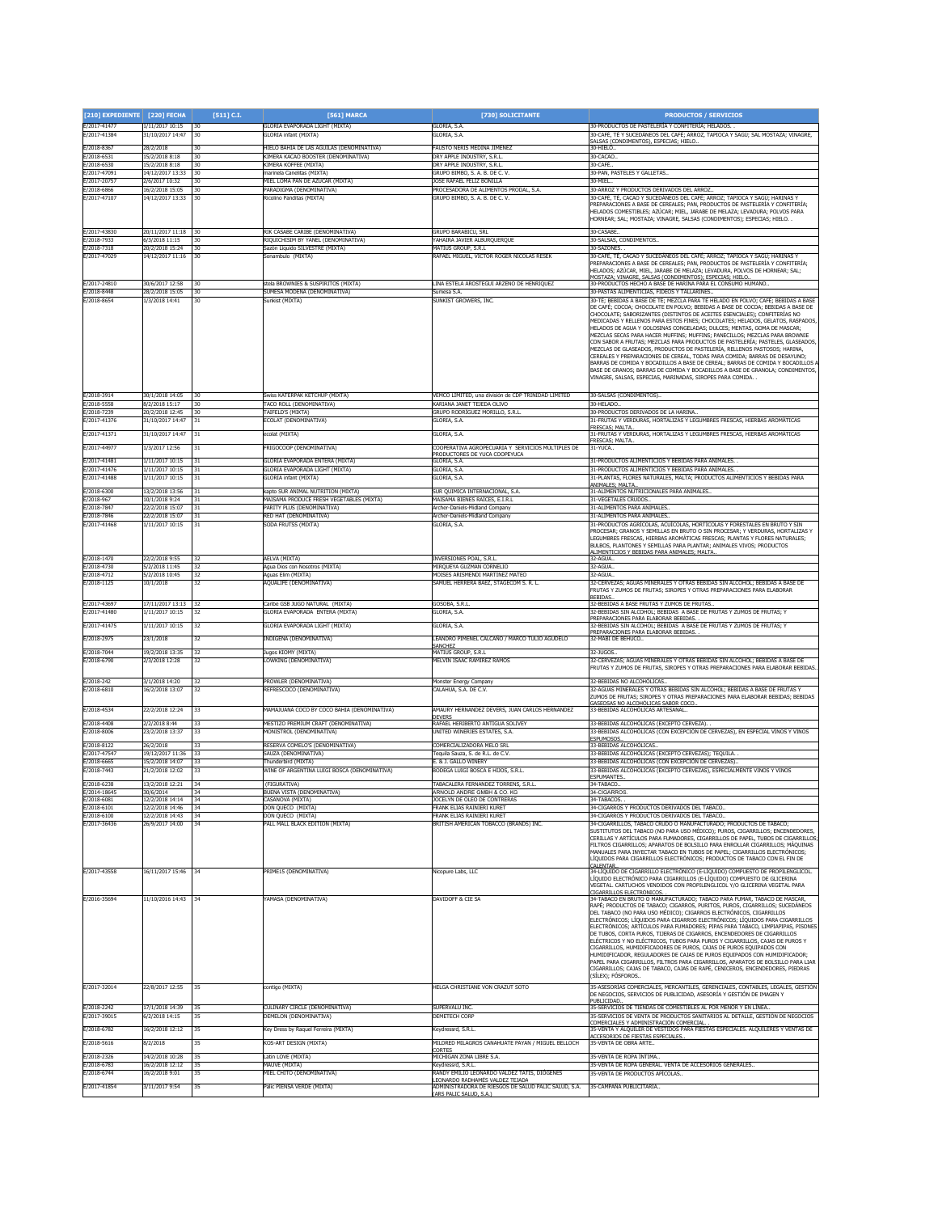| [210] EXPEDIENTE | [220] FECHA | [511] C.I. | [561] MARCA | [730] SOLICITANTE | PRODUCTOS / SERVICIOS |
|---|---|---|---|---|---|
| E/2017-41477 | 1/11/2017 10:15 | 30 | GLORIA EVAPORADA LIGHT (MIXTA) | GLORIA, S.A. | 30-PRODUCTOS DE PASTELERÍA Y CONFITERÍA; HELADOS. . |
| E/2017-41384 | 31/10/2017 14:47 | 30 | GLORIA infant (MIXTA) | GLORIA, S.A. | 30-CAFÉ, TÉ Y SUCEDÁNEOS DEL CAFÉ; ARROZ, TAPIOCA Y SAGÚ; SAL MOSTAZA; VINAGRE, SALSAS (CONDIMENTOS), ESPECIAS; HIELO.. |
| E/2018-8367 | 28/2/2018 | 30 | HIELO BAHIA DE LAS AGUILAS (DENOMINATIVA) | FAUSTO NERIS MEDINA JIMENEZ | 30-HIELO.. |
| E/2018-6531 | 15/2/2018 8:18 | 30 | KIMERA KACAO BOOSTER (DENOMINATIVA) | DRY APPLE INDUSTRY, S.R.L. | 30-CACAO.. |
| E/2018-6530 | 15/2/2018 8:18 | 30 | KIMERA KOFFEE (MIXTA) | DRY APPLE INDUSTRY, S.R.L. | 30-CAFÉ.. |
| E/2017-47091 | 14/12/2017 13:33 | 30 | marinela Canelitas (MIXTA) | GRUPO BIMBO, S. A. B. DE C. V. | 30-PAN, PASTELES Y GALLETAS.. |
| E/2017-20757 | 2/6/2017 10:32 | 30 | MIEL LOMA PAN DE AZÚCAR (MIXTA) | JOSE RAFAEL FELIZ BONILLA | 30-MIEL. |
| E/2018-6866 | 16/2/2018 15:05 | 30 | PARADIGMA (DENOMINATIVA) | PROCESADORA DE ALIMENTOS PRODAL, S.A. | 30-ARROZ Y PRODUCTOS DERIVADOS DEL ARROZ.. |
| E/2017-47107 | 14/12/2017 13:33 | 30 | Ricolino Panditas (MIXTA) | GRUPO BIMBO, S. A. B. DE C. V. | 30-CAFÉ, TÉ, CACAO Y SUCEDÁNEOS DEL CAFÉ; ARROZ; TAPIOCA Y SAGÚ; HARINAS Y PREPARACIONES A BASE DE CEREALES; PAN, PRODUCTOS DE PASTELERÍA Y CONFITERÍA; HELADOS COMESTIBLES; AZÚCAR; MIEL, JARABE DE MELAZA; LEVADURA; POLVOS PARA HORNEAR; SAL; MOSTAZA; VINAGRE, SALSAS (CONDIMENTOS); ESPECIAS; HIELO. . |
| E/2017-43830 | 20/11/2017 11:18 | 30 | RIK CASABE CARIBE (DENOMINATIVA) | GRUPO BARABICU, SRL | 30-CASABE.. |
| E/2018-7933 | 6/3/2018 11:15 | 30 | RIQUICHISIM BY YANEL (DENOMINATIVA) | YAHAIRA JAVIER ALBURQUERQUE | 30-SALSAS, CONDIMENTOS.. |
| E/2018-7318 | 20/2/2018 15:24 | 30 | Sazón Liquido SILVESTRE (MIXTA) | MATIUS GROUP, S.R.L | 30-SAZONES. . |
| E/2017-47029 | 14/12/2017 11:16 | 30 | Sonambulo (MIXTA) | RAFAEL MIGUEL, VICTOR ROGER NICOLAS RESEK | 30-CAFÉ, TÉ, CACAO Y SUCEDÁNEOS DEL CAFÉ; ARROZ; TAPIOCA Y SAGÚ; HARINAS Y PREPARACIONES A BASE DE CEREALES; PAN, PRODUCTOS DE PASTELERÍA Y CONFITERÍA; HELADOS; AZÚCAR, MIEL, JARABE DE MELAZA; LEVADURA, POLVOS DE HORNEAR; SAL; MOSTAZA; VINAGRE, SALSAS (CONDIMENTOS); ESPECIAS; HIELO.. |
| E/2017-24810 | 30/6/2017 12:58 | 30 | stela BROWNIES & SUSPIRITOS (MIXTA) | LINA ESTELA AROSTEGUI ARZENO DE HENRIQUEZ | 30-PRODUCTOS HECHO A BASE DE HARINA PARA EL CONSUMO HUMANO.. |
| E/2018-8448 | 28/2/2018 15:05 | 30 | SUMESA MODENA (DENOMINATIVA) | Sumesa S.A. | 30-PASTAS ALIMENTICIAS, FIDEOS Y TALLARINES.. |
| E/2018-8654 | 1/3/2018 14:41 | 30 | Sunkist (MIXTA) | SUNKIST GROWERS, INC. | 30-TÉ; BEBIDAS A BASE DE TÉ; MEZCLA PARA TÉ HELADO EN POLVO; CAFÉ; BEBIDAS A BASE DE CAFÉ; COCOA; CHOCOLATE EN POLVO; BEBIDAS A BASE DE COCOA; BEBIDAS A BASE DE CHOCOLATE; SABORIZANTES (DISTINTOS DE ACEITES ESENCIALES); CONFITERÍAS NO MEDICADAS Y RELLENOS PARA ESTOS FINES; CHOCOLATES; HELADOS, GELATOS, RASPADOS, HELADOS DE AGUA Y GOLOSINAS CONGELADAS; DULCES; MENTAS, GOMA DE MASCAR; MEZCLAS SECAS PARA HACER MUFFINS; MUFFINS; PANECILLOS; MEZCLAS PARA BROWNIE CON SABOR A FRUTAS; MEZCLAS PARA PRODUCTOS DE PASTELERÍA; PASTELES, GLASEADOS, MEZCLAS DE GLASEADOS, PRODUCTOS DE PASTELERÍA, RELLENOS PASTOSOS; HARINA, CEREALES Y PREPARACIONES DE CEREAL, TODAS PARA COMIDA; BARRAS DE DESAYUNO; BARRAS DE COMIDA Y BOCADILLOS A BASE DE CEREAL; BARRAS DE COMIDA Y BOCADILLOS A BASE DE GRANOS; BARRAS DE COMIDA Y BOCADILLOS A BASE DE GRANOLA; CONDIMENTOS, VINAGRE, SALSAS, ESPECIAS, MARINADAS, SIROPES PARA COMIDA. . |
| E/2018-3914 | 30/1/2018 14:05 | 30 | Swiss KATERPAK KETCHUP (MIXTA) | VEMCO LIMITED, una división de CDP TRINIDAD LIMITED | 30-SALSAS (CONDIMENTOS).. |
| E/2018-5558 | 8/2/2018 15:17 | 30 | TACO ROLL (DENOMINATIVA) | KARIANA JANET TEJEDA OLIVO | 30-HELADO.. |
| E/2018-7239 | 20/2/2018 12:45 | 30 | TAIFELD'S (MIXTA) | GRUPO RODRIGUEZ MORILLO, S.R.L. | 30-PRODUCTOS DERIVADOS DE LA HARINA.. |
| E/2017-41376 | 31/10/2017 14:47 | 31 | ECOLAT (DENOMINATIVA) | GLORIA, S.A. | 31-FRUTAS Y VERDURAS, HORTALIZAS Y LEGUMBRES FRESCAS, HIERBAS AROMÁTICAS FRESCAS; MALTA.. |
| E/2017-41371 | 31/10/2017 14:47 | 31 | ecolat (MIXTA) | GLORIA, S.A. | 31-FRUTAS Y VERDURAS, HORTALIZAS Y LEGUMBRES FRESCAS, HIERBAS AROMÁTICAS FRESCAS; MALTA.. |
| E/2017-44977 | 1/3/2017 12:56 | 31 | FRIGOCOOP (DENOMINATIVA) | COOPERATIVA AGROPECUARIA Y SERVICIOS MULTIPLES DE PRODUCTORES DE YUCA COOPEYUCA | 31-YUCA.. |
| E/2017-41481 | 1/11/2017 10:15 | 31 | GLORIA EVAPORADA ENTERA (MIXTA) | GLORIA, S.A. | 31-PRODUCTOS ALIMENTICIOS Y BEBIDAS PARA ANIMALES. . |
| E/2017-41476 | 1/11/2017 10:15 | 31 | GLORIA EVAPORADA LIGHT (MIXTA) | GLORIA, S.A. | 31-PRODUCTOS ALIMENTICIOS Y BEBIDAS PARA ANIMALES. . |
| E/2017-41488 | 1/11/2017 10:15 | 31 | GLORIA infant (MIXTA) | GLORIA, S.A. | 31-PLANTAS, FLORES NATURALES, MALTA; PRODUCTOS ALIMENTICIOS Y BEBIDAS PARA ANIMALES; MALTA.. |
| E/2018-6300 | 13/2/2018 13:56 | 31 | kapto SUR ANIMAL NUTRITION (MIXTA) | SUR QUIMICA INTERNACIONAL, S.A. | 31-ALIMENTOS NUTRICIONALES PARA ANIMALES.. |
| E/2018-967 | 10/1/2018 9:24 | 31 | MAISAMA PRODUCE FRESH VEGETABLES (MIXTA) | MAISAMA BIENES RAICES, E.I.R.L | 31-VEGETALES CRUDOS.. |
| E/2018-7847 | 22/2/2018 15:07 | 31 | PARITY PLUS (DENOMINATIVA) | Archer-Daniels-Midland Company | 31-ALIMENTOS PARA ANIMALES.. |
| E/2018-7846 | 22/2/2018 15:07 | 31 | RED HAT (DENOMINATIVA) | Archer-Daniels-Midland Company | 31-ALIMENTOS PARA ANIMALES.. |
| E/2017-41468 | 1/11/2017 10:15 | 31 | SODA FRUTSS (MIXTA) | GLORIA, S.A. | 31-PRODUCTOS AGRÍCOLAS, ACUÍCOLAS, HORTÍCOLAS Y FORESTALES EN BRUTO Y SIN PROCESAR; GRANOS Y SEMILLAS EN BRUTO O SIN PROCESAR; Y VERDURAS, HORTALIZAS Y LEGUMBRES FRESCAS, HIERBAS AROMÁTICAS FRESCAS; PLANTAS Y FLORES NATURALES; BULBOS, PLANTONES Y SEMILLAS PARA PLANTAR; ANIMALES VIVOS; PRODUCTOS ALIMENTICIOS Y BEBIDAS PARA ANIMALES; MALTA.. |
| E/2018-1470 | 22/2/2018 9:55 | 32 | AELVA (MIXTA) | INVERSIONES POAL, S.R.L. | 32-AGUA.. |
| E/2018-4730 | 5/2/2018 11:45 | 32 | Agua Dios con Nosotros (MIXTA) | MIRQUEYA GUZMAN CORNELIO | 32-AGUA.. |
| E/2018-4712 | 5/2/2018 10:45 | 32 | Aguas Elim (MIXTA) | MOISES ARISMENDI MARTINEZ MATEO | 32-AGUA.. |
| E/2018-1125 | 10/1/2018 | 32 | AQUALIFE (DENOMINATIVA) | SAMUEL HERRERA BAEZ, STAGECOM S. R. L. | 32-CERVEZAS; AGUAS MINERALES Y OTRAS BEBIDAS SIN ALCOHOL; BEBIDAS A BASE DE FRUTAS Y ZUMOS DE FRUTAS; SIROPES Y OTRAS PREPARACIONES PARA ELABORAR BEBIDAS.. |
| E/2017-43697 | 17/11/2017 13:13 | 32 | Caribe GSB JUGO NATURAL (MIXTA) | GOSOBA, S.R.L. | 32-BEBIDAS A BASE FRUTAS Y ZUMOS DE FRUTAS.. |
| E/2017-41480 | 1/11/2017 10:15 | 32 | GLORIA EVAPORADA ENTERA (MIXTA) | GLORIA, S.A. | 32-BEBIDAS SIN ALCOHOL; BEBIDAS A BASE DE FRUTAS Y ZUMOS DE FRUTAS; Y PREPARACIONES PARA ELABORAR BEBIDAS. . |
| E/2017-41475 | 1/11/2017 10:15 | 32 | GLORIA EVAPORADA LIGHT (MIXTA) | GLORIA, S.A. | 32-BEBIDAS SIN ALCOHOL; BEBIDAS A BASE DE FRUTAS Y ZUMOS DE FRUTAS; Y PREPARACIONES PARA ELABORAR BEBIDAS. . |
| E/2018-2975 | 23/1/2018 | 32 | INDIGENA (DENOMINATIVA) | LEANDRO PIMENEL CALCANO / MARCO TULIO AGUDELO SANCHEZ | 32-MABI DE BEHUCO.. |
| E/2018-7044 | 19/2/2018 13:35 | 32 | Jugos KIOMY (MIXTA) | MATIUS GROUP, S.R.L | 32-JUGOS.. |
| E/2018-6790 | 2/3/2018 12:28 | 32 | LOWKING (DENOMINATIVA) | MELVIN ISAAC RAMIREZ RAMOS | 32-CERVEZAS; AGUAS MINERALES Y OTRAS BEBIDAS SIN ALCOHOL; BEBIDAS A BASE DE FRUTAS Y ZUMOS DE FRUTAS, SIROPES Y OTRAS PREPARACIONES PARA ELABORAR BEBIDAS.. |
| E/2018-242 | 3/1/2018 14:20 | 32 | PROWLER (DENOMINATIVA) | Monster Energy Company | 32-BEBIDAS NO ALCOHÓLICAS.. |
| E/2018-6810 | 16/2/2018 13:07 | 32 | REFRESCOCO (DENOMINATIVA) | CALAHUA, S.A. DE C.V. | 32-AGUAS MINERALES Y OTRAS BEBIDAS SIN ALCOHOL; BEBIDAS A BASE DE FRUTAS Y ZUMOS DE FRUTAS; SIROPES Y OTRAS PREPARACIONES PARA ELABORAR BEBIDAS; BEBIDAS GASEOSAS NO ALCOHOLICAS SABOR COCO.. |
| E/2018-4534 | 22/2/2018 12:24 | 33 | MAMAJUANA COCO BY COCO BAHIA (DENOMINATIVA) | AMAURY HERNANDEZ DEVERS, JUAN CARLOS HERNANDEZ DEVERS | 33-BEBIDAS ALCOHÓLICAS ARTESANAL.. |
| E/2018-4408 | 2/2/2018 8:44 | 33 | MESTIZO PREMIUM CRAFT (DENOMINATIVA) | RAFAEL HERIBERTO ANTIGUA SOLIVEY | 33-BEBIDAS ALCOHÓLICAS (EXCEPTO CERVEZA). . |
| E/2018-8006 | 23/2/2018 13:37 | 33 | MONISTROL (DENOMINATIVA) | UNITED WINERIES ESTATES, S.A. | 33-BEBIDAS ALCOHÓLICAS (CON EXCEPCIÓN DE CERVEZAS), EN ESPECIAL VINOS Y VINOS ESPUMOSOS.. |
| E/2018-8122 | 26/2/2018 | 33 | RESERVA COMELO'S (DENOMINATIVA) | COMERCIALIZADORA MELO SRL | 33-BEBIDAS ALCOHÓLICAS.. |
| E/2017-47547 | 19/12/2017 11:36 | 33 | SAUZA (DENOMINATIVA) | Tequila Sauza, S. de R.L. de C.V. | 33-BEBIDAS ALCOHÓLICAS (EXCEPTO CERVEZAS); TEQUILA. . |
| E/2018-6665 | 15/2/2018 14:07 | 33 | Thunderbird (MIXTA) | E. & J. GALLO WINERY | 33-BEBIDAS ALCOHÓLICAS (CON EXCEPCIÓN DE CERVEZAS).. |
| E/2018-7443 | 21/2/2018 12:02 | 33 | WINE OF ARGENTINA LUIGI BOSCA (DENOMINATIVA) | BODEGA LUIGI BOSCA E HIJOS, S.R.L. | 33-BEBIDAS ALCOHÓLICAS (EXCEPTO CERVEZAS), ESPECIALMENTE VINOS Y VINOS ESPUMANTES.. |
| E/2018-6238 | 13/2/2018 12:21 | 34 | (FIGURATIVA) | TABACALERA FERNANDEZ TORRENS, S.R.L. | 34-TABACO.. |
| E/2014-18645 | 30/6/2014 | 34 | BUENA VISTA (DENOMINATIVA) | ARNOLD ANDRE GMBH & CO. KG | 34-CIGARROS. |
| E/2018-6081 | 12/2/2018 14:14 | 34 | CASANOVA (MIXTA) | JOCELYN DE OLEO DE CONTRERAS | 34-TABACOS. . |
| E/2018-6101 | 12/2/2018 14:46 | 34 | DON QUECO (MIXTA) | FRANK ELIAS RAINIERI KURET | 34-CIGARROS Y PRODUCTOS DERIVADOS DEL TABACO.. |
| E/2018-6100 | 12/2/2018 14:43 | 34 | DON QUECO (MIXTA) | FRANK ELIAS RAINIERI KURET | 34-CIGARROS Y PRODUCTOS DERIVADOS DEL TABACO.. |
| E/2017-36436 | 26/9/2017 14:00 | 34 | PALL MALL BLACK EDITION (MIXTA) | BRITISH AMERICAN TOBACCO (BRANDS) INC. | 34-CIGARRILLOS, TABACO CRUDO O MANUFACTURADO; PRODUCTOS DE TABACO; SUSTITUTOS DEL TABACO (NO PARA USO MÉDICO); PUROS, CIGARRILLOS; ENCENDEDORES, CERILLAS Y ARTÍCULOS PARA FUMADORES, CIGARRILLOS DE PAPEL, TUBOS DE CIGARRILLOS; FILTROS CIGARRILLOS; APARATOS DE BOLSILLO PARA ENROLLAR CIGARRILLOS; MÁQUINAS MANUALES PARA INYECTAR TABACO EN TUBOS DE PAPEL; CIGARRILLOS ELECTRÓNICOS; LÍQUIDOS PARA CIGARRILLOS ELECTRÓNICOS; PRODUCTOS DE TABACO CON EL FIN DE CALENTAR.. |
| E/2017-43558 | 16/11/2017 15:46 | 34 | PRIME15 (DENOMINATIVA) | Nicopure Labs, LLC | 34-LÍQUIDO DE CIGARRILLO ELECTRÓNICO (E-LÍQUIDO) COMPUESTO DE PROPILENGLICOL. LÍQUIDO ELECTRÓNICO PARA CIGARRILLOS (E-LÍQUIDO) COMPUESTO DE GLICERINA VEGETAL. CARTUCHOS VENDIDOS CON PROPILENGLICOL Y/O GLICERINA VEGETAL PARA CIGARRILLOS ELECTRÓNICOS. . |
| E/2016-35694 | 11/10/2016 14:43 | 34 | YAMASA (DENOMINATIVA) | DAVIDOFF & CIE SA | 34-TABACO EN BRUTO O MANUFACTURADO; TABACO PARA FUMAR, TABACO DE MASCAR, RAPÉ; PRODUCTOS DE TABACO; CIGARROS, PURITOS, PUROS, CIGARRILLOS; SUCEDÁNEOS DEL TABACO (NO PARA USO MÉDICO); CIGARRILLOS ELECTRÓNICOS, CIGARRILLOS ELECTRÓNICOS; LÍQUIDOS PARA CIGARROS ELECTRÓNICOS; LÍQUIDOS PARA CIGARRILLOS ELECTRÓNICOS; ARTÍCULOS PARA FUMADORES; PIPAS PARA TABACO, LIMPIAPIPAS, PISONES DE TUBOS, CORTA PUROS, TIJERAS DE CIGARROS, ENCENDEDORES DE CIGARRILLOS ELÉCTRICOS Y NO ELÉCTRICOS, TUBOS PARA PUROS Y CIGARRILLOS, CAJAS DE PUROS Y CIGARRILLOS, HUMIDIFICADORES DE PUROS, CAJAS DE PUROS EQUIPADOS CON HUMIDIFICADOR, REGULADORES DE CAJAS DE PUROS EQUIPADOS CON HUMIDIFICADOR; PAPEL PARA CIGARRILLOS, FILTROS PARA CIGARRILLOS, APARATOS DE BOLSILLO PARA LIAR CIGARRILLOS; CAJAS DE TABACO, CAJAS DE RAPÉ, CENICEROS, ENCENDEDORES, PIEDRAS (SÍLEX); FÓSFOROS.. |
| E/2017-32014 | 22/8/2017 12:55 | 35 | contigo (MIXTA) | HELGA CHRISTIANE VON CRAZUT SOTO | 35-ASESORÍAS COMERCIALES, MERCANTILES, GERENCIALES, CONTABLES, LEGALES, GESTIÓN DE NEGOCIOS, SERVICIOS DE PUBLICIDAD, ASESORÍA Y GESTIÓN DE IMAGEN Y PUBLICIDAD.. |
| E/2018-2242 | 17/1/2018 14:39 | 35 | CULINARY CIRCLE (DENOMINATIVA) | SUPERVALU INC. | 35-SERVICIOS DE TIENDAS DE COMESTIBLES AL POR MENOR Y EN LÍNEA.. |
| E/2017-39015 | 6/2/2018 14:15 | 35 | DEMELON (DENOMINATIVA) | DEMETECH CORP | 35-SERVICIOS DE VENTA DE PRODUCTOS SANITARIOS AL DETALLE, GESTIÓN DE NEGOCIOS COMERCIALES Y ADMINISTRACIÓN COMERCIAL. . |
| E/2018-6782 | 16/2/2018 12:12 | 35 | Key Dress by Raquel Ferreira (MIXTA) | Keydressrd, S.R.L. | 35-VENTA Y ALQUILER DE VESTIDOS PARA FIESTAS ESPECIALES. ALQUILERES Y VENTAS DE ACCESORIOS DE FIESTAS ESPECIALES.. |
| E/2018-5616 | 8/2/2018 | 35 | KOS-ART DESIGN (MIXTA) | MILDRED MILAGROS CANAHUATE PAYAN / MIGUEL BELLOCH CORTES | 35-VENTA DE OBRA ARTE.. |
| E/2018-2326 | 14/2/2018 10:28 | 35 | Latin LOVE (MIXTA) | MICHIGAN ZONA LIBRE S.A. | 35-VENTA DE ROPA ÍNTIMA.. |
| E/2018-6783 | 16/2/2018 12:12 | 35 | MAUVE (MIXTA) | Keydressrd, S.R.L. | 35-VENTA DE ROPA GENERAL. VENTA DE ACCESORIOS GENERALES.. |
| E/2018-6744 | 16/2/2018 9:01 | 35 | MIEL CHITO (DENOMINATIVA) | RANDY EMILIO LEONARDO VALDEZ TATIS, DIÓGENES LEONARDO RADHAMÉS VALDEZ TEJADA | 35-VENTA DE PRODUCTOS APÍCOLAS.. |
| E/2017-41854 | 3/11/2017 9:54 | 35 | Palic PIENSA VERDE (MIXTA) | ADMINISTRADORA DE RIESGOS DE SALUD PALIC SALUD, S.A. (ARS PALIC SALUD, S.A.) | 35-CAMPAÑA PUBLICITARIA.. |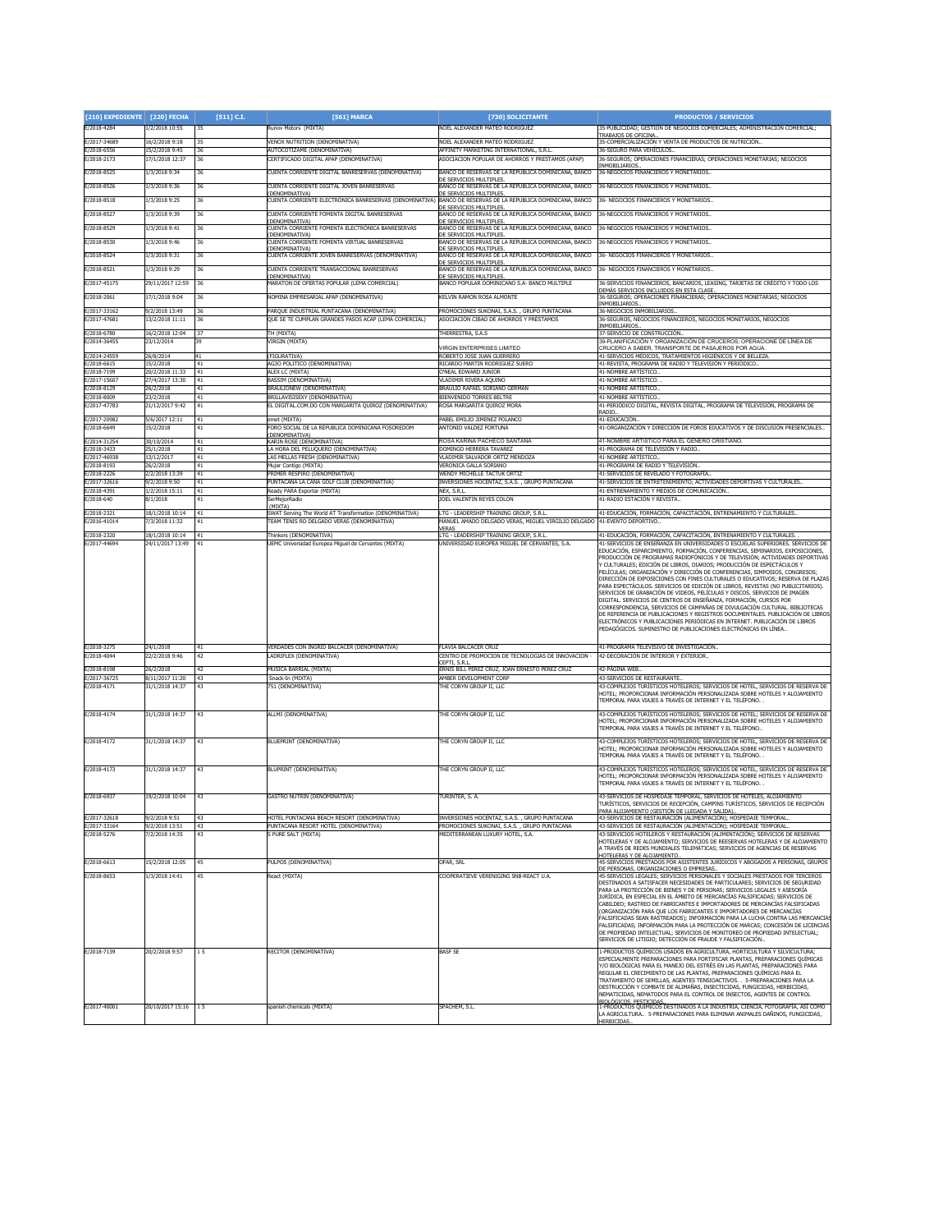| [210] EXPEDIENTE | [220] FECHA | [511] C.I. | [561] MARCA | [730] SOLICITANTE | PRODUCTOS / SERVICIOS |
|---|---|---|---|---|---|
| E/2018-4284 | 1/2/2018 10:55 | 35 | Runov Motors (MIXTA) | NOEL ALEXANDER MATEO RODRIGUEZ | 35-PUBLICIDAD; GESTIÓN DE NEGOCIOS COMERCIALES; ADMINISTRACIÓN COMERCIAL; TRABAJOS DE OFICINA.. |
| E/2017-34689 | 16/2/2018 9:18 | 35 | VENOX NUTRITION (DENOMINATIVA) | NOEL ALEXANDER MATEO RODRIGUEZ | 35-COMERCIALIZACIÓN Y VENTA DE PRODUCTOS DE NUTRICIÓN.. |
| E/2018-6556 | 15/2/2018 9:45 | 36 | AUTOCOTIZAME (DENOMINATIVA) | AFFINITY MARKETING INTERNATIONAL, S.R.L. | 36-SEGURO PARA VEHÍCULOS.. |
| E/2018-2173 | 17/1/2018 12:37 | 36 | CERTIFICADO DIGITAL APAP (DENOMINATIVA) | ASOCIACION POPULAR DE AHORROS Y PRESTAMOS (APAP) | 36-SEGUROS; OPERACIONES FINANCIERAS; OPERACIONES MONETARIAS; NEGOCIOS INMOBILIARIOS.. |
| E/2018-8525 | 1/3/2018 9:34 | 36 | CUENTA CORRIENTE DIGITAL BANRESERVAS (DENOMINATIVA) | BANCO DE RESERVAS DE LA REPUBLICA DOMINICANA, BANCO DE SERVICIOS MULTIPLES. | 36-NEGOCIOS FINANCIEROS Y MONETARIOS.. |
| E/2018-8526 | 1/3/2018 9:36 | 36 | CUENTA CORRIENTE DIGITAL JOVEN BANRESERVAS (DENOMINATIVA) | BANCO DE RESERVAS DE LA REPUBLICA DOMINICANA, BANCO DE SERVICIOS MULTIPLES. | 36-NEGOCIOS FINANCIEROS Y MONETARIOS.. |
| E/2018-8518 | 1/3/2018 9:25 | 36 | CUENTA CORRIENTE ELECTRÓNICA BANRESERVAS (DENOMINATIVA) | BANCO DE RESERVAS DE LA REPUBLICA DOMINICANA, BANCO DE SERVICIOS MULTIPLES. | 36- NEGOCIOS FINANCIEROS Y MONETARIOS.. |
| E/2018-8527 | 1/3/2018 9:39 | 36 | CUENTA CORRIENTE FOMENTA DIGITAL BANRESERVAS (DENOMINATIVA) | BANCO DE RESERVAS DE LA REPUBLICA DOMINICANA, BANCO DE SERVICIOS MULTIPLES. | 36-NEGOCIOS FINANCIEROS Y MONETARIOS.. |
| E/2018-8529 | 1/3/2018 9:41 | 36 | CUENTA CORRIENTE FOMENTA ELECTRÓNICA BANRESERVAS (DENOMINATIVA) | BANCO DE RESERVAS DE LA REPUBLICA DOMINICANA, BANCO DE SERVICIOS MULTIPLES. | 36-NEGOCIOS FINANCIEROS Y MONETARIOS.. |
| E/2018-8530 | 1/3/2018 9:46 | 36 | CUENTA CORRIENTE FOMENTA VIRTUAL BANRESERVAS (DENOMINATIVA) | BANCO DE RESERVAS DE LA REPUBLICA DOMINICANA, BANCO DE SERVICIOS MULTIPLES. | 36-NEGOCIOS FINANCIEROS Y MONETARIOS.. |
| E/2018-8524 | 1/3/2018 9:31 | 36 | CUENTA CORRIENTE JOVEN BANRESERVAS (DENOMINATIVA) | BANCO DE RESERVAS DE LA REPUBLICA DOMINICANA, BANCO DE SERVICIOS MULTIPLES. | 36- NEGOCIOS FINANCIEROS Y MONETARIOS.. |
| E/2018-8521 | 1/3/2018 9:29 | 36 | CUENTA CORRIENTE TRANSACCIONAL BANRESERVAS (DENOMINATIVA) | BANCO DE RESERVAS DE LA REPUBLICA DOMINICANA, BANCO DE SERVICIOS MULTIPLES. | 36- NEGOCIOS FINANCIEROS Y MONETARIOS.. |
| E/2017-45175 | 29/11/2017 12:59 | 36 | MARATON DE OFERTAS POPULAR (LEMA COMERCIAL) | BANCO POPULAR DOMINICANO S.A- BANCO MULTIPLE | 36-SERVICIOS FINANCIEROS, BANCARIOS, LEASING, TARJETAS DE CRÉDITO Y TODO LOS DEMÁS SERVICIOS INCLUIDOS EN ESTA CLASE.. |
| E/2018-2061 | 17/1/2018 9:04 | 36 | NOMINA EMPRESARIAL APAP (DENOMINATIVA) | KELVIN RAMON ROSA ALMONTE | 36-SEGUROS; OPERACIONES FINANCIERAS; OPERACIONES MONETARIAS; NEGOCIOS INMOBILIARIOS.. |
| E/2017-33162 | 9/2/2018 13:49 | 36 | PARQUE INDUSTRIAL PUNTACANA (DENOMINATIVA) | PROMOCIONES SUKONAI, S.A.S. , GRUPO PUNTACANA | 36-NEGOCIOS INMOBILIARIOS.. |
| E/2017-47681 | 13/2/2018 11:11 | 36 | QUE SE TE CUMPLAN GRANDES PASOS ACAP (LEMA COMERCIAL) | ASOCIACION CIBAO DE AHORROS Y PRÉSTAMOS | 36-SEGUROS, NEGOCIOS FINANCIEROS, NEGOCIOS MONETARIOS, NEGOCIOS INMOBILIARIOS.. |
| E/2018-6780 | 16/2/2018 12:04 | 37 | TH (MIXTA) | THERRESTRA, S.A.S | 37-SERVICIO DE CONSTRUCCIÓN.. |
| E/2014-36455 | 23/12/2014 | 39 | VIRGIN (MIXTA) | VIRGIN ENTERPRISES LIMITED | 39-PLANIFICACIÓN Y ORGANIZACIÓN DE CRUCEROS; OPERACIONE DE LÍNEA DE CRUCERO A SABER, TRANSPORTE DE PASAJEROS POR AGUA. |
| E/2014-24559 | 26/8/2014 | 41 | (FIGURATIVA) | ROBERTO JOSE JUAN GUERRERO | 41-SERVICIOS MÉDICOS, TRATAMIENTOS HIGIÉNICOS Y DE BELLEZA. |
| E/2018-6615 | 15/2/2018 | 41 | AGIO POLITICO (DENOMINATIVA) | RICARDO MARTIN RODRIGUEZ SUERO | 41-REVISTA, PROGRAMA DE RADIO Y TELEVISIÓN Y PERIODICO.. |
| E/2018-7199 | 20/2/2018 11:33 | 41 | ALEX LC (MIXTA) | O'NEAL EDWARD JUNIOR | 41-NOMBRE ARTÍSTICO.. |
| E/2017-15607 | 27/4/2017 13:30 | 41 | BASSIM (DENOMINATIVA) | VLADIMIR RIVERA AQUINO | 41-NOMBRE ARTÍSTICO. . |
| E/2018-8129 | 26/2/2018 | 41 | BRAULIONEW (DENOMINATIVA) | BRAULIO RAFAEL SORIANO GERMAN | 41-NOMBRE ARTÍSTICO.. |
| E/2018-8009 | 23/2/2018 | 41 | BRILLAVISISEXY (DENOMINATIVA) | BIENVENIDO TORRES BELTRE | 41-NOMBRE ARTÍSTICO.. |
| E/2017-47783 | 21/12/2017 9:42 | 41 | EL DIGITAL.COM.DO CON MARGARITA QUIROZ (DENOMINATIVA) | ROSA MARGARITA QUIROZ MORA | 41-PERIÓDICO DIGITAL, REVISTA DIGITAL, PROGRAMA DE TELEVISIÓN, PROGRAMA DE RADIO.. |
| E/2017-20982 | 5/6/2017 12:11 | 41 | emet (MIXTA) | PABEL EMILIO JIMENEZ POLANCO | 41-EDUCACIÓN.. |
| E/2018-6649 | 15/2/2018 | 41 | FORO SOCIAL DE LA REPUBLICA DOMINICANA FOSOREDOM (DENOMINATIVA) | ANTONIO VALDEZ FORTUNA | 41-ORGANIZACIÓN Y DIRECCIÓN DE FOROS EDUCATIVOS Y DE DISCUSIÓN PRESENCIALES.. |
| E/2014-31254 | 30/10/2014 | 41 | KARIN ROSE (DENOMINATIVA) | ROSA KARINA PACHECO SANTANA | 41-NOMBRE ARTÍSTICO PARA EL GENERO CRISTIANO. |
| E/2018-3433 | 25/1/2018 | 41 | LA HORA DEL PELUQUERO (DENOMINATIVA) | DOMINGO HERRERA TAVAREZ | 41-PROGRAMA DE TELEVISIÓN Y RADIO.. |
| E/2017-46938 | 13/12/2017 | 41 | LAS MELLAS FRESH (DENOMINATIVA) | VLADIMIR SALVADOR ORTIZ MENDOZA | 41-NOMBRE ARTÍSTICO.. |
| E/2018-8193 | 26/2/2018 | 41 | Mujer Contigo (MIXTA) | VERONICA GALLA SORIANO | 41-PROGRAMA DE RADIO Y TELEVISIÓN.. |
| E/2018-2226 | 2/2/2018 13:39 | 41 | PRIMER RESPIRO (DENOMINATIVA) | WENDY MICHELLE TACTUK ORTIZ | 41-SERVICIOS DE REVELADO Y FOTOGRAFÍA.. |
| E/2017-32616 | 9/2/2018 9:50 | 41 | PUNTACANA LA CANA GOLF CLUB (DENOMINATIVA) | INVERSIONES HOCENTAZ, S.A.S. , GRUPO PUNTACANA | 41-SERVICIOS DE ENTRETENIMIENTO; ACTIVIDADES DEPORTIVAS Y CULTURALES.. |
| E/2018-4391 | 1/2/2018 15:11 | 41 | Ready PARA Exportar (MIXTA) | NEX, S.R.L. | 41-ENTRENAMIENTO Y MEDIOS DE COMUNICACIÓN.. |
| E/2018-640 | 8/1/2018 | 41 | SerMejorRadio (MIXTA) | JOEL VALENTIN REYES COLON | 41-RADIO ESTACIÓN Y REVISTA.. |
| E/2018-2321 | 18/1/2018 10:14 | 41 | SWAT Serving The World AT Transformation (DENOMINATIVA) | LTG - LEADERSHIP TRAINING GROUP, S.R.L. | 41-EDUCACIÓN, FORMACIÓN, CAPACITACIÓN, ENTRENAMIENTO Y CULTURALES.. |
| E/2016-41014 | 7/3/2018 11:32 | 41 | TEAM TENIS RD DELGADO VERAS (DENOMINATIVA) | MANUEL AMADO DELGADO VERAS, MIGUEL VIRGILIO DELGADO VERAS | 41-EVENTO DEPORTIVO.. |
| E/2018-2320 | 18/1/2018 10:14 | 41 | Thinkers (DENOMINATIVA) | LTG - LEADERSHIP TRAINING GROUP, S.R.L. | 41-EDUCACIÓN, FORMACIÓN, CAPACITACIÓN, ENTRENAMIENTO Y CULTURALES. . |
| E/2017-44694 | 24/11/2017 13:49 | 41 | UEMC Universidad Europea Miguel de Cervantes (MIXTA) | UNIVERSIDAD EUROPEA MIGUEL DE CERVANTES, S.A. | 41-SERVICIOS DE ENSEÑANZA EN UNIVERSIDADES O ESCUELAS SUPERIORES. SERVICIOS DE EDUCACIÓN, ESPARCIMIENTO, FORMACIÓN, CONFERENCIAS, SEMINARIOS, EXPOSICIONES, PRODUCCIÓN DE PROGRAMAS RADIOFÓNICOS Y DE TELEVISIÓN; ACTIVIDADES DEPORTIVAS Y CULTURALES; EDICIÓN DE LIBROS, DIARIOS; PRODUCCIÓN DE ESPECTÁCULOS Y PELÍCULAS; ORGANIZACIÓN Y DIRECCIÓN DE CONFERENCIAS, SIMPOSIOS, CONGRESOS; DIRECCIÓN DE EXPOSICIONES CON FINES CULTURALES O EDUCATIVOS; RESERVA DE PLAZAS PARA ESPECTÁCULOS. SERVICIOS DE EDICIÓN DE LIBROS, REVISTAS (NO PUBLICITARIOS). SERVICIOS DE GRABACIÓN DE VIDEOS, PELÍCULAS Y DISCOS. SERVICIOS DE IMAGEN DIGITAL. SERVICIOS DE CENTROS DE ENSEÑANZA, FORMACIÓN, CURSOS POR CORRESPONDENCIA, SERVICIOS DE CAMPAÑAS DE DIVULGACIÓN CULTURAL. BIBLIOTECAS DE REFERENCIA DE PUBLICACIONES Y REGISTROS DOCUMENTALES. PUBLICACIÓN DE LIBROS ELECTRÓNICOS Y PUBLICACIONES PERIÓDICAS EN INTERNET. PUBLICACIÓN DE LIBROS PEDAGÓGICOS. SUMINISTRO DE PUBLICACIONES ELECTRÓNICAS EN LÍNEA.. |
| E/2018-3275 | 24/1/2018 | 41 | VERDADES CON INGRID BALCACER (DENOMINATIVA) | FLAVIA BALCACER CRUZ | 41-PROGRAMA TELEVISIVO DE INVESTIGACIÓN.. |
| E/2018-4044 | 22/2/2018 9:46 | 42 | LADRIFLEX (DENOMINATIVA) | CENTRO DE PROMOCION DE TECNOLOGIAS DE INNOVACION - CEPTI, S.R.L. | 42-DECORACIÓN DE INTERIOR Y EXTERIOR.. |
| E/2018-8198 | 26/2/2018 | 42 | MUSICA BARRIAL (MIXTA) | ERNIS BILL PEREZ CRUZ, JOAN ERNESTO PEREZ CRUZ | 42-PÁGINA WEB.. |
| E/2017-36725 | 8/11/2017 11:20 | 43 | Snack-In (MIXTA) | AMBER DEVELOPMENT CORP | 43-SERVICIOS DE RESTAURANTE.. |
| E/2018-4171 | 31/1/2018 14:37 | 43 | 751 (DENOMINATIVA) | THE CORYN GROUP II, LLC | 43-COMPLEJOS TURÍSTICOS HOTELEROS; SERVICIOS DE HOTEL, SERVICIOS DE RESERVA DE HOTEL; PROPORCIONAR INFORMACIÓN PERSONALIZADA SOBRE HOTELES Y ALOJAMIENTO TEMPORAL PARA VIAJES A TRAVÉS DE INTERNET Y EL TELÉFONO. . |
| E/2018-4174 | 31/1/2018 14:37 | 43 | ALLMI (DENOMINATIVA) | THE CORYN GROUP II, LLC | 43-COMPLEJOS TURÍSTICOS HOTELEROS; SERVICIOS DE HOTEL, SERVICIOS DE RESERVA DE HOTEL; PROPORCIONAR INFORMACIÓN PERSONALIZADA SOBRE HOTELES Y ALOJAMIENTO TEMPORAL PARA VIAJES A TRAVÉS DE INTERNET Y EL TELÉFONO.. |
| E/2018-4172 | 31/1/2018 14:37 | 43 | BLUEPRINT (DENOMINATIVA) | THE CORYN GROUP II, LLC | 43-COMPLEJOS TURÍSTICOS HOTELEROS; SERVICIOS DE HOTEL, SERVICIOS DE RESERVA DE HOTEL; PROPORCIONAR INFORMACIÓN PERSONALIZADA SOBRE HOTELES Y ALOJAMIENTO TEMPORAL PARA VIAJES A TRAVÉS DE INTERNET Y EL TELÉFONO. . |
| E/2018-4173 | 31/1/2018 14:37 | 43 | BLUPRINT (DENOMINATIVA) | THE CORYN GROUP II, LLC | 43-COMPLEJOS TURÍSTICOS HOTELEROS; SERVICIOS DE HOTEL, SERVICIOS DE RESERVA DE HOTEL; PROPORCIONAR INFORMACIÓN PERSONALIZADA SOBRE HOTELES Y ALOJAMIENTO TEMPORAL PARA VIAJES A TRAVÉS DE INTERNET Y EL TELÉFONO. . |
| E/2018-6937 | 19/2/2018 10:04 | 43 | GASTRO NUTRIN (DENOMINATIVA) | TURINTER, S. A. | 43-SERVICIOS DE HOSPEDAJE TEMPORAL, SERVICIOS DE HOTELES, ALOJAMIENTO TURÍSTICOS, SERVICIOS DE RECEPCIÓN, CAMPINS TURÍSTICOS, SERVICIOS DE RECEPCIÓN PARA ALOJAMIENTO (GESTIÓN DE LLEGADA Y SALIDA).. |
| E/2017-32618 | 9/2/2018 9:51 | 43 | HOTEL PUNTACANA BEACH RESORT (DENOMINATIVA) | INVERSIONES HOCENTAZ, S.A.S. , GRUPO PUNTACANA | 43-SERVICIOS DE RESTAURACIÓN (ALIMENTACIÓN); HOSPEDAJE TEMPORAL.. |
| E/2017-33164 | 9/2/2018 13:51 | 43 | PUNTACANA RESORT HOTEL (DENOMINATIVA) | PROMOCIONES SUKONAI, S.A.S. , GRUPO PUNTACANA | 43-SERVICIOS DE RESTAURACIÓN (ALIMENTACIÓN); HOSPEDAJE TEMPORAL.. |
| E/2018-5276 | 7/2/2018 14:35 | 43 | S PURE SALT (MIXTA) | MEDITERRANEAN LUXURY HOTEL, S.A. | 43-SERVICIOS HOTELEROS Y RESTAURACIÓN (ALIMENTACIÓN); SERVICIOS DE RESERVAS HOTELERAS Y DE ALOJAMIENTO; SERVICIOS DE RESERVAS HOTELERAS Y DE ALOJAMIENTO A TRAVÉS DE REDES MUNDIALES TELEMÁTICAS; SERVICIOS DE AGENCIAS DE RESERVAS HOTELERAS Y DE ALOJAMIENTO.. |
| E/2018-6613 | 15/2/2018 12:05 | 45 | PULPOS (DENOMINATIVA) | OFAR, SRL | 45-SERVICIOS PRESTADOS POR ASISTENTES JURÍDICOS Y ABOGADOS A PERSONAS, GRUPOS DE PERSONAS, ORGANIZACIONES O EMPRESAS.. |
| E/2018-8653 | 1/3/2018 14:41 | 45 | React (MIXTA) | COOPERATIEVE VERENIGING SNB-REACT U.A. | 45-SERVICIOS LEGALES; SERVICIOS PERSONALES Y SOCIALES PRESTADOS POR TERCEROS DESTINADOS A SATISFACER NECESIDADES DE PARTICULARES; SERVICIOS DE SEGURIDAD PARA LA PROTECCIÓN DE BIENES Y DE PERSONAS; SERVICIOS LEGALES Y ASESORÍA JURÍDICA, EN ESPECIAL EN EL ÁMBITO DE MERCANCÍAS FALSIFICADAS; SERVICIOS DE CABILDEO; RASTREO DE FABRICANTES E IMPORTADORES DE MERCANCÍAS FALSIFICADAS (ORGANIZACIÓN PARA QUE LOS FABRICANTES E IMPORTADORES DE MERCANCÍAS FALSIFICADAS SEAN RASTREADOS); INFORMACIÓN PARA LA LUCHA CONTRA LAS MERCANCÍAS FALSIFICADAS; INFORMACIÓN PARA LA PROTECCIÓN DE MARCAS; CONCESIÓN DE LICENCIAS DE PROPIEDAD INTELECTUAL; SERVICIOS DE MONITOREO DE PROPIEDAD INTELECTUAL; SERVICIOS DE LITIGIO; DETECCIÓN DE FRAUDE Y FALSIFICACIÓN.. |
| E/2018-7139 | 20/2/2018 9:57 | 1 5 | RECITOR (DENOMINATIVA) | BASF SE | 1-PRODUCTOS QUÍMICOS USADOS EN AGRICULTURA, HORTICULTURA Y SILVICULTURA; ESPECIALMENTE PREPARACIONES PARA FORTIFICAR PLANTAS, PREPARACIONES QUÍMICAS Y/O BIOLÓGICAS PARA EL MANEJO DEL ESTRÉS EN LAS PLANTAS, PREPARACIONES PARA REGULAR EL CRECIMIENTO DE LAS PLANTAS, PREPARACIONES QUÍMICAS PARA EL TRATAMIENTO DE SEMILLAS, AGENTES TENSIOACTIVOS. . 5-PREPARACIONES PARA LA DESTRUCCIÓN Y COMBATE DE ALIMAÑAS, INSECTICIDAS, FUNGICIDAS, HERBICIDAS, NEMATICIDAS, NEMATODOS PARA EL CONTROL DE INSECTOS, AGENTES DE CONTROL BIOLÓGICOS, PESTICIDAS.. |
| E/2017-40001 | 20/10/2017 15:16 | 1 5 | spanish chemicals (MIXTA) | SPACHEM, S.L. | 1-PRODUCTOS QUÍMICOS DESTINADOS A LA INDUSTRIA, CIENCIA, FOTOGRAFÍA, ASÍ COMO LA AGRICULTURA.. 5-PREPARACIONES PARA ELIMINAR ANIMALES DAÑINOS, FUNGICIDAS, HERBICIDAS.. |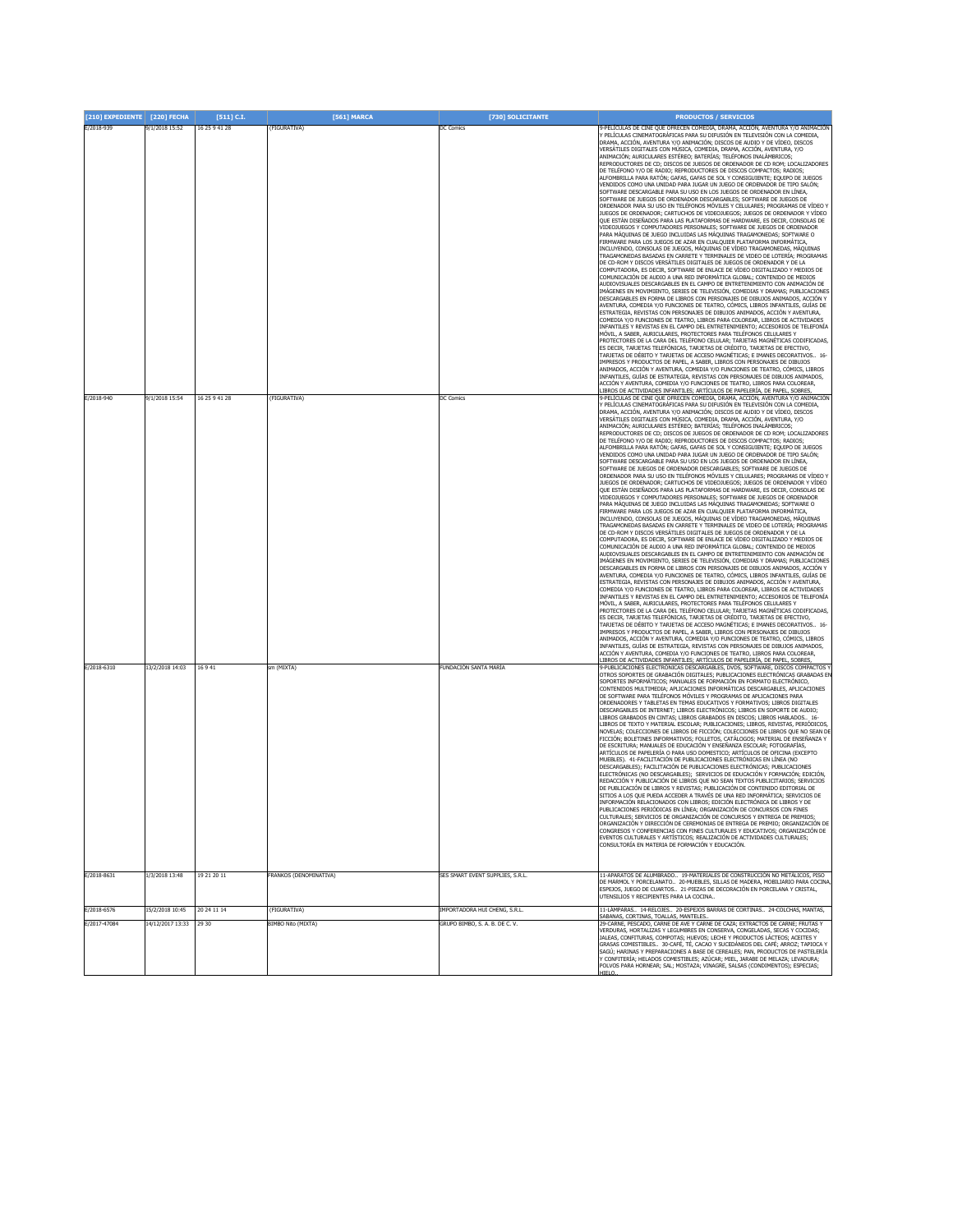| [210] EXPEDIENTE | [220] FECHA | [511] C.I. | [561] MARCA | [730] SOLICITANTE | PRODUCTOS / SERVICIOS |
|---|---|---|---|---|---|
| E/2018-939 | 9/1/2018 15:52 | 16 25 9 41 28 | (FIGURATIVA) | DC Comics | 9-PELÍCULAS DE CINE QUE OFRECEN COMEDIA, DRAMA, ACCIÓN, AVENTURA Y/O ANIMACIÓN Y PELÍCULAS CINEMATOGRÁFICAS PARA SU DIFUSIÓN EN TELEVISIÓN CON LA COMEDIA, DRAMA, ACCIÓN, AVENTURA Y/O ANIMACIÓN; DISCOS DE AUDIO Y DE VÍDEO, DISCOS VERSÁTILES DIGITALES CON MÚSICA, COMEDIA, DRAMA, ACCIÓN, AVENTURA, Y/O ANIMACIÓN; AURICULARES ESTÉREO; BATERÍAS; TELÉFONOS INALÁMBRICOS; REPRODUCTORES DE CD; DISCOS DE JUEGOS DE ORDENADOR DE CD ROM; LOCALIZADORES DE TELÉFONO Y/O DE RADIO; REPRODUCTORES DE DISCOS COMPACTOS; RADIOS; ALFOMBRILLA PARA RATÓN; GAFAS, GAFAS DE SOL Y CONSIGUIENTE; EQUIPO DE JUEGOS VENDIDOS COMO UNA UNIDAD PARA JUGAR UN JUEGO DE ORDENADOR DE TIPO SALÓN; SOFTWARE DESCARGABLE PARA SU USO EN LOS JUEGOS DE ORDENADOR EN LÍNEA, SOFTWARE DE JUEGOS DE ORDENADOR DESCARGABLES; SOFTWARE DE JUEGOS DE ORDENADOR PARA SU USO EN TELÉFONOS MÓVILES Y CELULARES; PROGRAMAS DE VÍDEO Y JUEGOS DE ORDENADOR; CARTUCHOS DE VIDEOJUEGOS; JUEGOS DE ORDENADOR Y VÍDEO QUE ESTÁN DISEÑADOS PARA LAS PLATAFORMAS DE HARDWARE, ES DECIR, CONSOLAS DE VIDEOJUEGOS Y COMPUTADORES PERSONALES; SOFTWARE DE JUEGOS DE ORDENADOR PARA MÁQUINAS DE JUEGO INCLUIDAS LAS MÁQUINAS TRAGAMONEDAS; SOFTWARE O FIRMWARE PARA LOS JUEGOS DE AZAR EN CUALQUIER PLATAFORMA INFORMÁTICA, INCLUYENDO, CONSOLAS DE JUEGOS, MÁQUINAS DE VÍDEO TRAGAMONEDAS, MÁQUINAS TRAGAMONEDAS BASADAS EN CARRETE Y TERMINALES DE VIDEO DE LOTERÍA; PROGRAMAS DE CD-ROM Y DISCOS VERSÁTILES DIGITALES DE JUEGOS DE ORDENADOR Y DE LA COMPUTADORA, ES DECIR, SOFTWARE DE ENLACE DE VÍDEO DIGITALIZADO Y MEDIOS DE COMUNICACIÓN DE AUDIO A UNA RED INFORMÁTICA GLOBAL; CONTENIDO DE MEDIOS AUDIOVISUALES DESCARGABLES EN EL CAMPO DE ENTRETENIMIENTO CON ANIMACIÓN DE IMÁGENES EN MOVIMIENTO, SERIES DE TELEVISIÓN, COMEDIAS Y DRAMAS; PUBLICACIONES DESCARGABLES EN FORMA DE LIBROS CON PERSONAJES DE DIBUJOS ANIMADOS, ACCIÓN Y AVENTURA, COMEDIA Y/O FUNCIONES DE TEATRO, CÓMICS, LIBROS INFANTILES, GUÍAS DE ESTRATEGIA, REVISTAS CON PERSONAJES DE DIBUJOS ANIMADOS, ACCIÓN Y AVENTURA, COMEDIA Y/O FUNCIONES DE TEATRO, LIBROS PARA COLOREAR, LIBROS DE ACTIVIDADES INFANTILES Y REVISTAS EN EL CAMPO DEL ENTRETENIMIENTO; ACCESORIOS DE TELEFONÍA MÓVIL, A SABER, AURICULARES, PROTECTORES PARA TELÉFONOS CELULARES Y PROTECTORES DE LA CARA DEL TELÉFONO CELULAR; TARJETAS MAGNÉTICAS CODIFICADAS, ES DECIR, TARJETAS TELEFÓNICAS, TARJETAS DE CRÉDITO, TARJETAS DE EFECTIVO, TARJETAS DE DÉBITO Y TARJETAS DE ACCESO MAGNÉTICAS; E IMANES DECORATIVOS.. 16-IMPRESOS Y PRODUCTOS DE PAPEL, A SABER, LIBROS CON PERSONAJES DE DIBUJOS ANIMADOS, ACCIÓN Y AVENTURA, COMEDIA Y/O FUNCIONES DE TEATRO, CÓMICS, LIBROS INFANTILES, GUÍAS DE ESTRATEGIA, REVISTAS CON PERSONAJES DE DIBUJOS ANIMADOS, ACCIÓN Y AVENTURA, COMEDIA Y/O FUNCIONES DE TEATRO, LIBROS PARA COLOREAR, LIBROS DE ACTIVIDADES INFANTILES; ARTÍCULOS DE PAPELERÍA, DE PAPEL, SOBRES, |
| E/2018-940 | 9/1/2018 15:54 | 16 25 9 41 28 | (FIGURATIVA) | DC Comics | 9-PELÍCULAS DE CINE QUE OFRECEN COMEDIA, DRAMA, ACCIÓN, AVENTURA Y/O ANIMACIÓN Y PELÍCULAS CINEMATOGRÁFICAS PARA SU DIFUSIÓN EN TELEVISIÓN CON LA COMEDIA, DRAMA, ACCIÓN, AVENTURA Y/O ANIMACIÓN; DISCOS DE AUDIO Y DE VÍDEO, DISCOS VERSÁTILES DIGITALES CON MÚSICA, COMEDIA, DRAMA, ACCIÓN, AVENTURA, Y/O ANIMACIÓN; AURICULARES ESTÉREO; BATERÍAS; TELÉFONOS INALÁMBRICOS; REPRODUCTORES DE CD; DISCOS DE JUEGOS DE ORDENADOR DE CD ROM; LOCALIZADORES DE TELÉFONO Y/O DE RADIO; REPRODUCTORES DE DISCOS COMPACTOS; RADIOS; ALFOMBRILLA PARA RATÓN; GAFAS, GAFAS DE SOL Y CONSIGUIENTE; EQUIPO DE JUEGOS VENDIDOS COMO UNA UNIDAD PARA JUGAR UN JUEGO DE ORDENADOR DE TIPO SALÓN; SOFTWARE DESCARGABLE PARA SU USO EN LOS JUEGOS DE ORDENADOR EN LÍNEA, SOFTWARE DE JUEGOS DE ORDENADOR DESCARGABLES; SOFTWARE DE JUEGOS DE ORDENADOR PARA SU USO EN TELÉFONOS MÓVILES Y CELULARES; PROGRAMAS DE VÍDEO Y JUEGOS DE ORDENADOR; CARTUCHOS DE VIDEOJUEGOS; JUEGOS DE ORDENADOR Y VÍDEO QUE ESTÁN DISEÑADOS PARA LAS PLATAFORMAS DE HARDWARE, ES DECIR, CONSOLAS DE VIDEOJUEGOS Y COMPUTADORES PERSONALES; SOFTWARE DE JUEGOS DE ORDENADOR PARA MÁQUINAS DE JUEGO INCLUIDAS LAS MÁQUINAS TRAGAMONEDAS; SOFTWARE O FIRMWARE PARA LOS JUEGOS DE AZAR EN CUALQUIER PLATAFORMA INFORMÁTICA, INCLUYENDO, CONSOLAS DE JUEGOS, MÁQUINAS DE VÍDEO TRAGAMONEDAS, MÁQUINAS TRAGAMONEDAS BASADAS EN CARRETE Y TERMINALES DE VIDEO DE LOTERÍA; PROGRAMAS DE CD-ROM Y DISCOS VERSÁTILES DIGITALES DE JUEGOS DE ORDENADOR Y DE LA COMPUTADORA, ES DECIR, SOFTWARE DE ENLACE DE VÍDEO DIGITALIZADO Y MEDIOS DE COMUNICACIÓN DE AUDIO A UNA RED INFORMÁTICA GLOBAL; CONTENIDO DE MEDIOS AUDIOVISUALES DESCARGABLES EN EL CAMPO DE ENTRETENIMIENTO CON ANIMACIÓN DE IMÁGENES EN MOVIMIENTO, SERIES DE TELEVISIÓN, COMEDIAS Y DRAMAS; PUBLICACIONES DESCARGABLES EN FORMA DE LIBROS CON PERSONAJES DE DIBUJOS ANIMADOS, ACCIÓN Y AVENTURA, COMEDIA Y/O FUNCIONES DE TEATRO, CÓMICS, LIBROS INFANTILES, GUÍAS DE ESTRATEGIA, REVISTAS CON PERSONAJES DE DIBUJOS ANIMADOS, ACCIÓN Y AVENTURA, COMEDIA Y/O FUNCIONES DE TEATRO, LIBROS PARA COLOREAR, LIBROS DE ACTIVIDADES INFANTILES Y REVISTAS EN EL CAMPO DEL ENTRETENIMIENTO; ACCESORIOS DE TELEFONÍA MÓVIL, A SABER, AURICULARES, PROTECTORES PARA TELÉFONOS CELULARES Y PROTECTORES DE LA CARA DEL TELÉFONO CELULAR; TARJETAS MAGNÉTICAS CODIFICADAS, ES DECIR, TARJETAS TELEFÓNICAS, TARJETAS DE CRÉDITO, TARJETAS DE EFECTIVO, TARJETAS DE DÉBITO Y TARJETAS DE ACCESO MAGNÉTICAS; E IMANES DECORATIVOS.. 16-IMPRESOS Y PRODUCTOS DE PAPEL, A SABER, LIBROS CON PERSONAJES DE DIBUJOS ANIMADOS, ACCIÓN Y AVENTURA, COMEDIA Y/O FUNCIONES DE TEATRO, CÓMICS, LIBROS INFANTILES, GUÍAS DE ESTRATEGIA, REVISTAS CON PERSONAJES DE DIBUJOS ANIMADOS, ACCIÓN Y AVENTURA, COMEDIA Y/O FUNCIONES DE TEATRO, LIBROS PARA COLOREAR, LIBROS DE ACTIVIDADES INFANTILES; ARTÍCULOS DE PAPELERÍA, DE PAPEL, SOBRES, |
| E/2018-6310 | 13/2/2018 14:03 | 16 9 41 | sm (MIXTA) | FUNDACIÓN SANTA MARÍA | 9-PUBLICACIONES ELECTRÓNICAS DESCARGABLES, DVDS, SOFTWARE, DISCOS COMPACTOS Y OTROS SOPORTES DE GRABACIÓN DIGITALES; PUBLICACIONES ELECTRÓNICAS GRABADAS EN SOPORTES INFORMÁTICOS; MANUALES DE FORMACIÓN EN FORMATO ELECTRÓNICO, CONTENIDOS MULTIMEDIA; APLICACIONES INFORMÁTICAS DESCARGABLES, APLICACIONES DE SOFTWARE PARA TELÉFONOS MÓVILES Y PROGRAMAS DE APLICACIONES PARA ORDENADORES Y TABLETAS EN TEMAS EDUCATIVOS Y FORMATIVOS; LIBROS DIGITALES DESCARGABLES DE INTERNET; LIBROS ELECTRÓNICOS; LIBROS EN SOPORTE DE AUDIO; LIBROS GRABADOS EN CINTAS; LIBROS GRABADOS EN DISCOS; LIBROS HABLADOS.. 16-LIBROS DE TEXTO Y MATERIAL ESCOLAR; PUBLICACIONES; LIBROS, REVISTAS, PERIÓDICOS, NOVELAS; COLECCIONES DE LIBROS DE FICCIÓN; COLECCIONES DE LIBROS QUE NO SEAN DE FICCIÓN; BOLETINES INFORMATIVOS; FOLLETOS, CATÁLOGOS; MATERIAL DE ENSEÑANZA Y DE ESCRITURA; MANUALES DE EDUCACIÓN Y ENSEÑANZA ESCOLAR; FOTOGRAFÍAS, ARTÍCULOS DE PAPELERÍA O PARA USO DOMESTICO; ARTÍCULOS DE OFICINA (EXCEPTO MUEBLES). 41-FACILITACIÓN DE PUBLICACIONES ELECTRÓNICAS EN LÍNEA (NO DESCARGABLES); FACILITACIÓN DE PUBLICACIONES ELECTRÓNICAS; PUBLICACIONES ELECTRÓNICAS (NO DESCARGABLES); SERVICIOS DE EDUCACIÓN Y FORMACIÓN; EDICIÓN, REDACCIÓN Y PUBLICACIÓN DE LIBROS QUE NO SEAN TEXTOS PUBLICITARIOS; SERVICIOS DE PUBLICACIÓN DE LIBROS Y REVISTAS; PUBLICACIÓN DE CONTENIDO EDITORIAL DE SITIOS A LOS QUE PUEDA ACCEDER A TRAVÉS DE UNA RED INFORMÁTICA; SERVICIOS DE INFORMACIÓN RELACIONADOS CON LIBROS; EDICIÓN ELECTRÓNICA DE LIBROS Y DE PUBLICACIONES PERIÓDICAS EN LÍNEA; ORGANIZACIÓN DE CONCURSOS CON FINES CULTURALES; SERVICIOS DE ORGANIZACIÓN DE CONCURSOS Y ENTREGA DE PREMIOS; ORGANIZACIÓN Y DIRECCIÓN DE CEREMONIAS DE ENTREGA DE PREMIO; ORGANIZACIÓN DE CONGRESOS Y CONFERENCIAS CON FINES CULTURALES Y EDUCATIVOS; ORGANIZACIÓN DE EVENTOS CULTURALES Y ARTÍSTICOS; REALIZACIÓN DE ACTIVIDADES CULTURALES; CONSULTORÍA EN MATERIA DE FORMACIÓN Y EDUCACIÓN. |
| E/2018-8631 | 1/3/2018 13:48 | 19 21 20 11 | FRANKOS (DENOMINATIVA) | SES SMART EVENT SUPPLIES, S.R.L. | 11-APARATOS DE ALUMBRADO.. 19-MATERIALES DE CONSTRUCCIÓN NO METÁLICOS, PISO DE MARMOL Y PORCELANATO.. 20-MUEBLES, SILLAS DE MADERA, MOBILIARIO PARA COCINA, ESPEJOS, JUEGO DE CUARTOS.. 21-PIEZAS DE DECORACIÓN EN PORCELANA Y CRISTAL, UTENSILIOS Y RECIPIENTES PARA LA COCINA.. |
| E/2018-6576 | 15/2/2018 10:45 | 20 24 11 14 | (FIGURATIVA) | IMPORTADORA HUI CHENG, S.R.L. | 11-LAMPARAS.. 14-RELOJES.. 20-ESPEJOS BARRAS DE CORTINAS.. 24-COLCHAS, MANTAS, SABANAS, CORTINAS, TOALLAS, MANTELES.. |
| E/2017-47084 | 14/12/2017 13:33 | 29 30 | BIMBO Nito (MIXTA) | GRUPO BIMBO, S. A. B. DE C. V. | 29-CARNE, PESCADO, CARNE DE AVE Y CARNE DE CAZA; EXTRACTOS DE CARNE; FRUTAS Y VERDURAS, HORTALIZAS Y LEGUMBRES EN CONSERVA, CONGELADAS, SECAS Y COCIDAS; JALEAS, CONFITURAS, COMPOTAS; HUEVOS; LECHE Y PRODUCTOS LÁCTEOS; ACEITES Y GRASAS COMESTIBLES.. 30-CAFÉ, TÉ, CACAO Y SUCEDÁNEOS DEL CAFÉ; ARROZ; TAPIOCA Y SAGÚ; HARINAS Y PREPARACIONES A BASE DE CEREALES; PAN, PRODUCTOS DE PASTELERÍA Y CONFITERÍA; HELADOS COMESTIBLES; AZÚCAR; MIEL, JARABE DE MELAZA; LEVADURA; POLVOS PARA HORNEAR; SAL; MOSTAZA; VINAGRE, SALSAS (CONDIMENTOS); ESPECIAS; HIELO.. |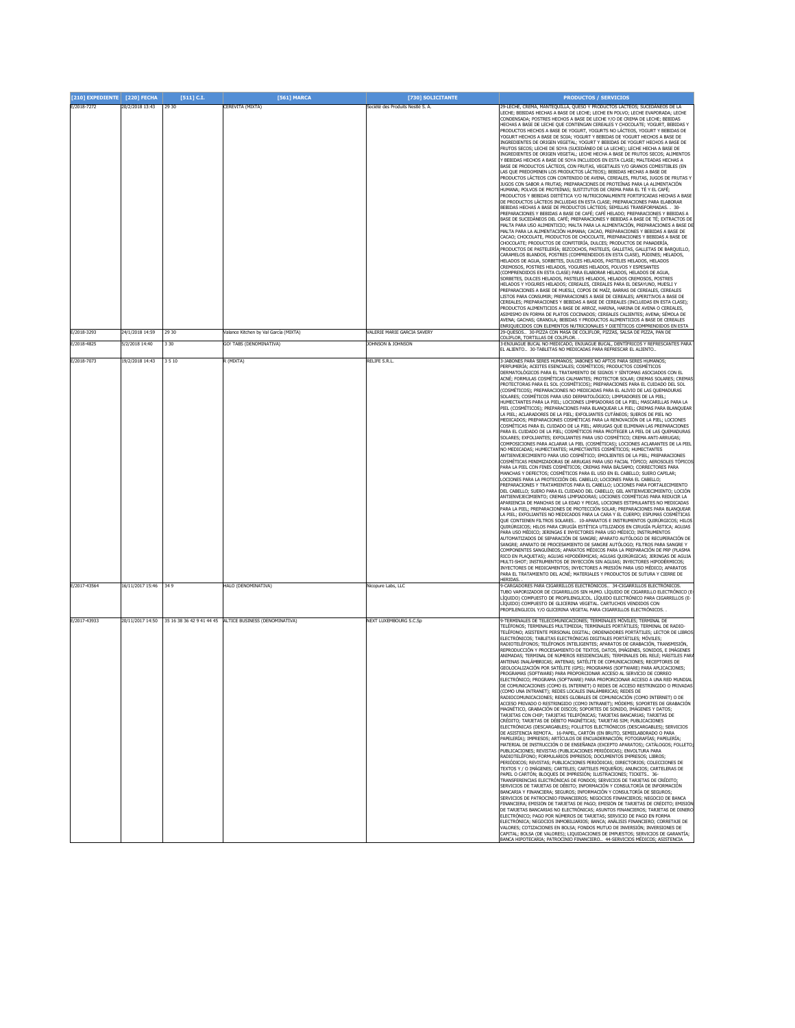| [210] EXPEDIENTE | [220] FECHA | [511] C.I. | [561] MARCA | [730] SOLICITANTE | PRODUCTOS / SERVICIOS |
|---|---|---|---|---|---|
| E/2018-7272 | 20/2/2018 13:43 | 29 30 | CEREVITA (MIXTA) | Société des Produits Nestlé S. A. | 29-LECHE, CREMA, MANTEQUILLA, QUESO Y PRODUCTOS LÁCTEOS; SUCEDÁNEOS DE LA LECHE; BEBIDAS HECHAS A BASE DE LECHE; LECHE EN POLVO; LECHE EVAPORADA; LECHE CONDENSADA; POSTRES HECHOS A BASE DE LECHE Y/O DE CREMA DE LECHE; BEBIDAS HECHAS A BASE DE LECHE QUE CONTENGAN CEREALES Y CHOCOLATE; YOGURT, BEBIDAS Y PRODUCTOS HECHOS A BASE DE YOGURT, YOGURTS NO LÁCTEOS, YOGURT Y BEBIDAS DE YOGURT HECHOS A BASE DE SOJA; YOGURT Y BEBIDAS DE YOGURT HECHOS A BASE DE INGREDIENTES DE ORIGEN VEGETAL; YOGURT Y BEBIDAS DE YOGURT HECHOS A BASE DE FRUTOS SECOS; LECHE DE SOYA (SUCEDÁNEO DE LA LECHE); LECHE HECHA A BASE DE INGREDIENTES DE ORIGEN VEGETAL; LECHE HECHA A BASE DE FRUTOS SECOS; ALIMENTOS Y BEBIDAS HECHOS A BASE DE SOYA INCLUIDOS EN ESTA CLASE; MALTEADAS HECHAS A BASE DE PRODUCTOS LÁCTEOS, CON FRUTAS, VEGETALES Y/O GRANOS COMESTIBLES (EN LAS QUE PREDOMINEN LOS PRODUCTOS LÁCTEOS); BEBIDAS HECHAS A BASE DE PRODUCTOS LÁCTEOS CON CONTENIDO DE AVENA, CEREALES, FRUTAS, JUGOS DE FRUTAS Y JUGOS CON SABOR A FRUTAS; PREPARACIONES DE PROTEÍNAS PARA LA ALIMENTACIÓN HUMANA; POLVOS DE PROTEÍNAS; SUSTITUTOS DE CREMA PARA EL TÉ Y EL CAFÉ; PRODUCTOS Y BEBIDAS DIETÉTICA Y/O NUTRICIONALMENTE FORTIFICADAS HECHAS A BASE DE PRODUCTOS LÁCTEOS INCLUIDAS EN ESTA CLASE; PREPARACIONES PARA ELABORAR BEBIDAS HECHAS A BASE DE PRODUCTOS LÁCTEOS; SEMILLAS TRANSFORMADAS. . 30-PREPARACIONES Y BEBIDAS A BASE DE CAFÉ; CAFÉ HELADO; PREPARACIONES Y BEBIDAS A BASE DE SUCEDÁNEOS DEL CAFÉ; PREPARACIONES Y BEBIDAS A BASE DE TÉ; EXTRACTOS DE MALTA PARA USO ALIMENTICIO; MALTA PARA LA ALIMENTACIÓN, PREPARACIONES A BASE DE MALTA PARA LA ALIMENTACIÓN HUMANA; CACAO, PREPARACIONES Y BEBIDAS A BASE DE CACAO; CHOCOLATE, PRODUCTOS DE CHOCOLATE, PREPARACIONES Y BEBIDAS A BASE DE CHOCOLATE; PRODUCTOS DE CONFITERÍA, DULCES; PRODUCTOS DE PANADERÍA, PRODUCTOS DE PASTELERÍA; BIZCOCHOS, PASTELES, GALLETAS, GALLETAS DE BARQUILLO, CARAMELOS BLANDOS, POSTRES (COMPRENDIDOS EN ESTA CLASE), PÚDINES; HELADOS, HELADOS DE AGUA, SORBETES, DULCES HELADOS, PASTELES HELADOS, HELADOS CREMOSOS, POSTRES HELADOS, YOGURES HELADOS, POLVOS Y ESPESANTES (COMPRENDIDOS EN ESTA CLASE) PARA ELABORAR HELADOS, HELADOS DE AGUA, SORBETES, DULCES HELADOS, PASTELES HELADOS, HELADOS CREMOSOS, POSTRES HELADOS Y YOGURES HELADOS; CEREALES, CEREALES PARA EL DESAYUNO, MUESLI Y PREPARACIONES A BASE DE MUESLI, COPOS DE MAÍZ, BARRAS DE CEREALES, CEREALES LISTOS PARA CONSUMIR; PREPARACIONES A BASE DE CEREALES; APERITIVOS A BASE DE CEREALES; PREPARACIONES Y BEBIDAS A BASE DE CEREALES (INCLUIDAS EN ESTA CLASE); PRODUCTOS ALIMENTICIOS A BASE DE ARROZ, HARINA, HARINA DE AVENA O CEREALES, ASIMISMO EN FORMA DE PLATOS COCINADOS; CEREALES CALIENTES; AVENA; SÉMOLA DE AVENA; GACHAS; GRANOLA; BEBIDAS Y PRODUCTOS ALIMENTICIOS A BASE DE CEREALES ENRIQUECIDOS CON ELEMENTOS NUTRICIONALES Y DIETÉTICOS COMPRENDIDOS EN ESTA |
| E/2018-3293 | 24/1/2018 14:59 | 29 30 | Valance Kitchen by Val Garcia (MIXTA) | VALERIE MARIE GARCIA SAVERY | 29-QUESOS.. 30-PIZZA CON MASA DE COLIFLOR, PIZZAS, SALSA DE PIZZA, PAN DE COLIFLOR, TORTILLAS DE COLIFLOR.. |
| E/2018-4825 | 5/2/2018 14:40 | 3 30 | GO! TABS (DENOMINATIVA) | JOHNSON & JOHNSON | 3-ENJUAGUE BUCAL NO MEDICADO, ENJUAGUE BUCAL, DENTÍFRICOS Y REFRESCANTES PARA EL ALIENTO.. 30-TABLETAS NO MEDICADAS PARA REFRESCAR EL ALIENTO.. |
| E/2018-7073 | 19/2/2018 14:43 | 3 5 10 | R (MIXTA) | RELIFE S.R.L. | 3-JABONES PARA SERES HUMANOS; JABONES NO APTOS PARA SERES HUMANOS; PERFUMERÍA; ACEITES ESENCIALES; COSMÉTICOS; PRODUCTOS COSMÉTICOS DERMATOLÓGICOS PARA EL TRATAMIENTO DE SIGNOS Y SÍNTOMAS ASOCIADOS CON EL ACNÉ; FORMULAS COSMÉTICAS CALMANTES; PROTECTOR SOLAR; CREMAS SOLARES; CREMAS PROTECTORAS PARA EL SOL (COSMÉTICOS); PREPARACIONES PARA EL CUIDADO DEL SOL (COSMÉTICOS); PREPARACIONES NO MEDICADAS PARA EL ALIVIO DE LAS QUEMADURAS SOLARES; COSMÉTICOS PARA USO DERMATOLÓGICO; LIMPIADORES DE LA PIEL; HUMECTANTES PARA LA PIEL; LOCIONES LIMPIADORAS DE LA PIEL; MASCARILLAS PARA LA PIEL (COSMÉTICOS); PREPARACIONES PARA BLANQUEAR LA PIEL; CREMAS PARA BLANQUEAR LA PIEL; ACLARADORES DE LA PIEL; EXFOLIANTES CUTÁNEOS; SUEROS DE PIEL NO MEDICADOS; PREPARACIONES COSMÉTICAS PARA LA RENOVACIÓN DE LA PIEL; LOCIONES COSMÉTICAS PARA EL CUIDADO DE LA PIEL; ARRUGAS QUE ELIMINAN LAS PREPARACIONES PARA EL CUIDADO DE LA PIEL; COSMÉTICOS PARA PROTEGER LA PIEL DE LAS QUEMADURAS SOLARES; EXFOLIANTES; EXFOLIANTES PARA USO COSMÉTICO; CREMA ANTI-ARRUGAS; COMPOSICIONES PARA ACLARAR LA PIEL (COSMÉTICAS); LOCIONES ACLARANTES DE LA PIEL NO MEDICADAS; HUMECTANTES; HUMECTANTES COSMÉTICOS; HUMECTANTES ANTIENVEJECIMIENTO PARA USO COSMÉTICO; EMOLIENTES DE LA PIEL; PREPARACIONES COSMÉTICAS MINIMIZADORAS DE ARRUGAS PARA USO FACIAL TÓPICO; AEROSOLES TÓPICOS PARA LA PIEL CON FINES COSMÉTICOS; CREMAS PARA BÁLSAMO; CORRECTORES PARA MANCHAS Y DEFECTOS; COSMÉTICOS PARA EL USO EN EL CABELLO; SUERO CAPILAR; LOCIONES PARA LA PROTECCIÓN DEL CABELLO; LOCIONES PARA EL CABELLO; PREPARACIONES Y TRATAMIENTOS PARA EL CABELLO; LOCIONES PARA FORTALECIMIENTO DEL CABELLO; SUERO PARA EL CUIDADO DEL CABELLO; GEL ANTIENVEJECIMIENTO; LOCIÓN ANTIENVEJECIMIENTO; CREMAS LIMPIADORAS; LOCIONES COSMÉTICAS PARA REDUCIR LA APARIENCIA DE MANCHAS DE LA EDAD Y PECAS, LOCIONES ESTIMULANTES NO MEDICADAS PARA LA PIEL; PREPARACIONES DE PROTECCIÓN SOLAR; PREPARACIONES PARA BLANQUEAR LA PIEL; EXFOLIANTES NO MEDICADOS PARA LA CARA Y EL CUERPO; ESPUMAS COSMÉTICAS QUE CONTIENEN FILTROS SOLARES.. 10-APARATOS E INSTRUMENTOS QUIRÚRGICOS; HILOS QUIRÚRGICOS; HILOS PARA CIRUGÍA ESTÉTICA UTILIZADOS EN CIRUGÍA PLÁSTICA; AGUJAS PARA USO MÉDICO; JERINGAS E INYECTORES PARA USO MÉDICO; INSTRUMENTOS AUTOMATIZADOS DE SEPARACIÓN DE SANGRE; APARATO AUTÓLOGO DE RECUPERACIÓN DE SANGRE; APARATO DE PROCESAMIENTO DE SANGRE AUTÓLOGO; FILTROS PARA SANGRE Y COMPONENTES SANGUÍNEOS; APARATOS MÉDICOS PARA LA PREPARACIÓN DE PRP (PLASMA RICO EN PLAQUETAS); AGUJAS HIPODÉRMICAS; AGUJAS QUIRÚRGICAS; JERINGAS DE AGUJA MULTI-SHOT; INSTRUMENTOS DE INYECCIÓN SIN AGUJAS; INYECTORES HIPODÉRMICOS; INYECTORES DE MEDICAMENTOS; INYECTORES A PRESIÓN PARA USO MÉDICO; APARATOS PARA EL TRATAMIENTO DEL ACNÉ; MATERIALES Y PRODUCTOS DE SUTURA Y CIERRE DE HERIDAS. . |
| E/2017-43564 | 16/11/2017 15:46 | 34 9 | HALO (DENOMINATIVA) | Nicopure Labs, LLC | 9-CARGADORES PARA CIGARRILLOS ELECTRÓNICOS.. 34-CIGARRILLOS ELECTRÓNICOS. TUBO VAPORIZADOR DE CIGARRILLOS SIN HUMO. LÍQUIDO DE CIGARRILLO ELECTRÓNICO (E-LÍQUIDO) COMPUESTO DE PROPILENGLICOL. LÍQUIDO ELECTRÓNICO PARA CIGARRILLOS (E-LÍQUIDO) COMPUESTO DE GLICERINA VEGETAL. CARTUCHOS VENDIDOS CON PROPILENGLICOL Y/O GLICERINA VEGETAL PARA CIGARRILLOS ELECTRÓNICOS. . |
| E/2017-43933 | 20/11/2017 14:50 | 35 16 38 36 42 9 41 44 45 | ALTICE BUSINESS (DENOMINATIVA) | NEXT LUXEMBOURG S.C.Sp | 9-TERMINALES DE TELECOMUNICACIONES; TERMINALES MÓVILES; TERMINAL DE TELÉFONOS; TERMINALES MULTIMEDIA; TERMINALES PORTÁTILES; TERMINAL DE RADIO-TELÉFONO; ASISTENTE PERSONAL DIGITAL; ORDENADORES PORTÁTILES; LECTOR DE LIBROS ELECTRÓNICOS; TABLETAS ELECTRÓNICAS DIGITALES PORTÁTILES; MÓVILES; RADIOTELÉFONOS; TELÉFONOS INTELIGENTES; APARATOS DE GRABACIÓN, TRANSMISIÓN, REPRODUCCIÓN Y PROCESAMIENTO DE TEXTOS, DATOS, IMÁGENES, SONIDOS, E IMÁGENES ANIMADAS; TERMINAL DE NÚMEROS RESIDENCIALES; TERMINALES DEL RELE; MÁSTILES PARA ANTENAS INALÁMBRICAS; ANTENAS; SATÉLITE DE COMUNICACIONES; RECEPTORES DE GEOLOCALIZACIÓN POR SATÉLITE (GPS); PROGRAMAS (SOFTWARE) PARA APLICACIONES; PROGRAMAS (SOFTWARE) PARA PROPORCIONAR ACCESO AL SERVICIO DE CORREO ELECTRÓNICO; PROGRAMA (SOFTWARE) PARA PROPORCIONAR ACCESO A UNA RED MUNDIAL DE COMUNICACIONES (COMO EL INTERNET) O REDES DE ACCESO RESTRINGIDO O PRIVADAS (COMO UNA INTRANET); REDES LOCALES INALÁMBRICAS; REDES DE RADIOCOMUNICACIONES; REDES GLOBALES DE COMUNICACIÓN (COMO INTERNET) O DE ACCESO PRIVADO O RESTRINGIDO (COMO INTRANET); MÓDEMS; SOPORTES DE GRABACIÓN MAGNÉTICO, GRABACIÓN DE DISCOS; SOPORTES DE SONIDO, IMÁGENES Y DATOS; TARJETAS CON CHIP; TARJETAS TELEFÓNICAS; TARJETAS BANCARIAS; TARJETAS DE CRÉDITO; TARJETAS DE DÉBITO MAGNÉTICAS; TARJETAS SIM; PUBLICACIONES ELECTRÓNICAS (DESCARGABLES); FOLLETOS ELECTRÓNICOS (DESCARGABLES); SERVICIOS DE ASISTENCIA REMOTA.. 16-PAPEL, CARTÓN (EN BRUTO, SEMIELABORADO O PARA PAPELERÍA); IMPRESOS; ARTÍCULOS DE ENCUADERNACIÓN; FOTOGRAFÍAS; PAPELERÍA; MATERIAL DE INSTRUCCIÓN O DE ENSEÑANZA (EXCEPTO APARATOS); CATÁLOGOS; FOLLETO; PUBLICACIONES; REVISTAS (PUBLICACIONES PERIÓDICAS); ENVOLTURA PARA RADIOTELÉFONO; FORMULARIOS IMPRESOS; DOCUMENTOS IMPRESOS; LIBROS; PERIÓDICOS; REVISTAS; PUBLICACIONES PERIÓDICAS; DIRECTORIOS; COLECCIONES DE TEXTOS Y / O IMÁGENES; CARTELES; CARTELES PEQUEÑOS; ANUNCIOS; CARTELERAS DE PAPEL O CARTÓN; BLOQUES DE IMPRESIÓN; ILUSTRACIONES; TICKETS.. 36-TRANSFERENCIAS ELECTRÓNICAS DE FONDOS; SERVICIOS DE TARJETAS DE CRÉDITO; SERVICIOS DE TARJETAS DE DÉBITO; INFORMACIÓN Y CONSULTORÍA DE INFORMACIÓN BANCARIA Y FINANCIERA; SEGUROS; INFORMACIÓN Y CONSULTORÍA DE SEGUROS; SERVICIOS DE PATROCINIO FINANCIEROS; NEGOCIOS FINANCIEROS; NEGOCIO DE BANCA FINANCIERA; EMISIÓN DE TARJETAS DE PAGO; EMISIÓN DE TARJETAS DE CRÉDITO; EMISIÓN DE TARJETAS BANCARIAS NO ELECTRÓNICAS; ASUNTOS FINANCIEROS; TARJETAS DE DINERO ELECTRÓNICO; PAGO POR NÚMEROS DE TARJETAS; SERVICIO DE PAGO EN FORMA ELECTRÓNICA; NEGOCIOS INMOBILIARIOS; BANCA; ANÁLISIS FINANCIERO; CORRETAJE DE VALORES; COTIZACIONES EN BOLSA; FONDOS MUTUO DE INVERSIÓN; INVERSIONES DE CAPITAL; BOLSA (DE VALORES); LIQUIDACIONES DE IMPUESTOS; SERVICIOS DE GARANTÍA; BANCA HIPOTECARIA; PATROCINIO FINANCIERO.. 44-SERVICIOS MÉDICOS; ASISTENCIA |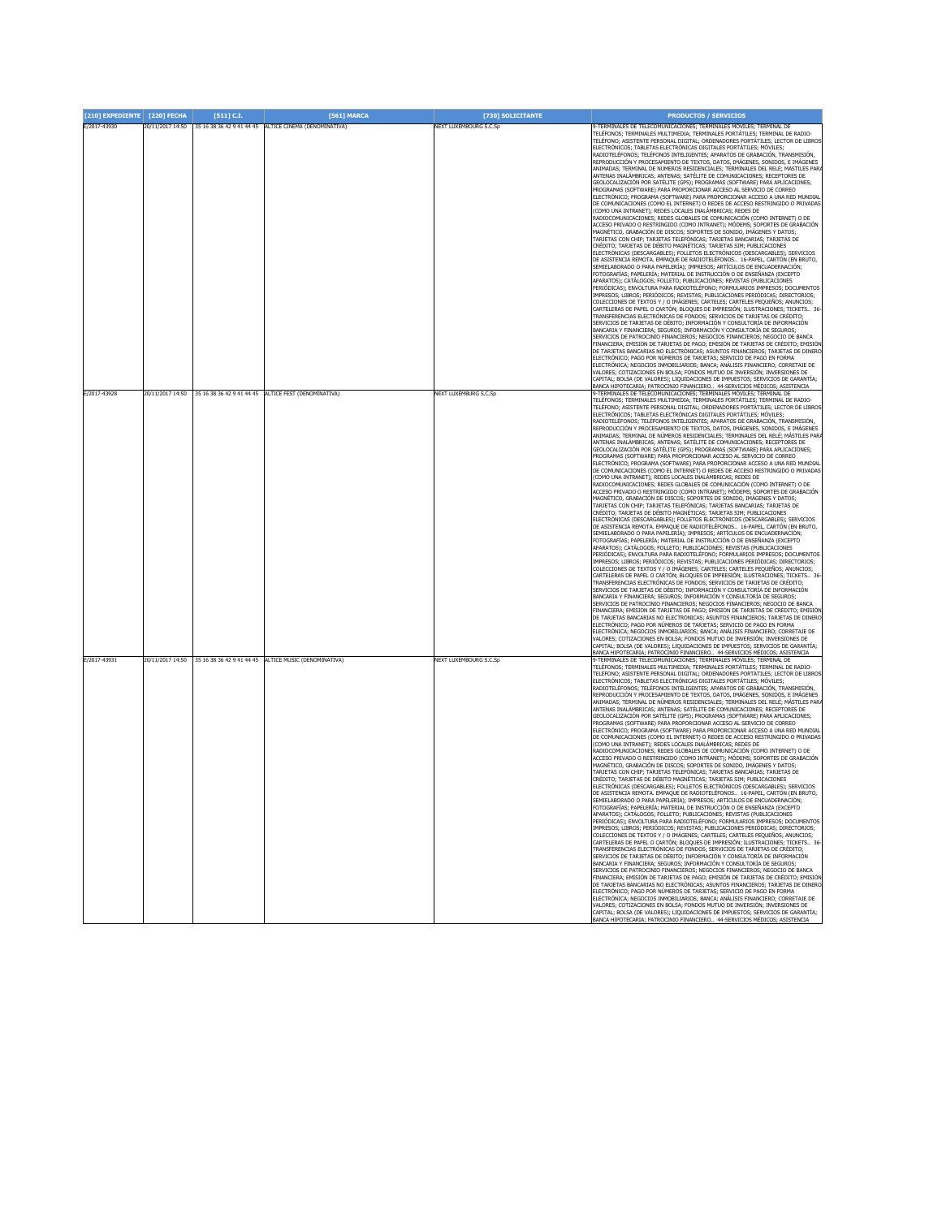| [210] EXPEDIENTE | [220] FECHA | [511] C.I. | [561] MARCA | [730] SOLICITANTE | PRODUCTOS / SERVICIOS |
|---|---|---|---|---|---|
| E/2017-43930 | 20/11/2017 14:50 | 35 16 38 36 42 9 41 44 45 | ALTICE CINEMA (DENOMINATIVA) | NEXT LUXEMBOURG S.C.Sp | 9-TERMINALES DE TELECOMUNICACIONES; TERMINALES MÓVILES; TERMINAL DE TELÉFONOS; TERMINALES MULTIMEDIA; TERMINALES PORTÁTILES; TERMINAL DE RADIO-TELÉFONO; ASISTENTE PERSONAL DIGITAL; ORDENADORES PORTÁTILES; LECTOR DE LIBROS ELECTRÓNICOS; TABLETAS ELECTRÓNICAS DIGITALES PORTÁTILES; MÓVILES; RADIOTELÉFONOS; TELÉFONOS INTELIGENTES; APARATOS DE GRABACIÓN, TRANSMISIÓN, REPRODUCCIÓN Y PROCESAMIENTO DE TEXTOS, DATOS, IMÁGENES, SONIDOS, E IMÁGENES ANIMADAS; TERMINAL DE NÚMEROS RESIDENCIALES; TERMINALES DEL RELÉ; MÁSTILES PARA ANTENAS INALÁMBRICAS; ANTENAS; SATÉLITE DE COMUNICACIONES; RECEPTORES DE GEOLOCALIZACIÓN POR SATÉLITE (GPS); PROGRAMAS (SOFTWARE) PARA APLICACIONES; PROGRAMAS (SOFTWARE) PARA PROPORCIONAR ACCESO AL SERVICIO DE CORREO ELECTRÓNICO; PROGRAMA (SOFTWARE) PARA PROPORCIONAR ACCESO A UNA RED MUNDIAL DE COMUNICACIONES (COMO EL INTERNET) O REDES DE ACCESO RESTRINGIDO O PRIVADAS (COMO UNA INTRANET); REDES LOCALES INALÁMBRICAS; REDES DE RADIOCOMUNICACIONES; REDES GLOBALES DE COMUNICACIÓN (COMO INTERNET) O DE ACCESO PRIVADO O RESTRINGIDO (COMO INTRANET); MÓDEMS; SOPORTES DE GRABACIÓN MAGNÉTICO, GRABACIÓN DE DISCOS; SOPORTES DE SONIDO, IMÁGENES Y DATOS; TARJETAS CON CHIP; TARJETAS TELEFÓNICAS; TARJETAS BANCARIAS; TARJETAS DE CRÉDITO; TARJETAS DE DÉBITO MAGNÉTICAS; TARJETAS SIM; PUBLICACIONES ELECTRÓNICAS (DESCARGABLES); FOLLETOS ELECTRÓNICOS (DESCARGABLES); SERVICIOS DE ASISTENCIA REMOTA. EMPAQUE DE RADIOTELÉFONOS.. 16-PAPEL, CARTÓN (EN BRUTO, SEMIELABORADO O PARA PAPELERÍA); IMPRESOS; ARTÍCULOS DE ENCUADERNACIÓN; FOTOGRAFÍAS; PAPELERÍA; MATERIAL DE INSTRUCCIÓN O DE ENSEÑANZA (EXCEPTO APARATOS); CATÁLOGOS; FOLLETO; PUBLICACIONES; REVISTAS (PUBLICACIONES PERIÓDICAS); ENVOLTURA PARA RADIOTELÉFONO; FORMULARIOS IMPRESOS; DOCUMENTOS IMPRESOS; LIBROS; PERIÓDICOS; REVISTAS; PUBLICACIONES PERIÓDICAS; DIRECTORIOS; COLECCIONES DE TEXTOS Y / O IMÁGENES; CARTELES; CARTELES PEQUEÑOS; ANUNCIOS; CARTELERAS DE PAPEL O CARTÓN; BLOQUES DE IMPRESIÓN; ILUSTRACIONES; TICKETS.. 36-TRANSFERENCIAS ELECTRÓNICAS DE FONDOS; SERVICIOS DE TARJETAS DE CRÉDITO; SERVICIOS DE TARJETAS DE DÉBITO; INFORMACIÓN Y CONSULTORÍA DE INFORMACIÓN BANCARIA Y FINANCIERA; SEGUROS; INFORMACIÓN Y CONSULTORÍA DE SEGUROS; SERVICIOS DE PATROCINIO FINANCIEROS; NEGOCIOS FINANCIEROS; NEGOCIO DE BANCA FINANCIERA; EMISIÓN DE TARJETAS DE PAGO; EMISIÓN DE TARJETAS DE CRÉDITO; EMISIÓN DE TARJETAS BANCARIAS NO ELECTRÓNICAS; ASUNTOS FINANCIEROS; TARJETAS DE DINERO ELECTRÓNICO; PAGO POR NÚMEROS DE TARJETAS; SERVICIO DE PAGO EN FORMA ELECTRÓNICA; NEGOCIOS INMOBILIARIOS; BANCA; ANÁLISIS FINANCIERO; CORRETAJE DE VALORES; COTIZACIONES EN BOLSA; FONDOS MUTUO DE INVERSIÓN; INVERSIONES DE CAPITAL; BOLSA (DE VALORES); LIQUIDACIONES DE IMPUESTOS; SERVICIOS DE GARANTÍA; BANCA HIPOTECARIA; PATROCINIO FINANCIERO.. 44-SERVICIOS MÉDICOS; ASISTENCIA |
| E/2017-43928 | 20/11/2017 14:50 | 35 16 38 36 42 9 41 44 45 | ALTICE FEST (DENOMINATIVA) | NEXT LUXEMBOURG S.C.Sp | 9-TERMINALES DE TELECOMUNICACIONES; TERMINALES MÓVILES; TERMINAL DE TELÉFONOS; TERMINALES MULTIMEDIA; TERMINALES PORTÁTILES; TERMINAL DE RADIO-TELÉFONO; ASISTENTE PERSONAL DIGITAL; ORDENADORES PORTÁTILES; LECTOR DE LIBROS ELECTRÓNICOS; TABLETAS ELECTRÓNICAS DIGITALES PORTÁTILES; MÓVILES; RADIOTELÉFONOS; TELÉFONOS INTELIGENTES; APARATOS DE GRABACIÓN, TRANSMISIÓN, REPRODUCCIÓN Y PROCESAMIENTO DE TEXTOS, DATOS, IMÁGENES, SONIDOS, E IMÁGENES ANIMADAS; TERMINAL DE NÚMEROS RESIDENCIALES; TERMINALES DEL RELÉ; MÁSTILES PARA ANTENAS INALÁMBRICAS; ANTENAS; SATÉLITE DE COMUNICACIONES; RECEPTORES DE GEOLOCALIZACIÓN POR SATÉLITE (GPS); PROGRAMAS (SOFTWARE) PARA APLICACIONES; PROGRAMAS (SOFTWARE) PARA PROPORCIONAR ACCESO AL SERVICIO DE CORREO ELECTRÓNICO; PROGRAMA (SOFTWARE) PARA PROPORCIONAR ACCESO A UNA RED MUNDIAL DE COMUNICACIONES (COMO EL INTERNET) O REDES DE ACCESO RESTRINGIDO O PRIVADAS (COMO UNA INTRANET); REDES LOCALES INALÁMBRICAS; REDES DE RADIOCOMUNICACIONES; REDES GLOBALES DE COMUNICACIÓN (COMO INTERNET) O DE ACCESO PRIVADO O RESTRINGIDO (COMO INTRANET); MÓDEMS; SOPORTES DE GRABACIÓN MAGNÉTICO, GRABACIÓN DE DISCOS; SOPORTES DE SONIDO, IMÁGENES Y DATOS; TARJETAS CON CHIP; TARJETAS TELEFÓNICAS; TARJETAS BANCARIAS; TARJETAS DE CRÉDITO; TARJETAS DE DÉBITO MAGNÉTICAS; TARJETAS SIM; PUBLICACIONES ELECTRÓNICAS (DESCARGABLES); FOLLETOS ELECTRÓNICOS (DESCARGABLES); SERVICIOS DE ASISTENCIA REMOTA. EMPAQUE DE RADIOTELÉFONOS.. 16-PAPEL, CARTÓN (EN BRUTO, SEMIELABORADO O PARA PAPELERÍA); IMPRESOS; ARTÍCULOS DE ENCUADERNACIÓN; FOTOGRAFÍAS; PAPELERÍA; MATERIAL DE INSTRUCCIÓN O DE ENSEÑANZA (EXCEPTO APARATOS); CATÁLOGOS; FOLLETO; PUBLICACIONES; REVISTAS (PUBLICACIONES PERIÓDICAS); ENVOLTURA PARA RADIOTELÉFONO; FORMULARIOS IMPRESOS; DOCUMENTOS IMPRESOS; LIBROS; PERIÓDICOS; REVISTAS; PUBLICACIONES PERIÓDICAS; DIRECTORIOS; COLECCIONES DE TEXTOS Y / O IMÁGENES; CARTELES; CARTELES PEQUEÑOS; ANUNCIOS; CARTELERAS DE PAPEL O CARTÓN; BLOQUES DE IMPRESIÓN; ILUSTRACIONES; TICKETS.. 36-TRANSFERENCIAS ELECTRÓNICAS DE FONDOS; SERVICIOS DE TARJETAS DE CRÉDITO; SERVICIOS DE TARJETAS DE DÉBITO; INFORMACIÓN Y CONSULTORÍA DE INFORMACIÓN BANCARIA Y FINANCIERA; SEGUROS; INFORMACIÓN Y CONSULTORÍA DE SEGUROS; SERVICIOS DE PATROCINIO FINANCIEROS; NEGOCIOS FINANCIEROS; NEGOCIO DE BANCA FINANCIERA; EMISIÓN DE TARJETAS DE PAGO; EMISIÓN DE TARJETAS DE CRÉDITO; EMISIÓN DE TARJETAS BANCARIAS NO ELECTRÓNICAS; ASUNTOS FINANCIEROS; TARJETAS DE DINERO ELECTRÓNICO; PAGO POR NÚMEROS DE TARJETAS; SERVICIO DE PAGO EN FORMA ELECTRÓNICA; NEGOCIOS INMOBILIARIOS; BANCA; ANÁLISIS FINANCIERO; CORRETAJE DE VALORES; COTIZACIONES EN BOLSA; FONDOS MUTUO DE INVERSIÓN; INVERSIONES DE CAPITAL; BOLSA (DE VALORES); LIQUIDACIONES DE IMPUESTOS; SERVICIOS DE GARANTÍA; BANCA HIPOTECARIA; PATROCINIO FINANCIERO.. 44-SERVICIOS MÉDICOS; ASISTENCIA |
| E/2017-43931 | 20/11/2017 14:50 | 35 16 38 36 42 9 41 44 45 | ALTICE MUSIC (DENOMINATIVA) | NEXT LUXEMBOURG S.C.Sp | 9-TERMINALES DE TELECOMUNICACIONES; TERMINALES MÓVILES; TERMINAL DE TELÉFONOS; TERMINALES MULTIMEDIA; TERMINALES PORTÁTILES; TERMINAL DE RADIO-TELÉFONO; ASISTENTE PERSONAL DIGITAL; ORDENADORES PORTÁTILES; LECTOR DE LIBROS ELECTRÓNICOS; TABLETAS ELECTRÓNICAS DIGITALES PORTÁTILES; MÓVILES; RADIOTELÉFONOS; TELÉFONOS INTELIGENTES; APARATOS DE GRABACIÓN, TRANSMISIÓN, REPRODUCCIÓN Y PROCESAMIENTO DE TEXTOS, DATOS, IMÁGENES, SONIDOS, E IMÁGENES ANIMADAS; TERMINAL DE NÚMEROS RESIDENCIALES; TERMINALES DEL RELÉ; MÁSTILES PARA ANTENAS INALÁMBRICAS; ANTENAS; SATÉLITE DE COMUNICACIONES; RECEPTORES DE GEOLOCALIZACIÓN POR SATÉLITE (GPS); PROGRAMAS (SOFTWARE) PARA APLICACIONES; PROGRAMAS (SOFTWARE) PARA PROPORCIONAR ACCESO AL SERVICIO DE CORREO ELECTRÓNICO; PROGRAMA (SOFTWARE) PARA PROPORCIONAR ACCESO A UNA RED MUNDIAL DE COMUNICACIONES (COMO EL INTERNET) O REDES DE ACCESO RESTRINGIDO O PRIVADAS (COMO UNA INTRANET); REDES LOCALES INALÁMBRICAS; REDES DE RADIOCOMUNICACIONES; REDES GLOBALES DE COMUNICACIÓN (COMO INTERNET) O DE ACCESO PRIVADO O RESTRINGIDO (COMO INTRANET); MÓDEMS; SOPORTES DE GRABACIÓN MAGNÉTICO, GRABACIÓN DE DISCOS; SOPORTES DE SONIDO, IMÁGENES Y DATOS; TARJETAS CON CHIP; TARJETAS TELEFÓNICAS; TARJETAS BANCARIAS; TARJETAS DE CRÉDITO; TARJETAS DE DÉBITO MAGNÉTICAS; TARJETAS SIM; PUBLICACIONES ELECTRÓNICAS (DESCARGABLES); FOLLETOS ELECTRÓNICOS (DESCARGABLES); SERVICIOS DE ASISTENCIA REMOTA. EMPAQUE DE RADIOTELÉFONOS.. 16-PAPEL, CARTÓN (EN BRUTO, SEMIELABORADO O PARA PAPELERÍA); IMPRESOS; ARTÍCULOS DE ENCUADERNACIÓN; FOTOGRAFÍAS; PAPELERÍA; MATERIAL DE INSTRUCCIÓN O DE ENSEÑANZA (EXCEPTO APARATOS); CATÁLOGOS; FOLLETO; PUBLICACIONES; REVISTAS (PUBLICACIONES PERIÓDICAS); ENVOLTURA PARA RADIOTELÉFONO; FORMULARIOS IMPRESOS; DOCUMENTOS IMPRESOS; LIBROS; PERIÓDICOS; REVISTAS; PUBLICACIONES PERIÓDICAS; DIRECTORIOS; COLECCIONES DE TEXTOS Y / O IMÁGENES; CARTELES; CARTELES PEQUEÑOS; ANUNCIOS; CARTELERAS DE PAPEL O CARTÓN; BLOQUES DE IMPRESIÓN; ILUSTRACIONES; TICKETS.. 36-TRANSFERENCIAS ELECTRÓNICAS DE FONDOS; SERVICIOS DE TARJETAS DE CRÉDITO; SERVICIOS DE TARJETAS DE DÉBITO; INFORMACIÓN Y CONSULTORÍA DE INFORMACIÓN BANCARIA Y FINANCIERA; SEGUROS; INFORMACIÓN Y CONSULTORÍA DE SEGUROS; SERVICIOS DE PATROCINIO FINANCIEROS; NEGOCIOS FINANCIEROS; NEGOCIO DE BANCA FINANCIERA; EMISIÓN DE TARJETAS DE PAGO; EMISIÓN DE TARJETAS DE CRÉDITO; EMISIÓN DE TARJETAS BANCARIAS NO ELECTRÓNICAS; ASUNTOS FINANCIEROS; TARJETAS DE DINERO ELECTRÓNICO; PAGO POR NÚMEROS DE TARJETAS; SERVICIO DE PAGO EN FORMA ELECTRÓNICA; NEGOCIOS INMOBILIARIOS; BANCA; ANÁLISIS FINANCIERO; CORRETAJE DE VALORES; COTIZACIONES EN BOLSA; FONDOS MUTUO DE INVERSIÓN; INVERSIONES DE CAPITAL; BOLSA (DE VALORES); LIQUIDACIONES DE IMPUESTOS; SERVICIOS DE GARANTÍA; BANCA HIPOTECARIA; PATROCINIO FINANCIERO.. 44-SERVICIOS MÉDICOS; ASISTENCIA |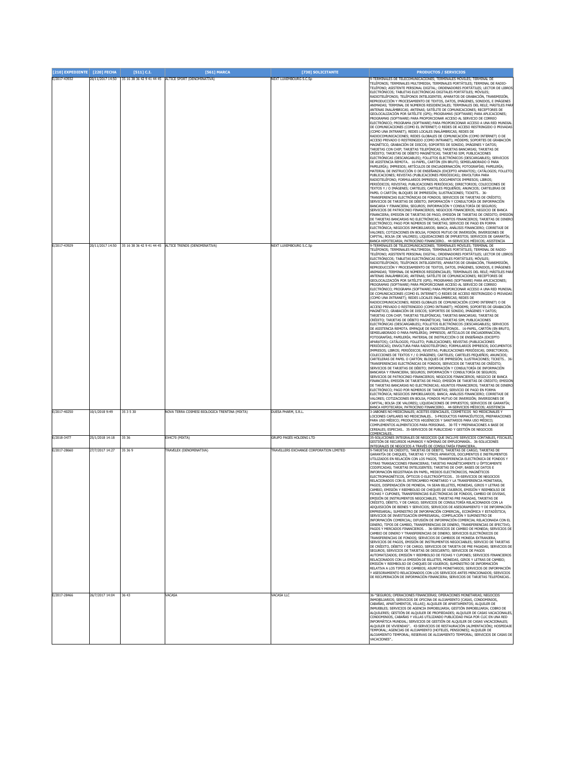| [210] EXPEDIENTE | [220] FECHA | [511] C.I. | [561] MARCA | [730] SOLICITANTE | PRODUCTOS / SERVICIOS |
|---|---|---|---|---|---|
| E/2017-43932 | 20/11/2017 14:50 | 35 16 38 36 42 9 41 44 45 | ALTICE SPORT (DENOMINATIVA) | NEXT LUXEMBOURG S.C.Sp | 9-TERMINALES DE TELECOMUNICACIONES; TERMINALES MÓVILES; TERMINAL DE TELÉFONOS; TERMINALES MULTIMEDIA; TERMINALES PORTÁTILES; TERMINAL DE RADIO-TELÉFONO; ASISTENTE PERSONAL DIGITAL; ORDENADORES PORTÁTILES; LECTOR DE LIBROS ELECTRÓNICOS; TABLETAS ELECTRÓNICAS DIGITALES PORTÁTILES; MÓVILES; RADIOTELÉFONOS; TELÉFONOS INTELIGENTES; APARATOS DE GRABACIÓN, TRANSMISIÓN, REPRODUCCIÓN Y PROCESAMIENTO DE TEXTOS, DATOS, IMÁGENES, SONIDOS, E IMÁGENES ANIMADAS; TERMINAL DE NÚMEROS RESIDENCIALES; TERMINALES DEL RELÉ; MÁSTILES PARA ANTENAS INALÁMBRICAS; ANTENAS; SATÉLITE DE COMUNICACIONES; RECEPTORES DE GEOLOCALIZACIÓN POR SATÉLITE (GPS); PROGRAMAS (SOFTWARE) PARA APLICACIONES; PROGRAMAS (SOFTWARE) PARA PROPORCIONAR ACCESO AL SERVICIO DE CORREO ELECTRÓNICO; PROGRAMA (SOFTWARE) PARA PROPORCIONAR ACCESO A UNA RED MUNDIAL DE COMUNICACIONES (COMO EL INTERNET) O REDES DE ACCESO RESTRINGIDO O PRIVADAS (COMO UNA INTRANET); REDES LOCALES INALÁMBRICAS; REDES DE RADIOCOMUNICACIONES; REDES GLOBALES DE COMUNICACIÓN (COMO INTERNET) O DE ACCESO PRIVADO O RESTRINGIDO (COMO INTRANET); MÓDEMS; SOPORTES DE GRABACIÓN MAGNÉTICO, GRABACIÓN DE DISCOS; SOPORTES DE SONIDO, IMÁGENES Y DATOS; TARJETAS CON CHIP; TARJETAS TELEFÓNICAS; TARJETAS BANCARIAS; TARJETAS DE CRÉDITO; TARJETAS DE DÉBITO MAGNÉTICAS; TARJETAS SIM; PUBLICACIONES ELECTRÓNICAS (DESCARGABLES); FOLLETOS ELECTRÓNICOS (DESCARGABLES); SERVICIOS DE ASISTENCIA REMOTA.. 16-PAPEL, CARTÓN (EN BRUTO, SEMIELABORADO O PARA PAPELERÍA); IMPRESOS; ARTÍCULOS DE ENCUADERNACIÓN; FOTOGRAFÍAS; PAPELERÍA; MATERIAL DE INSTRUCCIÓN O DE ENSEÑANZA (EXCEPTO APARATOS); CATÁLOGOS; FOLLETO; PUBLICACIONES; REVISTAS (PUBLICACIONES PERIÓDICAS); ENVOLTURA PARA RADIOTELÉFONO; FORMULARIOS IMPRESOS; DOCUMENTOS IMPRESOS; LIBROS; PERIÓDICOS; REVISTAS; PUBLICACIONES PERIÓDICAS; DIRECTORIOS; COLECCIONES DE TEXTOS Y / O IMÁGENES; CARTELES; CARTELES PEQUEÑOS; ANUNCIOS; CARTELERAS DE PAPEL O CARTÓN; BLOQUES DE IMPRESIÓN; ILUSTRACIONES; TICKETS.. 36-TRANSFERENCIAS ELECTRÓNICAS DE FONDOS; SERVICIOS DE TARJETAS DE CRÉDITO; SERVICIOS DE TARJETAS DE DÉBITO; INFORMACIÓN Y CONSULTORÍA DE INFORMACIÓN BANCARIA Y FINANCIERA; SEGUROS; INFORMACIÓN Y CONSULTORÍA DE SEGUROS; SERVICIOS DE PATROCINIO FINANCIEROS; NEGOCIOS FINANCIEROS; NEGOCIO DE BANCA FINANCIERA; EMISIÓN DE TARJETAS DE PAGO; EMISIÓN DE TARJETAS DE CRÉDITO; EMISIÓN DE TARJETAS BANCARIAS NO ELECTRÓNICAS; ASUNTOS FINANCIEROS; TARJETAS DE DINERO ELECTRÓNICO; PAGO POR NÚMEROS DE TARJETAS; SERVICIO DE PAGO EN FORMA ELECTRÓNICA; NEGOCIOS INMOBILIARIOS; BANCA; ANÁLISIS FINANCIERO; CORRETAJE DE VALORES; COTIZACIONES EN BOLSA; FONDOS MUTUO DE INVERSIÓN; INVERSIONES DE CAPITAL; BOLSA (DE VALORES); LIQUIDACIONES DE IMPUESTOS; SERVICIOS DE GARANTÍA; BANCA HIPOTECARIA; PATROCINIO FINANCIERO.. 44-SERVICIOS MÉDICOS; ASISTENCIA |
| E/2017-43929 | 20/11/2017 14:50 | 35 16 38 36 42 9 41 44 45 | ALTICE TRENDS (DENOMINATIVA) | NEXT LUXEMBOURG S.C.Sp | 9-TERMINALES DE TELECOMUNICACIONES; TERMINALES MÓVILES; TERMINAL DE TELÉFONOS; TERMINALES MULTIMEDIA; TERMINALES PORTÁTILES; TERMINAL DE RADIO-TELÉFONO; ASISTENTE PERSONAL DIGITAL; ORDENADORES PORTÁTILES; LECTOR DE LIBROS ELECTRÓNICOS; TABLETAS ELECTRÓNICAS DIGITALES PORTÁTILES; MÓVILES; RADIOTELÉFONOS; TELÉFONOS INTELIGENTES; APARATOS DE GRABACIÓN, TRANSMISIÓN, REPRODUCCIÓN Y PROCESAMIENTO DE TEXTOS, DATOS, IMÁGENES, SONIDOS, E IMÁGENES ANIMADAS; TERMINAL DE NÚMEROS RESIDENCIALES; TERMINALES DEL RELÉ; MÁSTILES PARA ANTENAS INALÁMBRICAS; ANTENAS; SATÉLITE DE COMUNICACIONES; RECEPTORES DE GEOLOCALIZACIÓN POR SATÉLITE (GPS); PROGRAMAS (SOFTWARE) PARA APLICACIONES; PROGRAMAS (SOFTWARE) PARA PROPORCIONAR ACCESO AL SERVICIO DE CORREO ELECTRÓNICO; PROGRAMA (SOFTWARE) PARA PROPORCIONAR ACCESO A UNA RED MUNDIAL DE COMUNICACIONES (COMO EL INTERNET) O REDES DE ACCESO RESTRINGIDO O PRIVADAS (COMO UNA INTRANET); REDES LOCALES INALÁMBRICAS; REDES DE RADIOCOMUNICACIONES; REDES GLOBALES DE COMUNICACIÓN (COMO INTERNET) O DE ACCESO PRIVADO O RESTRINGIDO (COMO INTRANET); MÓDEMS; SOPORTES DE GRABACIÓN MAGNÉTICO, GRABACIÓN DE DISCOS; SOPORTES DE SONIDO, IMÁGENES Y DATOS; TARJETAS CON CHIP; TARJETAS TELEFÓNICAS; TARJETAS BANCARIAS; TARJETAS DE CRÉDITO; TARJETAS DE DÉBITO MAGNÉTICAS; TARJETAS SIM; PUBLICACIONES ELECTRÓNICAS (DESCARGABLES); FOLLETOS ELECTRÓNICOS (DESCARGABLES); SERVICIOS DE ASISTENCIA REMOTA. EMPAQUE DE RADIOTELÉFONOS.. 16-PAPEL, CARTÓN (EN BRUTO, SEMIELABORADO O PARA PAPELERÍA); IMPRESOS; ARTÍCULOS DE ENCUADERNACIÓN; FOTOGRAFÍAS; PAPELERÍA; MATERIAL DE INSTRUCCIÓN O DE ENSEÑANZA (EXCEPTO APARATOS); CATÁLOGOS; FOLLETO; PUBLICACIONES; REVISTAS (PUBLICACIONES PERIÓDICAS); ENVOLTURA PARA RADIOTELÉFONO; FORMULARIOS IMPRESOS; DOCUMENTOS IMPRESOS; LIBROS; PERIÓDICOS; REVISTAS; PUBLICACIONES PERIÓDICAS; DIRECTORIOS; COLECCIONES DE TEXTOS Y / O IMÁGENES; CARTELES; CARTELES PEQUEÑOS; ANUNCIOS; CARTELERAS DE PAPEL O CARTÓN; BLOQUES DE IMPRESIÓN; ILUSTRACIONES; TICKETS.. 36-TRANSFERENCIAS ELECTRÓNICAS DE FONDOS; SERVICIOS DE TARJETAS DE CRÉDITO; SERVICIOS DE TARJETAS DE DÉBITO; INFORMACIÓN Y CONSULTORÍA DE INFORMACIÓN BANCARIA Y FINANCIERA; SEGUROS; INFORMACIÓN Y CONSULTORÍA DE SEGUROS; SERVICIOS DE PATROCINIO FINANCIEROS; NEGOCIOS FINANCIEROS; NEGOCIO DE BANCA FINANCIERA; EMISIÓN DE TARJETAS DE PAGO; EMISIÓN DE TARJETAS DE CRÉDITO; EMISIÓN DE TARJETAS BANCARIAS NO ELECTRÓNICAS; ASUNTOS FINANCIEROS; TARJETAS DE DINERO ELECTRÓNICO; PAGO POR NÚMEROS DE TARJETAS; SERVICIO DE PAGO EN FORMA ELECTRÓNICA; NEGOCIOS INMOBILIARIOS; BANCA; ANÁLISIS FINANCIERO; CORRETAJE DE VALORES; COTIZACIONES EN BOLSA; FONDOS MUTUO DE INVERSIÓN; INVERSIONES DE CAPITAL; BOLSA (DE VALORES); LIQUIDACIONES DE IMPUESTOS; SERVICIOS DE GARANTÍA; BANCA HIPOTECARIA; PATROCINIO FINANCIERO.. 44-SERVICIOS MÉDICOS; ASISTENCIA |
| E/2017-40250 | 10/1/2018 9:49 | 35 3 5 30 | NOVA TERRA COSMESI BIOLOGICA TRENTINA (MIXTA) | DUESA PHARM, S.R.L. | 3-JABONES NO MEDICINALES; ACEITES ESENCIALES, COSMETICOS NO MEDICINALES Y LOCIONES CAPILARES NO MEDICINALES.. 5-PRODUCTOS FARMACÉUTICOS, PREPARACIONES PARA USO MÉDICO; PRODUCTOS HIGIÉNICOS Y SANITARIOS PARA USO MÉDICO; COMPLEMENTOS ALIMENTICIOS PARA PERSONAS.. 30-TÉ Y PREPARACIONES A BASE DE CEREALES; ESPECIAS.. 35-SERVICIOS DE PUBLICIDAD Y GESTIÓN DE NEGOCIOS COMERCIALES.. |
| E/2018-3477 | 25/1/2018 14:18 | 35 36 | EX4C70 (MIXTA) | GRUPO PAGÈS HOLDING LTD | 35-SOLUCIONES INTEGRALES DE NEGOCIOS QUE INCLUYE SERVICIOS CONTABLES, FISCALES, GESTIÓN DE RECURSOS HUMANOS Y NÓMINAS DE EMPLEOMANÍA.. 36-SOLUCIONES INTEGRALES DE NEGOCIOS A TRAVÉS DE CONSULTARÍA FINANCIERA.. |
| E/2017-28660 | 27/7/2017 14:27 | 35 36 9 | TRAVELEX (DENOMINATIVA) | TRAVELLERS EXCHANGE CORPORATION LIMITED | 9-TARJETAS DE CRÉDITO, TARJETAS DE DÉBITO, TARJETAS DE CARGO; TARJETAS DE GARANTÍA DE CHEQUES, TARJETAS Y OTROS APARATOS, DOCUMENTOS E INSTRUMENTOS UTILIZADOS EN RELACIÓN CON LOS PAGOS, TRANSFERENCIA ELECTRÓNICA DE FONDOS Y OTRAS TRANSACCIONES FINANCIERAS; TARJETAS MAGNÉTICAMENTE U ÓPTICAMENTE CODIFICADAS; TARJETAS INTELIGENTES; TARJETAS DE CHIP; BASES DE DATOS E INFORMACIÓN REGISTRADA EN PAPEL, MEDIOS ELECTRÓNICOS, MAGNÉTICOS ELECTROMAGNÉTICOS, ÓPTICOS O ELECTROÓPTICOS.. 35-SERVICIOS DE NEGOCIOS RELACIONADOS CON EL INTERCAMBIO MONETARIO Y LA TRANSFERENCIA MONETARIA, PAGOS, DISPENSACIÓN DE MONEDA, YA SEAN BILLETES, MONEDAS, GIROS Y LETRAS DE CAMBIO, EMISIÓN Y REEMBOLSO DE CHEQUES DE VIAJEROS, EMISIÓN Y REEMBOLSO DE FICHAS Y CUPONES, TRANSFERENCIAS ELECTRÓNICAS DE FONDOS, CAMBIO DE DIVISAS, EMISIÓN DE INSTRUMENTOS NEGOCIABLES, TARJETAS PRE PAGADAS, TARJETAS DE CRÉDITO, DÉBITO, Y DE CARGO; SERVICIOS DE CONSULTORÍA RELACIONADOS CON LA ADQUISICIÓN DE BIENES Y SERVICIOS; SERVICIOS DE ASESORAMIENTO Y DE INFORMACIÓN EMPRESARIAL; SUMINISTRO DE INFORMACIÓN COMERCIAL, ECONÓMICA Y ESTADÍSTICA; SERVICIOS DE INVESTIGACIÓN EMPRESARIAL; COMPILACIÓN Y SUMINISTRO DE INFORMACIÓN COMERCIAL; DIFUSIÓN DE INFORMACIÓN COMERCIAL RELACIONADA CON EL DINERO, TIPOS DE CAMBIO, TRANSFERENCIAS DE DINERO, TRANSFERENCIAS DE EFECTIVO, PAGOS Y MERCADOS FINANCIEROS. . 36-SERVICIOS DE CAMBIO DE MONEDA; SERVICIOS DE CAMBIO DE DINERO Y TRANSFERENCIAS DE DINERO; SERVICIOS ELECTRÓNICOS DE TRANSFERENCIAS DE FONDOS; SERVICIOS DE CAMBIOS DE MONEDA EXTRANJERA, SERVICIOS DE PAGOS, EMISIÓN DE INSTRUMENTOS NEGOCIABLES; SERVICIO DE TARJETAS DE CRÉDITO, DÉBITO Y DE CARGO; SERVICIOS DE TARJETA DE PRE PAGADAS; SERVICIOS DE SEGUROS; SERVICIOS DE TARJETAS DE DESCUENTO; SERVICIOS DE PAGOS AUTOMATIZADOS; EMISIÓN Y REEMBOLSO DE FICHAS Y CUPONES; SERVICIOS FINANCIEROS RELACIONADOS CON LA EMISIÓN DE BILLETES, MONEDAS, GIROS Y LETRAS DE CAMBIO; EMISIÓN Y REEMBOLSO DE CHEQUES DE VIAJEROS; SUMINISTRO DE INFORMACIÓN RELATIVA A LOS TIPOS DE CAMBIOS; ASUNTOS MONETARIOS; SERVICIOS DE INFORMACIÓN Y ASESORAMIENTO RELACIONADOS CON LOS SERVICIOS ANTES MENCIONADOS; SERVICIOS DE RECUPERACIÓN DE INFORMACIÓN FINANCIERA; SERVICIOS DE TARJETAS TELEFÓNICAS.. |
| E/2017-28466 | 26/7/2017 14:04 | 36 43 | VACASA | VACASA LLC | 36-"SEGUROS; OPERACIONES FINANCIERAS; OPERACIONES MONETARIAS; NEGOCIOS INMOBILIARIOS; SERVICIOS DE OFICINA DE ALOJAMIENTO [CASAS, CONDOMINIOS, CABAÑAS, APARTAMENTOS, VILLAS]; ALQUILER DE APARTAMENTOS; ALQUILER DE INMUEBLES; SERVICIOS DE AGENCIA INMOBILIARIA; GESTIÓN INMOBILIARIA; COBRO DE ALQUILERES; GESTIÓN DE ALQUILER DE PROPIEDADES; ALQUILER DE CASAS VACACIONALES, CONDOMINIOS, CABAÑAS Y VILLAS UTILIZANDO PUBLICIDAD PAGA POR CLIC EN UNA RED INFORMÁTICA MUNDIAL; SERVICIOS DE GESTIÓN DE ALQUILER DE CASAS VACACIONALES; ALQUILER DE VIVIENDAS".. 43-SERVICIOS DE RESTAURACIÓN (ALIMENTACIÓN); HOSPEDAJE TEMPORAL; AGENCIAS DE ALOJAMIENTO [HOTELES, PENSIONES]; ALQUILER DE ALOJAMIENTO TEMPORAL; RESERVAS DE ALOJAMIENTO TEMPORAL; SERVICIOS DE CASAS DE VACACIONES".. |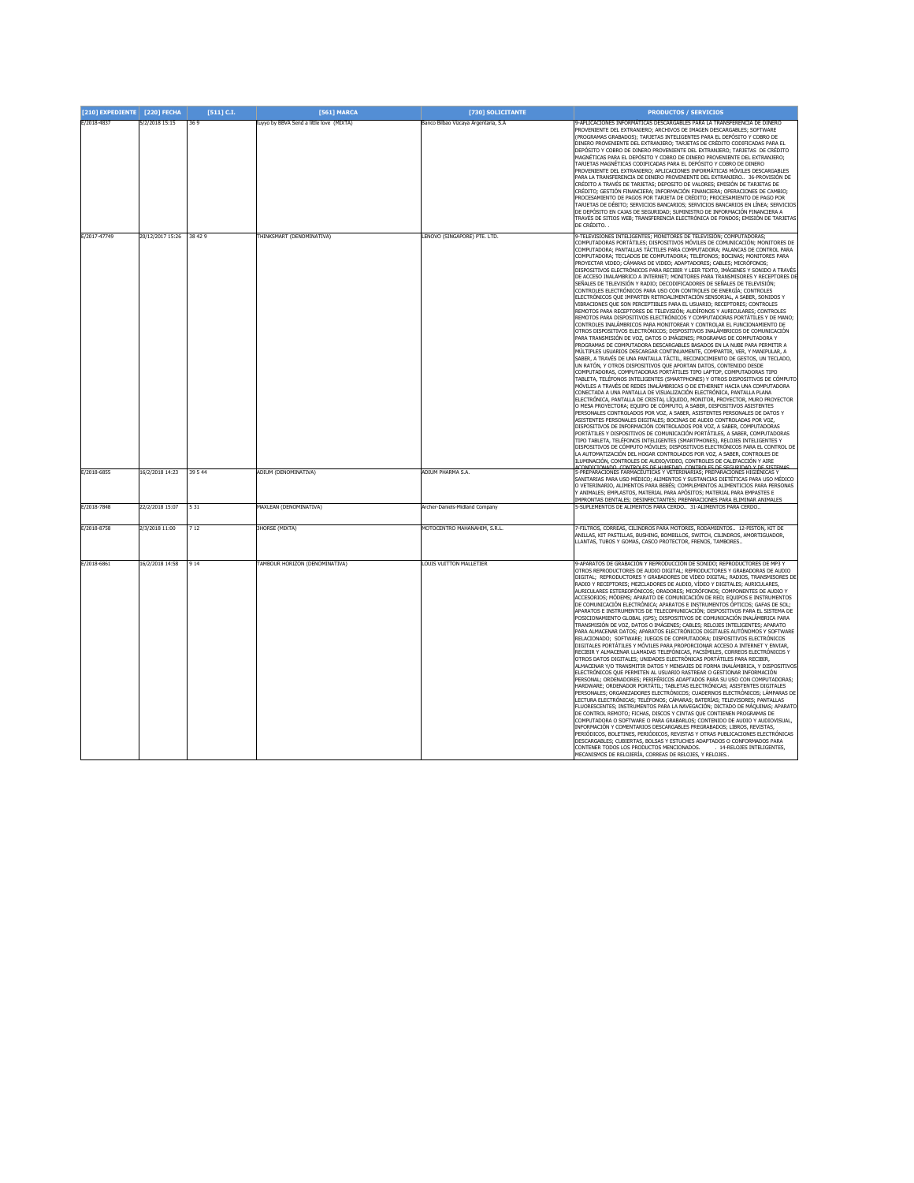| [210] EXPEDIENTE | [220] FECHA | [511] C.I. | [561] MARCA | [730] SOLICITANTE | PRODUCTOS / SERVICIOS |
|---|---|---|---|---|---|
| E/2018-4837 | 5/2/2018 15:15 | 36 9 | Tuyyo by BBVA Send a little love (MIXTA) | Banco Bilbao Vizcaya Argentaria, S.A | 9-APLICACIONES INFORMÁTICAS DESCARGABLES PARA LA TRANSFERENCIA DE DINERO PROVENIENTE DEL EXTRANJERO; ARCHIVOS DE IMAGEN DESCARGABLES; SOFTWARE (PROGRAMAS GRABADOS); TARJETAS INTELIGENTES PARA EL DEPÓSITO Y COBRO DE DINERO PROVENIENTE DEL EXTRANJERO; TARJETAS DE CRÉDITO CODIFICADAS PARA EL DEPÓSITO Y COBRO DE DINERO PROVENIENTE DEL EXTRANJERO; TARJETAS DE CRÉDITO MAGNÉTICAS PARA EL DEPÓSITO Y COBRO DE DINERO PROVENIENTE DEL EXTRANJERO; TARJETAS MAGNÉTICAS CODIFICADAS PARA EL DEPÓSITO Y COBRO DE DINERO PROVENIENTE DEL EXTRANJERO; APLICACIONES INFORMÁTICAS MÓVILES DESCARGABLES PARA LA TRANSFERENCIA DE DINERO PROVENIENTE DEL EXTRANJERO.. 36-PROVISIÓN DE CRÉDITO A TRAVÉS DE TARJETAS; DEPOSITO DE VALORES; EMISIÓN DE TARJETAS DE CRÉDITO; GESTIÓN FINANCIERA; INFORMACIÓN FINANCIERA; OPERACIONES DE CAMBIO; PROCESAMIENTO DE PAGOS POR TARJETA DE CRÉDITO; PROCESAMIENTO DE PAGO POR TARJETAS DE DÉBITO; SERVICIOS BANCARIOS; SERVICIOS BANCARIOS EN LÍNEA; SERVICIOS DE DEPÓSITO EN CAJAS DE SEGURIDAD; SUMINISTRO DE INFORMACIÓN FINANCIERA A TRAVÉS DE SITIOS WEB; TRANSFERENCIA ELECTRÓNICA DE FONDOS; EMISIÓN DE TARJETAS DE CRÉDITO. . |
| E/2017-47749 | 20/12/2017 15:26 | 38 42 9 | THINKSMART (DENOMINATIVA) | LENOVO (SINGAPORE) PTE. LTD. | 9-TELEVISIONES INTELIGENTES; MONITORES DE TELEVISIÓN; COMPUTADORAS; COMPUTADORAS PORTÁTILES; DISPOSITIVOS MÓVILES DE COMUNICACIÓN; MONITORES DE COMPUTADORA; PANTALLAS TÁCTILES PARA COMPUTADORA; PALANCAS DE CONTROL PARA COMPUTADORA; TECLADOS DE COMPUTADORA; TELÉFONOS; BOCINAS; MONITORES PARA PROYECTAR VIDEO; CÁMARAS DE VIDEO; ADAPTADORES; CABLES; MICRÓFONOS; DISPOSITIVOS ELECTRÓNICOS PARA RECIBIR Y LEER TEXTO, IMÁGENES Y SONIDO A TRAVÉS DE ACCESO INALÁMBRICO A INTERNET; MONITORES PARA TRANSMISORES Y RECEPTORES DE SEÑALES DE TELEVISIÓN Y RADIO; DECODIFICADORES DE SEÑALES DE TELEVISIÓN; CONTROLES ELECTRÓNICOS PARA USO CON CONTROLES DE ENERGÍA; CONTROLES ELECTRÓNICOS QUE IMPARTEN RETROALIMENTACIÓN SENSORIAL, A SABER, SONIDOS Y VIBRACIONES QUE SON PERCEPTIBLES PARA EL USUARIO; RECEPTORES; CONTROLES REMOTOS PARA RECEPTORES DE TELEVISIÓN; AUDÍFONOS Y AURICULARES; CONTROLES REMOTOS PARA DISPOSITIVOS ELECTRÓNICOS Y COMPUTADORAS PORTÁTILES Y DE MANO; CONTROLES INALÁMBRICOS PARA MONITOREAR Y CONTROLAR EL FUNCIONAMIENTO DE OTROS DISPOSITIVOS ELECTRÓNICOS; DISPOSITIVOS INALÁMBRICOS DE COMUNICACIÓN PARA TRANSMISIÓN DE VOZ, DATOS O IMÁGENES; PROGRAMAS DE COMPUTADORA Y PROGRAMAS DE COMPUTADORA DESCARGABLES BASADOS EN LA NUBE PARA PERMITIR A MÚLTIPLES USUARIOS DESCARGAR CONTINUAMENTE, COMPARTIR, VER, Y MANIPULAR, A SABER, A TRAVÉS DE UNA PANTALLA TÁCTIL, RECONOCIMIENTO DE GESTOS, UN TECLADO, UN RATÓN, Y OTROS DISPOSITIVOS QUE APORTAN DATOS, CONTENIDO DESDE COMPUTADORAS, COMPUTADORAS PORTÁTILES TIPO LAPTOP, COMPUTADORAS TIPO TABLETA, TELÉFONOS INTELIGENTES (SMARTPHONES) Y OTROS DISPOSITIVOS DE CÓMPUTO MÓVILES A TRAVÉS DE REDES INALÁMBRICAS O DE ETHERNET HACIA UNA COMPUTADORA CONECTADA A UNA PANTALLA DE VISUALIZACIÓN ELECTRÓNICA, PANTALLA PLANA ELECTRÓNICA, PANTALLA DE CRISTAL LÍQUIDO, MONITOR, PROYECTOR, MURO PROYECTOR O MESA PROYECTORA; EQUIPO DE CÓMPUTO, A SABER, DISPOSITIVOS ASISTENTES PERSONALES CONTROLADOS POR VOZ, A SABER, ASISTENTES PERSONALES DE DATOS Y ASISTENTES PERSONALES DIGITALES; BOCINAS DE AUDIO CONTROLADAS POR VOZ, DISPOSITIVOS DE INFORMACIÓN CONTROLADOS POR VOZ, A SABER, COMPUTADORAS PORTÁTILES Y DISPOSITIVOS DE COMUNICACIÓN PORTÁTILES, A SABER, COMPUTADORAS TIPO TABLETA, TELÉFONOS INTELIGENTES (SMARTPHONES), RELOJES INTELIGENTES Y DISPOSITIVOS DE CÓMPUTO MÓVILES; DISPOSITIVOS ELECTRÓNICOS PARA EL CONTROL DE LA AUTOMATIZACIÓN DEL HOGAR CONTROLADOS POR VOZ, A SABER, CONTROLES DE ILUMINACIÓN, CONTROLES DE AUDIO/VIDEO, CONTROLES DE CALEFACCIÓN Y AIRE ACONDICIONADO, CONTROLES DE HUMEDAD, CONTROLES DE SEGURIDAD Y DE SISTEMAS |
| E/2018-6855 | 16/2/2018 14:23 | 39 5 44 | ADIUM (DENOMINATIVA) | ADIUM PHARMA S.A. | 5-PREPARACIONES FARMACÉUTICAS Y VETERINARIAS; PREPARACIONES HIGIÉNICAS Y SANITARIAS PARA USO MÉDICO; ALIMENTOS Y SUSTANCIAS DIETÉTICAS PARA USO MÉDICO O VETERINARIO, ALIMENTOS PARA BEBÉS; COMPLEMENTOS ALIMENTICIOS PARA PERSONAS Y ANIMALES; EMPLASTOS, MATERIAL PARA APÓSITOS; MATERIAL PARA EMPASTES E IMPRONTAS DENTALES; DESINFECTANTES; PREPARACIONES PARA ELIMINAR ANIMALES |
| E/2018-7848 | 22/2/2018 15:07 | 5 31 | MAXLEAN (DENOMINATIVA) | Archer-Daniels-Midland Company | 5-SUPLEMENTOS DE ALIMENTOS PARA CERDO.. 31-ALIMENTOS PARA CERDO.. |
| E/2018-8758 | 2/3/2018 11:00 | 7 12 | IHORSE (MIXTA) | MOTOCENTRO MAHANAHIM, S.R.L. | 7-FILTROS, CORREAS, CILINDROS PARA MOTORES, RODAMIENTOS.. 12-PISTON, KIT DE ANILLAS, KIT PASTILLAS, BUSHING, BOMBILLOS, SWITCH, CILINDROS, AMORTIGUADOR, LLANTAS, TUBOS Y GOMAS, CASCO PROTECTOR, FRENOS, TAMBORES.. |
| E/2018-6861 | 16/2/2018 14:58 | 9 14 | TAMBOUR HORIZON (DENOMINATIVA) | LOUIS VUITTON MALLETIER | 9-APARATOS DE GRABACIÓN Y REPRODUCCIÓN DE SONIDO; REPRODUCTORES DE MP3 Y OTROS REPRODUCTORES DE AUDIO DIGITAL; REPRODUCTORES Y GRABADORAS DE AUDIO DIGITAL; REPRODUCTORES Y GRABADORES DE VÍDEO DIGITAL; RADIOS, TRANSMISORES DE RADIO Y RECEPTORES; MEZCLADORES DE AUDIO, VÍDEO Y DIGITALES; AURICULARES, AURICULARES ESTEREOFÓNICOS; ORADORES; MICRÓFONOS; COMPONENTES DE AUDIO Y ACCESORIOS; MÓDEMS; APARATO DE COMUNICACIÓN DE RED; EQUIPOS E INSTRUMENTOS DE COMUNICACIÓN ELECTRÓNICA; APARATOS E INSTRUMENTOS ÓPTICOS; GAFAS DE SOL; APARATOS E INSTRUMENTOS DE TELECOMUNICACIÓN; DISPOSITIVOS PARA EL SISTEMA DE POSICIONAMIENTO GLOBAL (GPS); DISPOSITIVOS DE COMUNICACIÓN INALÁMBRICA PARA TRANSMISIÓN DE VOZ, DATOS O IMÁGENES; CABLES; RELOJES INTELIGENTES; APARATO PARA ALMACENAR DATOS; APARATOS ELECTRÓNICOS DIGITALES AUTÓNOMOS Y SOFTWARE RELACIONADO; SOFTWARE; JUEGOS DE COMPUTADORA; DISPOSITIVOS ELECTRÓNICOS DIGITALES PORTÁTILES Y MÓVILES PARA PROPORCIONAR ACCESO A INTERNET Y ENVIAR, RECIBIR Y ALMACENAR LLAMADAS TELEFÓNICAS, FACSÍMILES, CORREOS ELECTRÓNICOS Y OTROS DATOS DIGITALES; UNIDADES ELECTRÓNICAS PORTÁTILES PARA RECIBIR, ALMACENAR Y/O TRANSMITIR DATOS Y MENSAJES DE FORMA INALÁMBRICA, Y DISPOSITIVOS ELECTRÓNICOS QUE PERMITEN AL USUARIO RASTREAR O GESTIONAR INFORMACIÓN PERSONAL; ORDENADORES; PERIFÉRICOS ADAPTADOS PARA SU USO CON COMPUTADORAS; HARDWARE; ORDENADOR PORTÁTIL; TABLETAS ELECTRÓNICAS; ASISTENTES DIGITALES PERSONALES; ORGANIZADORES ELECTRÓNICOS; CUADERNOS ELECTRÓNICOS; LÁMPARAS DE LECTURA ELECTRÓNICAS; TELÉFONOS; CÁMARAS; BATERÍAS; TELEVISORES; PANTALLAS FLUORESCENTES; INSTRUMENTOS PARA LA NAVEGACIÓN; DICTADO DE MÁQUINAS; APARATO DE CONTROL REMOTO; FICHAS, DISCOS Y CINTAS QUE CONTIENEN PROGRAMAS DE COMPUTADORA O SOFTWARE O PARA GRABARLOS; CONTENIDO DE AUDIO Y AUDIOVISUAL, INFORMACIÓN Y COMENTARIOS DESCARGABLES PREGRABADOS; LIBROS, REVISTAS, PERIÓDICOS, BOLETINES, PERIÓDICOS, REVISTAS Y OTRAS PUBLICACIONES ELECTRÓNICAS DESCARGABLES; CUBIERTAS, BOLSAS Y ESTUCHES ADAPTADOS O CONFORMADOS PARA CONTENER TODOS LOS PRODUCTOS MENCIONADOS. . 14-RELOJES INTELIGENTES, MECANISMOS DE RELOJERÍA, CORREAS DE RELOJES, Y RELOJES.. |